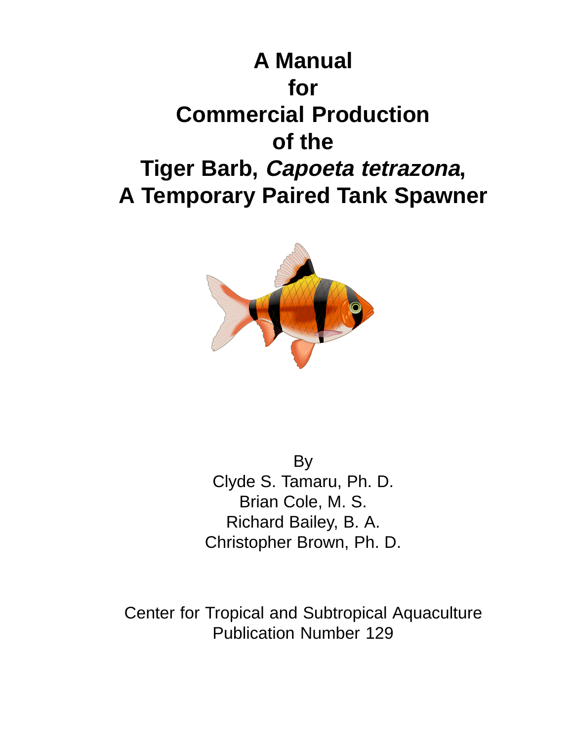# A Manual for Commercial Production of the Tiger Barb, *Capoeta tetrazona*, A Temporary Paired Tank Spawner

By

Clyde S. Tamaru, Ph. D.

Brian Cole, M. S.

Richard Bailey, B. A.

Christopher Brown, Ph. D.

Center for Tropical and Subtropical Aquaculture

Publication Number 129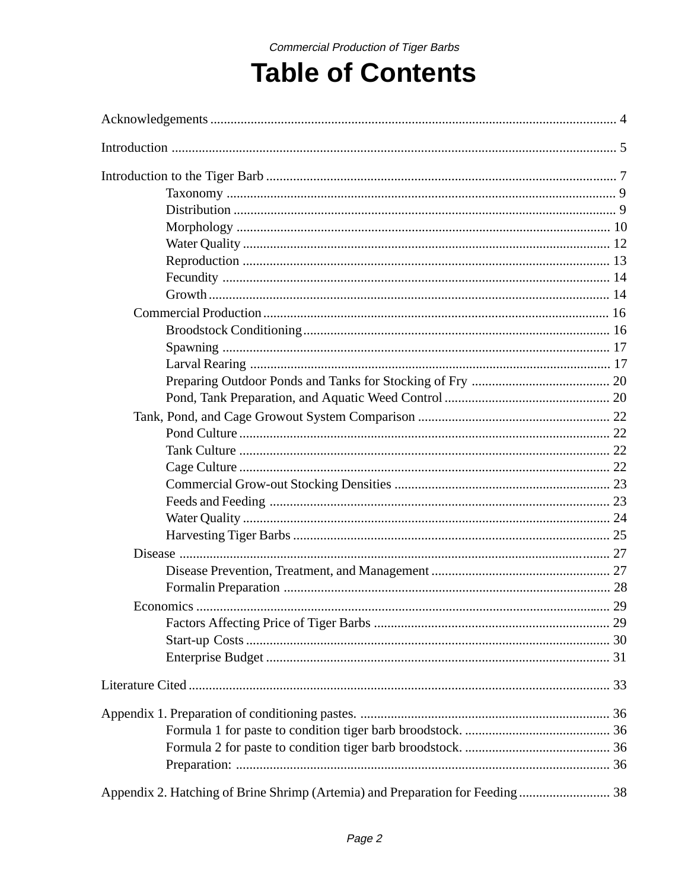# Table of Contents

Acknowledgements ........ 4

Introduction ........ 5

Introduction to the Tiger Barb ........ 7

- Taxonomy ........ 9
- Distribution ........ 9
- Morphology ........ 10
- Water Quality ........ 12
- Reproduction ........ 13
- Fecundity ........ 14
- Growth ........ 14

Commercial Production ........ 16

- Broodstock Conditioning ........ 16
- Spawning ........ 17
- Larval Rearing ........ 17
- Preparing Outdoor Ponds and Tanks for Stocking of Fry ........ 20
- Pond, Tank Preparation, and Aquatic Weed Control ........ 20

Tank, Pond, and Cage Growout System Comparison ........ 22

- Pond Culture ........ 22
- Tank Culture ........ 22
- Cage Culture ........ 22
- Commercial Grow-out Stocking Densities ........ 23
- Feeds and Feeding ........ 23
- Water Quality ........ 24
- Harvesting Tiger Barbs ........ 25

Disease ........ 27

- Disease Prevention, Treatment, and Management ........ 27
- Formalin Preparation ........ 28

Economics ........ 29

- Factors Affecting Price of Tiger Barbs ........ 29
- Start-up Costs ........ 30
- Enterprise Budget ........ 31

Literature Cited ........ 33

Appendix 1. Preparation of conditioning pastes. ........ 36

- Formula 1 for paste to condition tiger barb broodstock. ........ 36
- Formula 2 for paste to condition tiger barb broodstock. ........ 36
- Preparation: ........ 36

Appendix 2. Hatching of Brine Shrimp (Artemia) and Preparation for Feeding ........ 38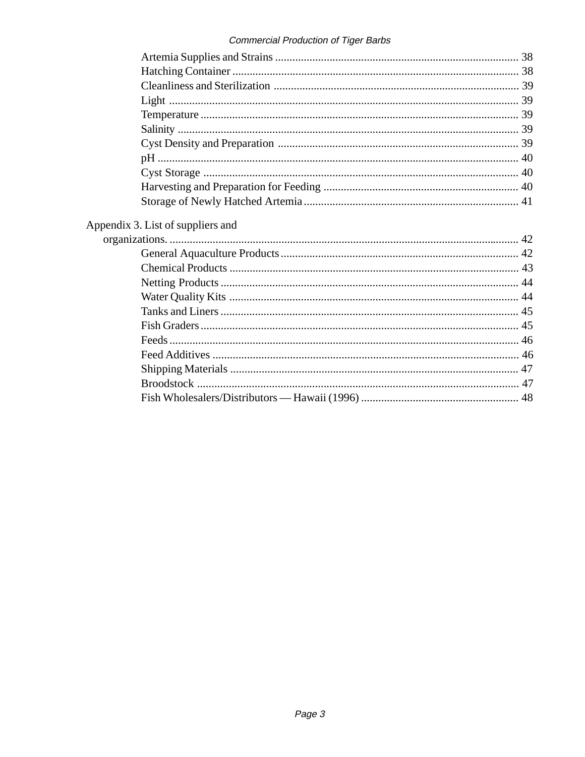Artemia Supplies and Strains ..................................................................................... 38
Hatching Container ..................................................................................................... 38
Cleanliness and Sterilization ...................................................................................... 39
Light ........................................................................................................................... 39
Temperature ................................................................................................................ 39
Salinity ........................................................................................................................ 39
Cyst Density and Preparation ...................................................................................... 39
pH ............................................................................................................................... 40
Cyst Storage ............................................................................................................... 40
Harvesting and Preparation for Feeding ..................................................................... 40
Storage of Newly Hatched Artemia ............................................................................ 41

Appendix 3. List of suppliers and organizations. ......................................................................................................... 42
General Aquaculture Products .................................................................................... 42
Chemical Products ...................................................................................................... 43
Netting Products ......................................................................................................... 44
Water Quality Kits ...................................................................................................... 44
Tanks and Liners ......................................................................................................... 45
Fish Graders ................................................................................................................ 45
Feeds .......................................................................................................................... 46
Feed Additives ............................................................................................................ 46
Shipping Materials ...................................................................................................... 47
Broodstock ................................................................................................................. 47
Fish Wholesalers/Distributors — Hawaii (1996) ........................................................ 48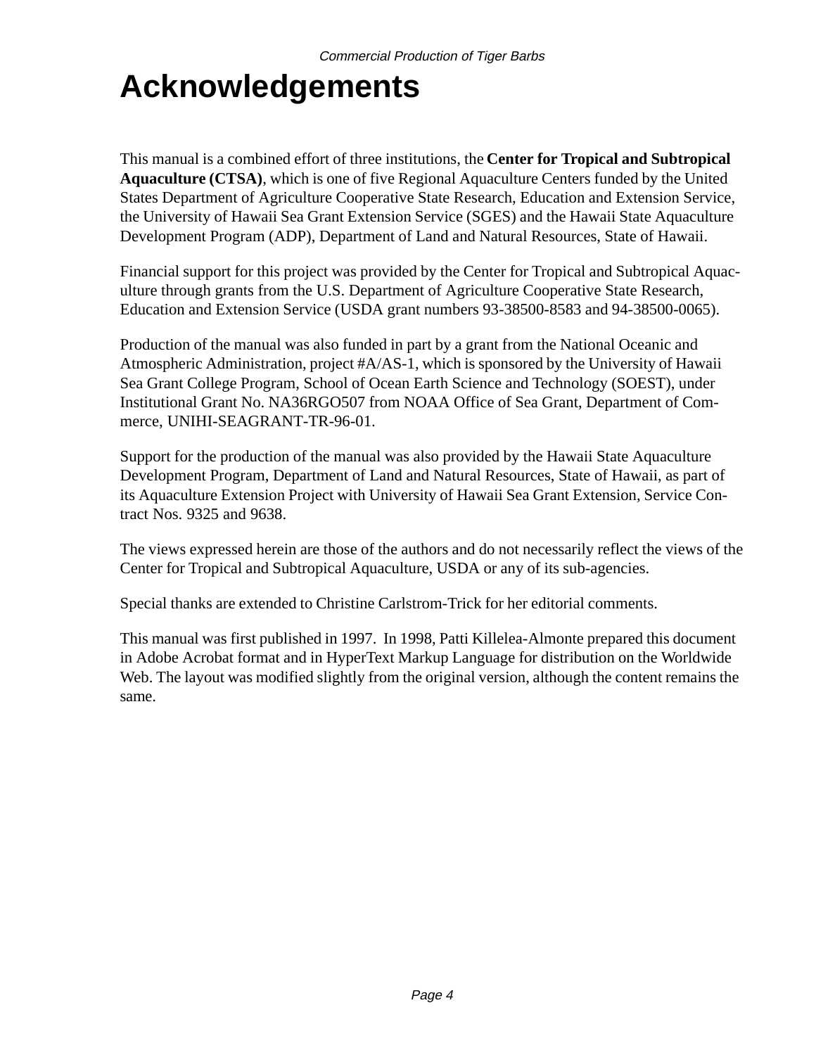# Acknowledgements

This manual is a combined effort of three institutions, the **Center for Tropical and Subtropical Aquaculture (CTSA)**, which is one of five Regional Aquaculture Centers funded by the United States Department of Agriculture Cooperative State Research, Education and Extension Service, the University of Hawaii Sea Grant Extension Service (SGES) and the Hawaii State Aquaculture Development Program (ADP), Department of Land and Natural Resources, State of Hawaii.

Financial support for this project was provided by the Center for Tropical and Subtropical Aquaculture through grants from the U.S. Department of Agriculture Cooperative State Research, Education and Extension Service (USDA grant numbers 93-38500-8583 and 94-38500-0065).

Production of the manual was also funded in part by a grant from the National Oceanic and Atmospheric Administration, project #A/AS-1, which is sponsored by the University of Hawaii Sea Grant College Program, School of Ocean Earth Science and Technology (SOEST), under Institutional Grant No. NA36RGO507 from NOAA Office of Sea Grant, Department of Commerce, UNIHI-SEAGRANT-TR-96-01.

Support for the production of the manual was also provided by the Hawaii State Aquaculture Development Program, Department of Land and Natural Resources, State of Hawaii, as part of its Aquaculture Extension Project with University of Hawaii Sea Grant Extension, Service Contract Nos. 9325 and 9638.

The views expressed herein are those of the authors and do not necessarily reflect the views of the Center for Tropical and Subtropical Aquaculture, USDA or any of its sub-agencies.

Special thanks are extended to Christine Carlstrom-Trick for her editorial comments.

This manual was first published in 1997. In 1998, Patti Killelea-Almonte prepared this document in Adobe Acrobat format and in HyperText Markup Language for distribution on the Worldwide Web. The layout was modified slightly from the original version, although the content remains the same.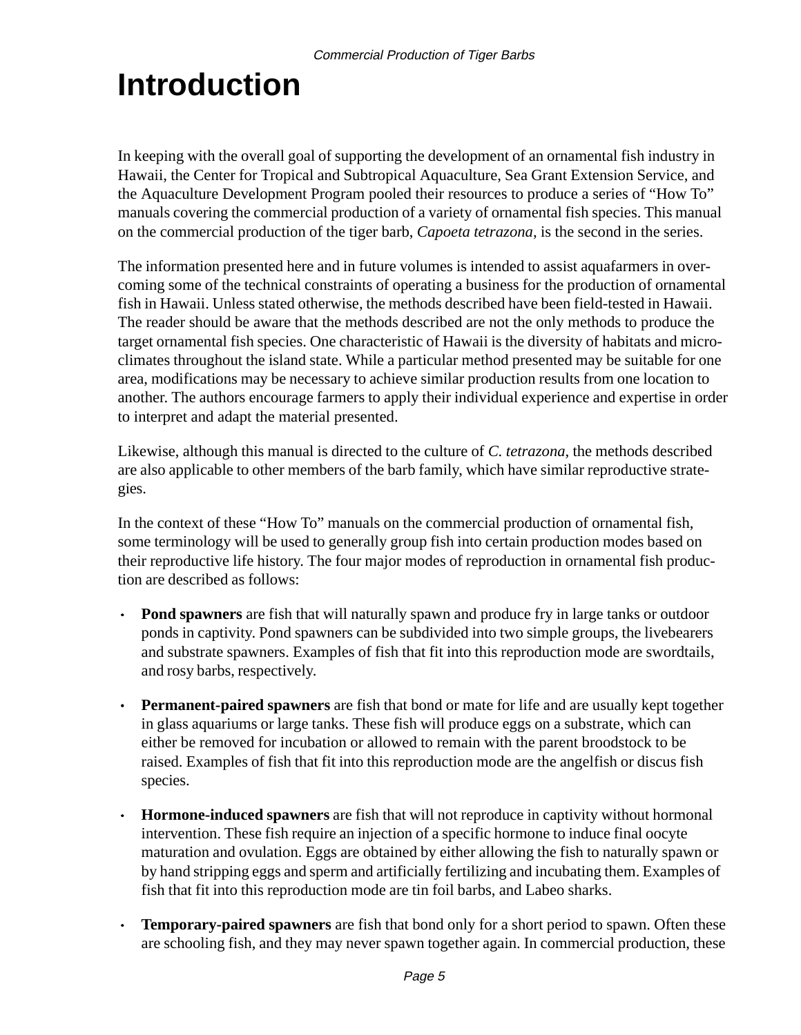# Introduction

In keeping with the overall goal of supporting the development of an ornamental fish industry in Hawaii, the Center for Tropical and Subtropical Aquaculture, Sea Grant Extension Service, and the Aquaculture Development Program pooled their resources to produce a series of "How To" manuals covering the commercial production of a variety of ornamental fish species. This manual on the commercial production of the tiger barb, *Capoeta tetrazona*, is the second in the series.

The information presented here and in future volumes is intended to assist aquafarmers in overcoming some of the technical constraints of operating a business for the production of ornamental fish in Hawaii. Unless stated otherwise, the methods described have been field-tested in Hawaii. The reader should be aware that the methods described are not the only methods to produce the target ornamental fish species. One characteristic of Hawaii is the diversity of habitats and microclimates throughout the island state. While a particular method presented may be suitable for one area, modifications may be necessary to achieve similar production results from one location to another. The authors encourage farmers to apply their individual experience and expertise in order to interpret and adapt the material presented.

Likewise, although this manual is directed to the culture of *C. tetrazona*, the methods described are also applicable to other members of the barb family, which have similar reproductive strategies.

In the context of these "How To" manuals on the commercial production of ornamental fish, some terminology will be used to generally group fish into certain production modes based on their reproductive life history. The four major modes of reproduction in ornamental fish production are described as follows:

- **Pond spawners** are fish that will naturally spawn and produce fry in large tanks or outdoor ponds in captivity. Pond spawners can be subdivided into two simple groups, the livebearers and substrate spawners. Examples of fish that fit into this reproduction mode are swordtails, and rosy barbs, respectively.
- **Permanent-paired spawners** are fish that bond or mate for life and are usually kept together in glass aquariums or large tanks. These fish will produce eggs on a substrate, which can either be removed for incubation or allowed to remain with the parent broodstock to be raised. Examples of fish that fit into this reproduction mode are the angelfish or discus fish species.
- **Hormone-induced spawners** are fish that will not reproduce in captivity without hormonal intervention. These fish require an injection of a specific hormone to induce final oocyte maturation and ovulation. Eggs are obtained by either allowing the fish to naturally spawn or by hand stripping eggs and sperm and artificially fertilizing and incubating them. Examples of fish that fit into this reproduction mode are tin foil barbs, and Labeo sharks.
- **Temporary-paired spawners** are fish that bond only for a short period to spawn. Often these are schooling fish, and they may never spawn together again. In commercial production, these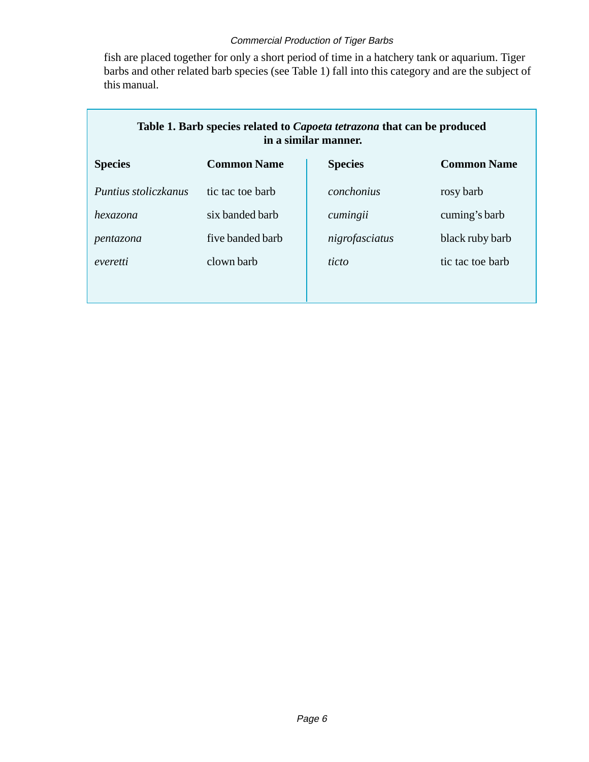fish are placed together for only a short period of time in a hatchery tank or aquarium. Tiger barbs and other related barb species (see Table 1) fall into this category and are the subject of this manual.

**Table 1. Barb species related to *Capoeta tetrazona* that can be produced in a similar manner.**

| Species | Common Name | Species | Common Name |
|---|---|---|---|
| *Puntius stoliczkanus* | tic tac toe barb | *conchonius* | rosy barb |
| *hexazona* | six banded barb | *cumingii* | cuming's barb |
| *pentazona* | five banded barb | *nigrofasciatus* | black ruby barb |
| *everetti* | clown barb | *ticto* | tic tac toe barb |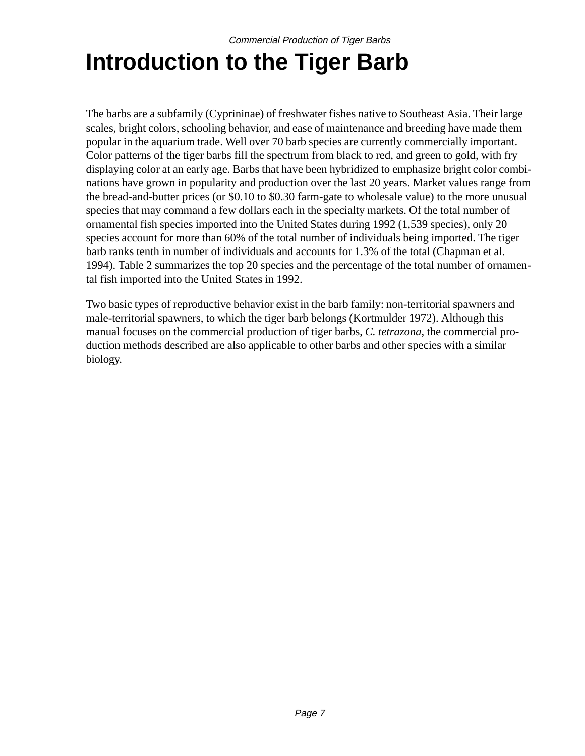# Introduction to the Tiger Barb

The barbs are a subfamily (Cyprininae) of freshwater fishes native to Southeast Asia. Their large scales, bright colors, schooling behavior, and ease of maintenance and breeding have made them popular in the aquarium trade. Well over 70 barb species are currently commercially important. Color patterns of the tiger barbs fill the spectrum from black to red, and green to gold, with fry displaying color at an early age. Barbs that have been hybridized to emphasize bright color combinations have grown in popularity and production over the last 20 years. Market values range from the bread-and-butter prices (or $0.10 to $0.30 farm-gate to wholesale value) to the more unusual species that may command a few dollars each in the specialty markets. Of the total number of ornamental fish species imported into the United States during 1992 (1,539 species), only 20 species account for more than 60% of the total number of individuals being imported. The tiger barb ranks tenth in number of individuals and accounts for 1.3% of the total (Chapman et al. 1994). Table 2 summarizes the top 20 species and the percentage of the total number of ornamental fish imported into the United States in 1992.

Two basic types of reproductive behavior exist in the barb family: non-territorial spawners and male-territorial spawners, to which the tiger barb belongs (Kortmulder 1972). Although this manual focuses on the commercial production of tiger barbs, *C. tetrazona*, the commercial production methods described are also applicable to other barbs and other species with a similar biology.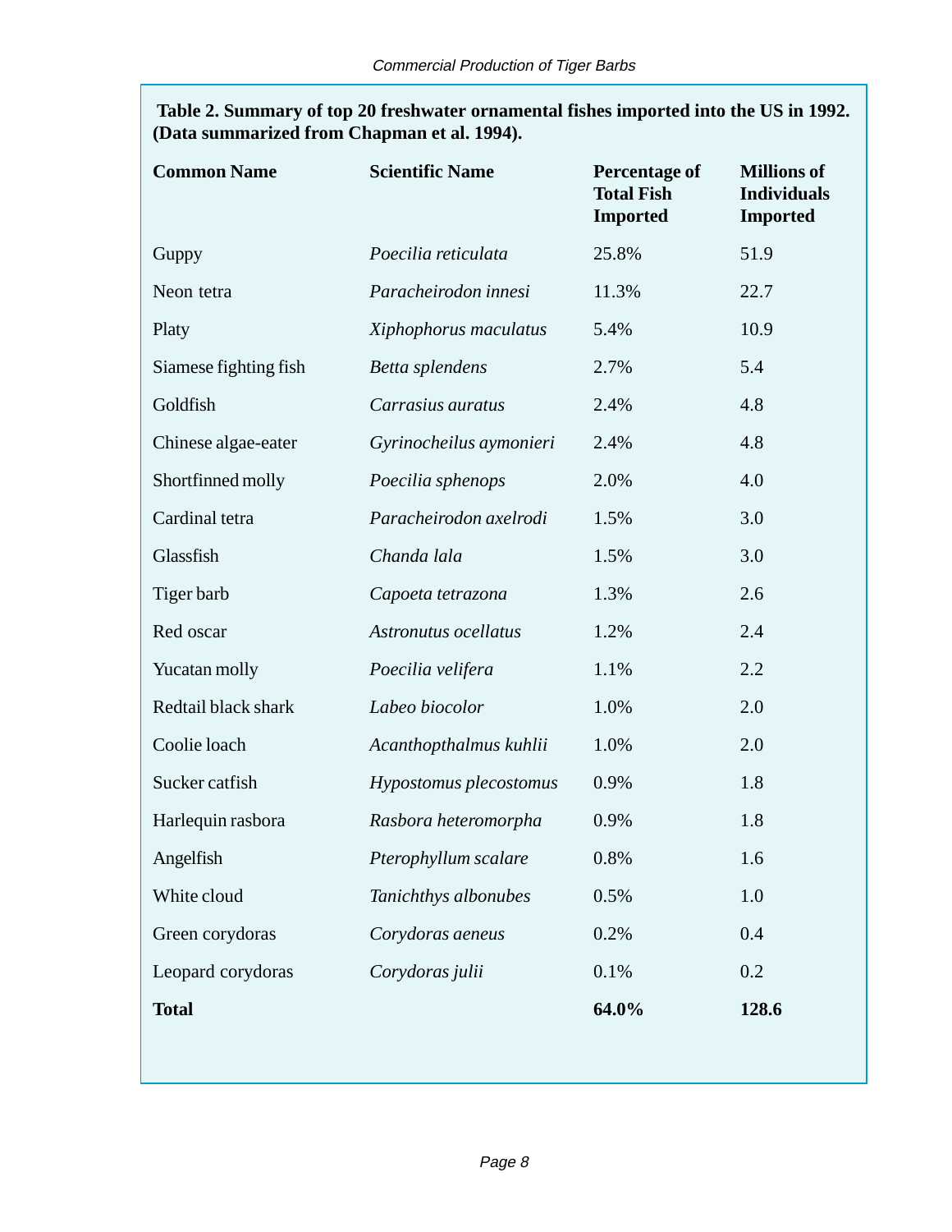**Table 2. Summary of top 20 freshwater ornamental fishes imported into the US in 1992. (Data summarized from Chapman et al. 1994).**

| Common Name | Scientific Name | Percentage of Total Fish Imported | Millions of Individuals Imported |
|---|---|---|---|
| Guppy | *Poecilia reticulata* | 25.8% | 51.9 |
| Neon tetra | *Paracheirodon innesi* | 11.3% | 22.7 |
| Platy | *Xiphophorus maculatus* | 5.4% | 10.9 |
| Siamese fighting fish | *Betta splendens* | 2.7% | 5.4 |
| Goldfish | *Carrasius auratus* | 2.4% | 4.8 |
| Chinese algae-eater | *Gyrinocheilus aymonieri* | 2.4% | 4.8 |
| Shortfinned molly | *Poecilia sphenops* | 2.0% | 4.0 |
| Cardinal tetra | *Paracheirodon axelrodi* | 1.5% | 3.0 |
| Glassfish | *Chanda lala* | 1.5% | 3.0 |
| Tiger barb | *Capoeta tetrazona* | 1.3% | 2.6 |
| Red oscar | *Astronutus ocellatus* | 1.2% | 2.4 |
| Yucatan molly | *Poecilia velifera* | 1.1% | 2.2 |
| Redtail black shark | *Labeo biocolor* | 1.0% | 2.0 |
| Coolie loach | *Acanthopthalmus kuhlii* | 1.0% | 2.0 |
| Sucker catfish | *Hypostomus plecostomus* | 0.9% | 1.8 |
| Harlequin rasbora | *Rasbora heteromorpha* | 0.9% | 1.8 |
| Angelfish | *Pterophyllum scalare* | 0.8% | 1.6 |
| White cloud | *Tanichthys albonubes* | 0.5% | 1.0 |
| Green corydoras | *Corydoras aeneus* | 0.2% | 0.4 |
| Leopard corydoras | *Corydoras julii* | 0.1% | 0.2 |
| **Total** | | **64.0%** | **128.6** |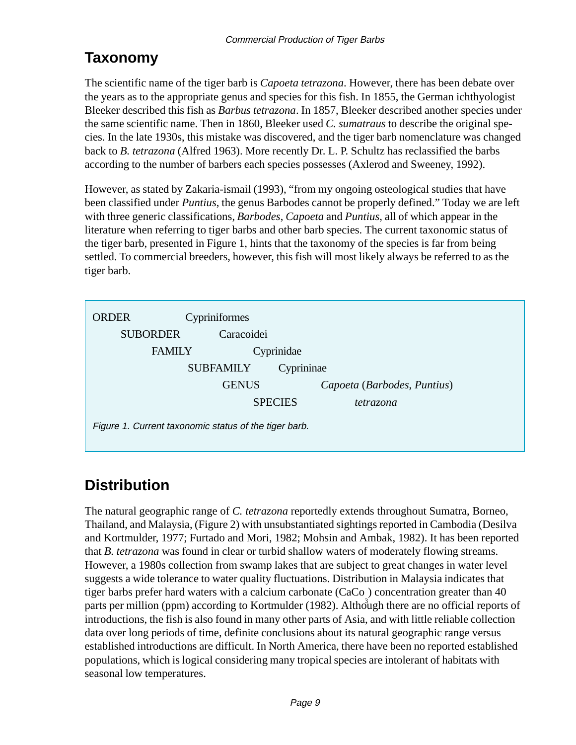## Taxonomy

The scientific name of the tiger barb is *Capoeta tetrazona*. However, there has been debate over the years as to the appropriate genus and species for this fish. In 1855, the German ichthyologist Bleeker described this fish as *Barbus tetrazona*. In 1857, Bleeker described another species under the same scientific name. Then in 1860, Bleeker used *C. sumatraus* to describe the original species. In the late 1930s, this mistake was discovered, and the tiger barb nomenclature was changed back to *B. tetrazona* (Alfred 1963). More recently Dr. L. P. Schultz has reclassified the barbs according to the number of barbers each species possesses (Axlerod and Sweeney, 1992).

However, as stated by Zakaria-ismail (1993), "from my ongoing osteological studies that have been classified under *Puntius*, the genus Barbodes cannot be properly defined." Today we are left with three generic classifications, *Barbodes*, *Capoeta* and *Puntius*, all of which appear in the literature when referring to tiger barbs and other barb species. The current taxonomic status of the tiger barb, presented in Figure 1, hints that the taxonomy of the species is far from being settled. To commercial breeders, however, this fish will most likely always be referred to as the tiger barb.

| | |
|---|---|
| ORDER | Cypriniformes |
| SUBORDER | Caracoidei |
| FAMILY | Cyprinidae |
| SUBFAMILY | Cyprininae |
| GENUS | *Capoeta* (*Barbodes*, *Puntius*) |
| SPECIES | *tetrazona* |

*Figure 1. Current taxonomic status of the tiger barb.*

## Distribution

The natural geographic range of *C. tetrazona* reportedly extends throughout Sumatra, Borneo, Thailand, and Malaysia, (Figure 2) with unsubstantiated sightings reported in Cambodia (Desilva and Kortmulder, 1977; Furtado and Mori, 1982; Mohsin and Ambak, 1982). It has been reported that *B. tetrazona* was found in clear or turbid shallow waters of moderately flowing streams. However, a 1980s collection from swamp lakes that are subject to great changes in water level suggests a wide tolerance to water quality fluctuations. Distribution in Malaysia indicates that tiger barbs prefer hard waters with a calcium carbonate ($CaCo_3$) concentration greater than 40 parts per million (ppm) according to Kortmulder (1982). Although there are no official reports of introductions, the fish is also found in many other parts of Asia, and with little reliable collection data over long periods of time, definite conclusions about its natural geographic range versus established introductions are difficult. In North America, there have been no reported established populations, which is logical considering many tropical species are intolerant of habitats with seasonal low temperatures.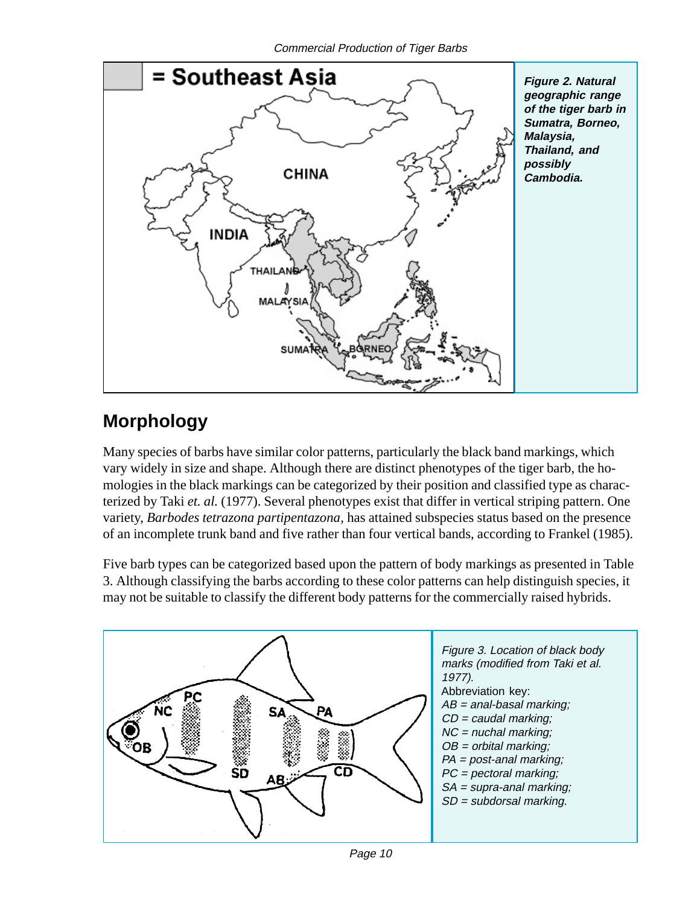Figure 2. Natural geographic range of the tiger barb in Sumatra, Borneo, Malaysia, Thailand, and possibly Cambodia.

## Morphology

Many species of barbs have similar color patterns, particularly the black band markings, which vary widely in size and shape. Although there are distinct phenotypes of the tiger barb, the homologies in the black markings can be categorized by their position and classified type as characterized by Taki *et. al.* (1977). Several phenotypes exist that differ in vertical striping pattern. One variety, *Barbodes tetrazona partipentazona*, has attained subspecies status based on the presence of an incomplete trunk band and five rather than four vertical bands, according to Frankel (1985).

Five barb types can be categorized based upon the pattern of body markings as presented in Table 3. Although classifying the barbs according to these color patterns can help distinguish species, it may not be suitable to classify the different body patterns for the commercially raised hybrids.

*Figure 3. Location of black body marks (modified from Taki et al. 1977).*

Abbreviation key:
*AB = anal-basal marking;*
*CD = caudal marking;*
*NC = nuchal marking;*
*OB = orbital marking;*
*PA = post-anal marking;*
*PC = pectoral marking;*
*SA = supra-anal marking;*
*SD = subdorsal marking.*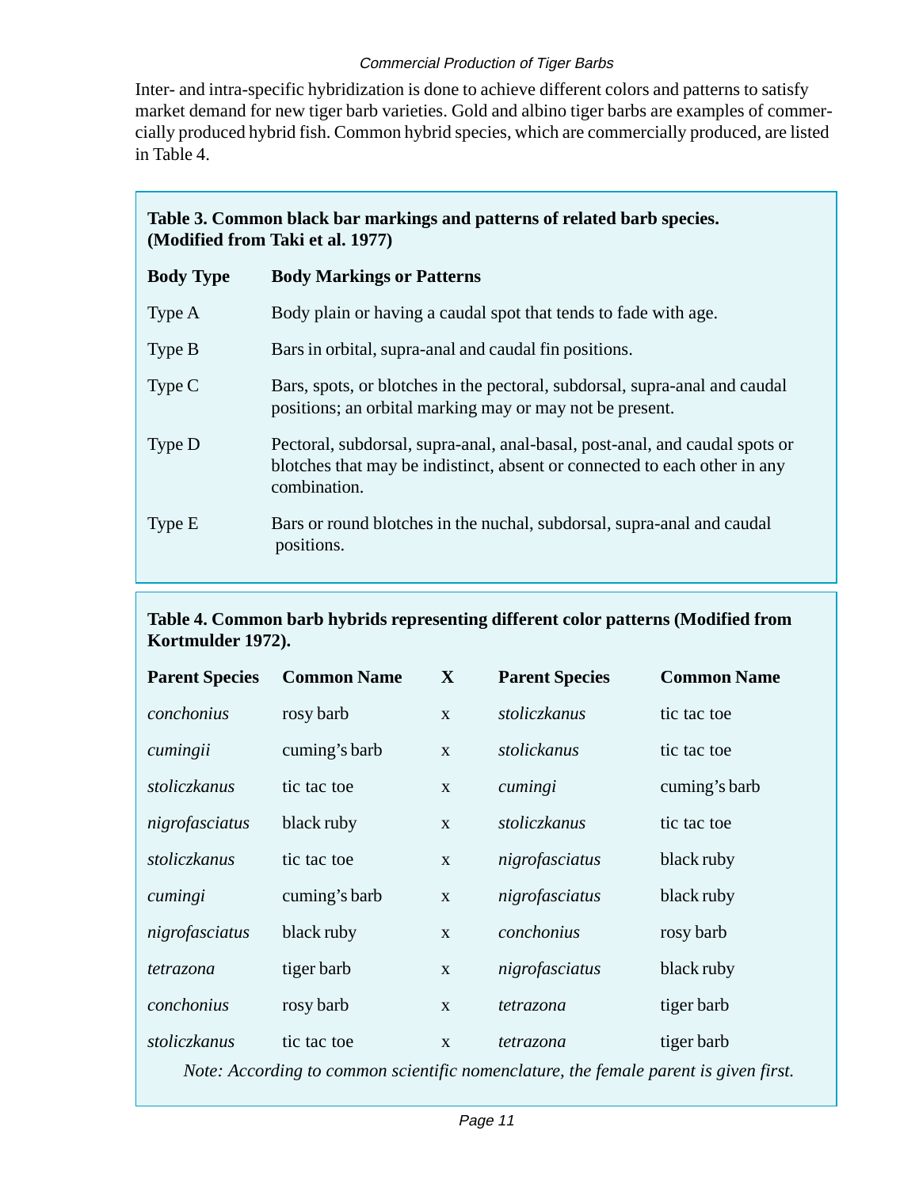Inter- and intra-specific hybridization is done to achieve different colors and patterns to satisfy market demand for new tiger barb varieties. Gold and albino tiger barbs are examples of commercially produced hybrid fish. Common hybrid species, which are commercially produced, are listed in Table 4.

**Table 3. Common black bar markings and patterns of related barb species. (Modified from Taki et al. 1977)**

| Body Type | Body Markings or Patterns |
|---|---|
| Type A | Body plain or having a caudal spot that tends to fade with age. |
| Type B | Bars in orbital, supra-anal and caudal fin positions. |
| Type C | Bars, spots, or blotches in the pectoral, subdorsal, supra-anal and caudal positions; an orbital marking may or may not be present. |
| Type D | Pectoral, subdorsal, supra-anal, anal-basal, post-anal, and caudal spots or blotches that may be indistinct, absent or connected to each other in any combination. |
| Type E | Bars or round blotches in the nuchal, subdorsal, supra-anal and caudal positions. |

**Table 4. Common barb hybrids representing different color patterns (Modified from Kortmulder 1972).**

| Parent Species | Common Name | X | Parent Species | Common Name |
|---|---|---|---|---|
| *conchonius* | rosy barb | x | *stoliczkanus* | tic tac toe |
| *cumingii* | cuming's barb | x | *stolickanus* | tic tac toe |
| *stoliczkanus* | tic tac toe | x | *cumingi* | cuming's barb |
| *nigrofasciatus* | black ruby | x | *stoliczkanus* | tic tac toe |
| *stoliczkanus* | tic tac toe | x | *nigrofasciatus* | black ruby |
| *cumingi* | cuming's barb | x | *nigrofasciatus* | black ruby |
| *nigrofasciatus* | black ruby | x | *conchonius* | rosy barb |
| *tetrazona* | tiger barb | x | *nigrofasciatus* | black ruby |
| *conchonius* | rosy barb | x | *tetrazona* | tiger barb |
| *stoliczkanus* | tic tac toe | x | *tetrazona* | tiger barb |

*Note: According to common scientific nomenclature, the female parent is given first.*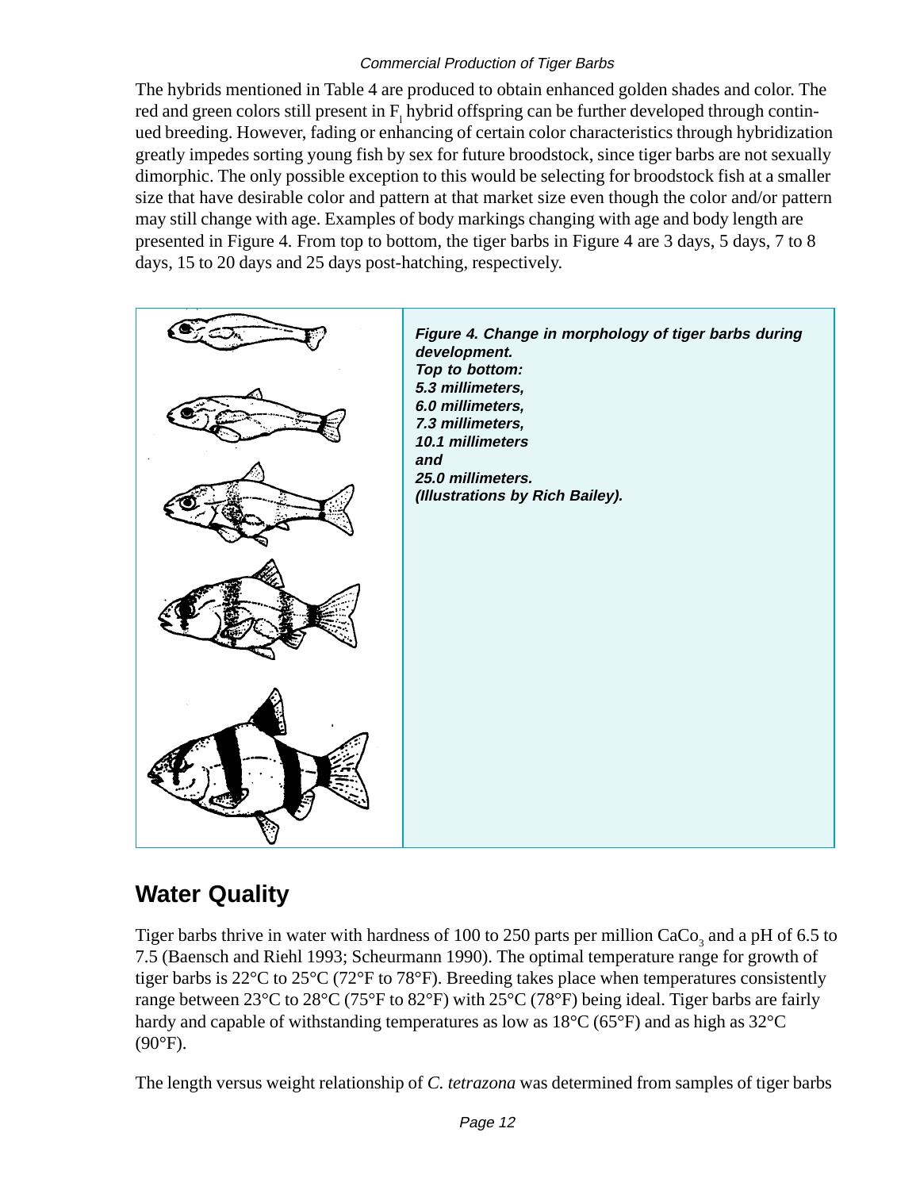The hybrids mentioned in Table 4 are produced to obtain enhanced golden shades and color. The red and green colors still present in $F_1$ hybrid offspring can be further developed through continued breeding. However, fading or enhancing of certain color characteristics through hybridization greatly impedes sorting young fish by sex for future broodstock, since tiger barbs are not sexually dimorphic. The only possible exception to this would be selecting for broodstock fish at a smaller size that have desirable color and pattern at that market size even though the color and/or pattern may still change with age. Examples of body markings changing with age and body length are presented in Figure 4. From top to bottom, the tiger barbs in Figure 4 are 3 days, 5 days, 7 to 8 days, 15 to 20 days and 25 days post-hatching, respectively.

***Figure 4. Change in morphology of tiger barbs during development.***
***Top to bottom:***
***5.3 millimeters,***
***6.0 millimeters,***
***7.3 millimeters,***
***10.1 millimeters***
***and***
***25.0 millimeters.***
***(Illustrations by Rich Bailey).***

## Water Quality

Tiger barbs thrive in water with hardness of 100 to 250 parts per million $CaCo_3$ and a pH of 6.5 to 7.5 (Baensch and Riehl 1993; Scheurmann 1990). The optimal temperature range for growth of tiger barbs is 22°C to 25°C (72°F to 78°F). Breeding takes place when temperatures consistently range between 23°C to 28°C (75°F to 82°F) with 25°C (78°F) being ideal. Tiger barbs are fairly hardy and capable of withstanding temperatures as low as 18°C (65°F) and as high as 32°C (90°F).

The length versus weight relationship of *C. tetrazona* was determined from samples of tiger barbs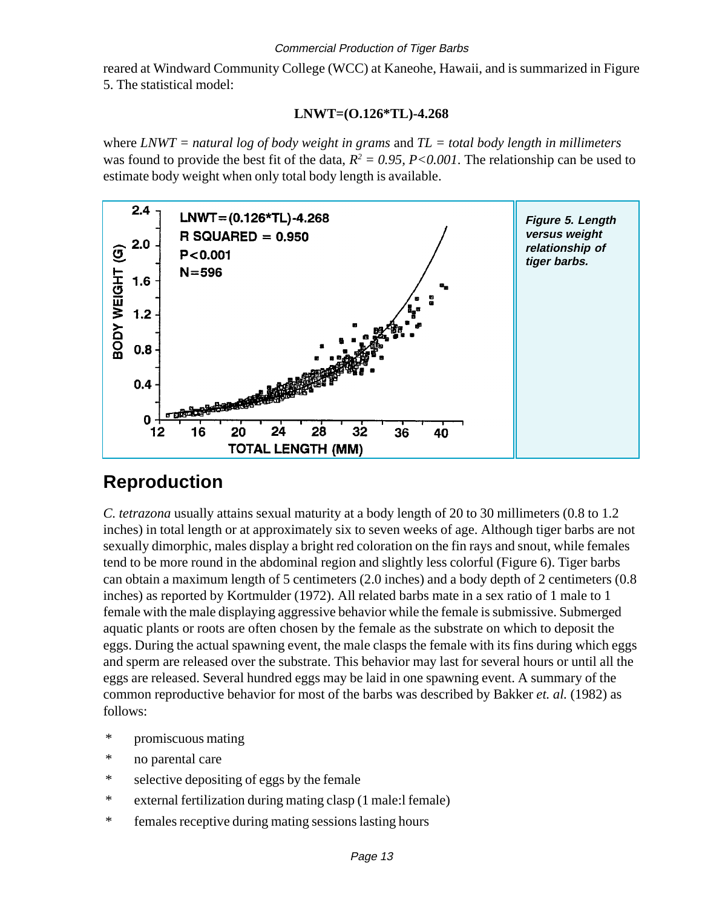reared at Windward Community College (WCC) at Kaneohe, Hawaii, and is summarized in Figure 5. The statistical model:

**LNWT=(O.126*TL)-4.268**

where *LNWT = natural log of body weight in grams* and *TL = total body length in millimeters* was found to provide the best fit of the data, $R^2 = 0.95$, $P<0.001$. The relationship can be used to estimate body weight when only total body length is available.

***Figure 5. Length versus weight relationship of tiger barbs.***

## Reproduction

*C. tetrazona* usually attains sexual maturity at a body length of 20 to 30 millimeters (0.8 to 1.2 inches) in total length or at approximately six to seven weeks of age. Although tiger barbs are not sexually dimorphic, males display a bright red coloration on the fin rays and snout, while females tend to be more round in the abdominal region and slightly less colorful (Figure 6). Tiger barbs can obtain a maximum length of 5 centimeters (2.0 inches) and a body depth of 2 centimeters (0.8 inches) as reported by Kortmulder (1972). All related barbs mate in a sex ratio of 1 male to 1 female with the male displaying aggressive behavior while the female is submissive. Submerged aquatic plants or roots are often chosen by the female as the substrate on which to deposit the eggs. During the actual spawning event, the male clasps the female with its fins during which eggs and sperm are released over the substrate. This behavior may last for several hours or until all the eggs are released. Several hundred eggs may be laid in one spawning event. A summary of the common reproductive behavior for most of the barbs was described by Bakker *et. al.* (1982) as follows:

- promiscuous mating
- no parental care
- selective depositing of eggs by the female
- external fertilization during mating clasp (1 male:l female)
- females receptive during mating sessions lasting hours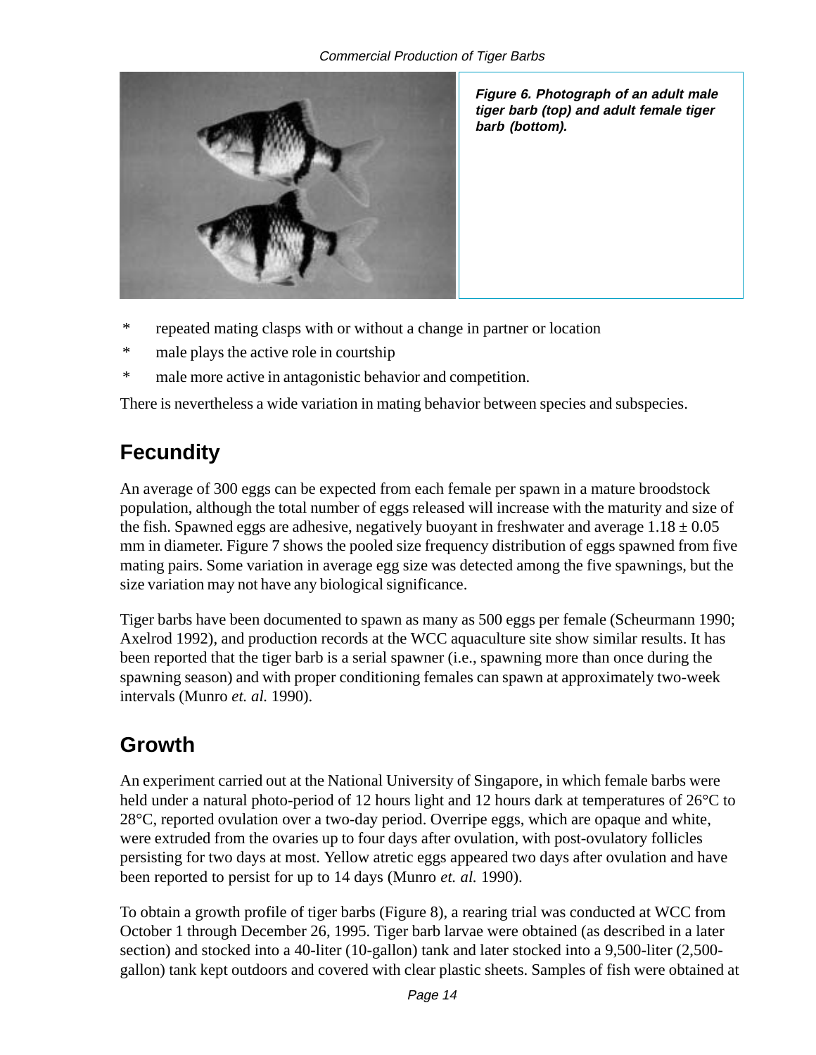*Figure 6. Photograph of an adult male tiger barb (top) and adult female tiger barb (bottom).*

- repeated mating clasps with or without a change in partner or location
- male plays the active role in courtship
- male more active in antagonistic behavior and competition.

There is nevertheless a wide variation in mating behavior between species and subspecies.

## Fecundity

An average of 300 eggs can be expected from each female per spawn in a mature broodstock population, although the total number of eggs released will increase with the maturity and size of the fish. Spawned eggs are adhesive, negatively buoyant in freshwater and average $1.18 \pm 0.05$ mm in diameter. Figure 7 shows the pooled size frequency distribution of eggs spawned from five mating pairs. Some variation in average egg size was detected among the five spawnings, but the size variation may not have any biological significance.

Tiger barbs have been documented to spawn as many as 500 eggs per female (Scheurmann 1990; Axelrod 1992), and production records at the WCC aquaculture site show similar results. It has been reported that the tiger barb is a serial spawner (i.e., spawning more than once during the spawning season) and with proper conditioning females can spawn at approximately two-week intervals (Munro *et. al.* 1990).

## Growth

An experiment carried out at the National University of Singapore, in which female barbs were held under a natural photo-period of 12 hours light and 12 hours dark at temperatures of 26°C to 28°C, reported ovulation over a two-day period. Overripe eggs, which are opaque and white, were extruded from the ovaries up to four days after ovulation, with post-ovulatory follicles persisting for two days at most. Yellow atretic eggs appeared two days after ovulation and have been reported to persist for up to 14 days (Munro *et. al.* 1990).

To obtain a growth profile of tiger barbs (Figure 8), a rearing trial was conducted at WCC from October 1 through December 26, 1995. Tiger barb larvae were obtained (as described in a later section) and stocked into a 40-liter (10-gallon) tank and later stocked into a 9,500-liter (2,500-gallon) tank kept outdoors and covered with clear plastic sheets. Samples of fish were obtained at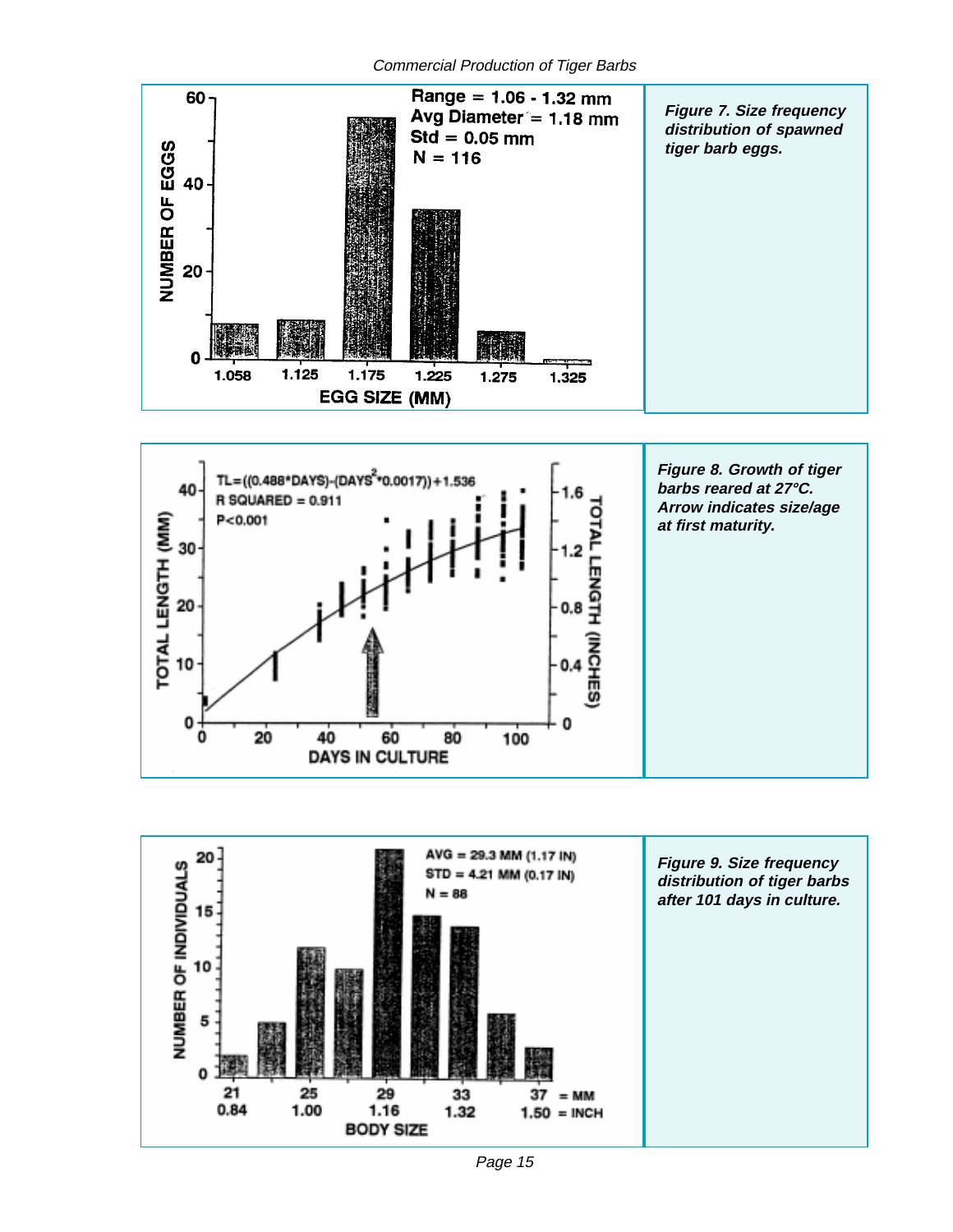*Figure 7. Size frequency distribution of spawned tiger barb eggs.*

*Figure 8. Growth of tiger barbs reared at 27°C. Arrow indicates size/age at first maturity.*

*Figure 9. Size frequency distribution of tiger barbs after 101 days in culture.*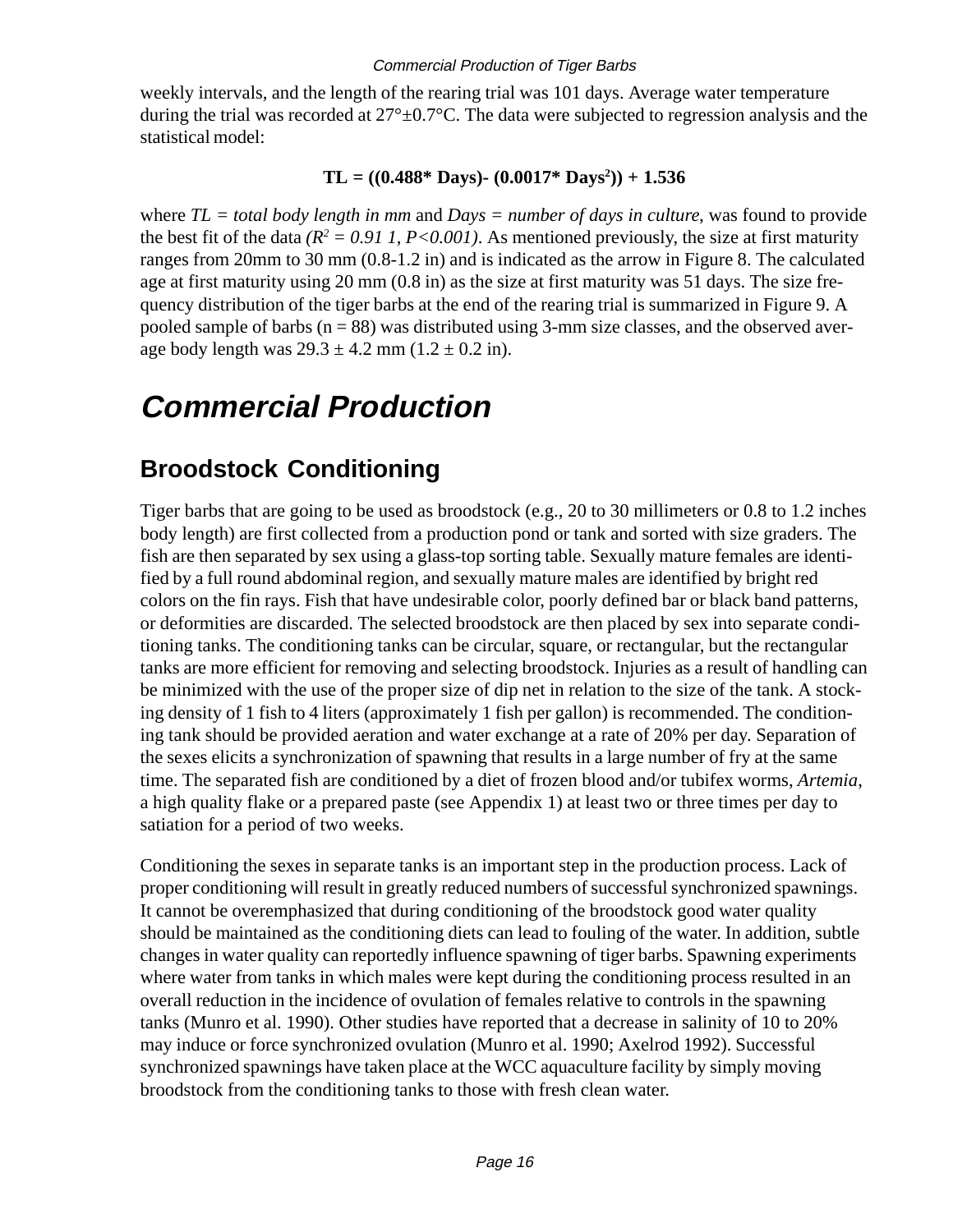weekly intervals, and the length of the rearing trial was 101 days. Average water temperature during the trial was recorded at 27°±0.7°C. The data were subjected to regression analysis and the statistical model:

$$\mathbf{TL = ((0.488 * Days) - (0.0017 * Days^2)) + 1.536}$$

where *TL = total body length in mm* and *Days = number of days in culture*, was found to provide the best fit of the data *($R^2 = 0.91\ 1$, $P<0.001$)*. As mentioned previously, the size at first maturity ranges from 20mm to 30 mm (0.8-1.2 in) and is indicated as the arrow in Figure 8. The calculated age at first maturity using 20 mm (0.8 in) as the size at first maturity was 51 days. The size frequency distribution of the tiger barbs at the end of the rearing trial is summarized in Figure 9. A pooled sample of barbs (n = 88) was distributed using 3-mm size classes, and the observed average body length was 29.3 ± 4.2 mm (1.2 ± 0.2 in).

# *Commercial Production*

## Broodstock Conditioning

Tiger barbs that are going to be used as broodstock (e.g., 20 to 30 millimeters or 0.8 to 1.2 inches body length) are first collected from a production pond or tank and sorted with size graders. The fish are then separated by sex using a glass-top sorting table. Sexually mature females are identified by a full round abdominal region, and sexually mature males are identified by bright red colors on the fin rays. Fish that have undesirable color, poorly defined bar or black band patterns, or deformities are discarded. The selected broodstock are then placed by sex into separate conditioning tanks. The conditioning tanks can be circular, square, or rectangular, but the rectangular tanks are more efficient for removing and selecting broodstock. Injuries as a result of handling can be minimized with the use of the proper size of dip net in relation to the size of the tank. A stocking density of 1 fish to 4 liters (approximately 1 fish per gallon) is recommended. The conditioning tank should be provided aeration and water exchange at a rate of 20% per day. Separation of the sexes elicits a synchronization of spawning that results in a large number of fry at the same time. The separated fish are conditioned by a diet of frozen blood and/or tubifex worms, *Artemia*, a high quality flake or a prepared paste (see Appendix 1) at least two or three times per day to satiation for a period of two weeks.

Conditioning the sexes in separate tanks is an important step in the production process. Lack of proper conditioning will result in greatly reduced numbers of successful synchronized spawnings. It cannot be overemphasized that during conditioning of the broodstock good water quality should be maintained as the conditioning diets can lead to fouling of the water. In addition, subtle changes in water quality can reportedly influence spawning of tiger barbs. Spawning experiments where water from tanks in which males were kept during the conditioning process resulted in an overall reduction in the incidence of ovulation of females relative to controls in the spawning tanks (Munro et al. 1990). Other studies have reported that a decrease in salinity of 10 to 20% may induce or force synchronized ovulation (Munro et al. 1990; Axelrod 1992). Successful synchronized spawnings have taken place at the WCC aquaculture facility by simply moving broodstock from the conditioning tanks to those with fresh clean water.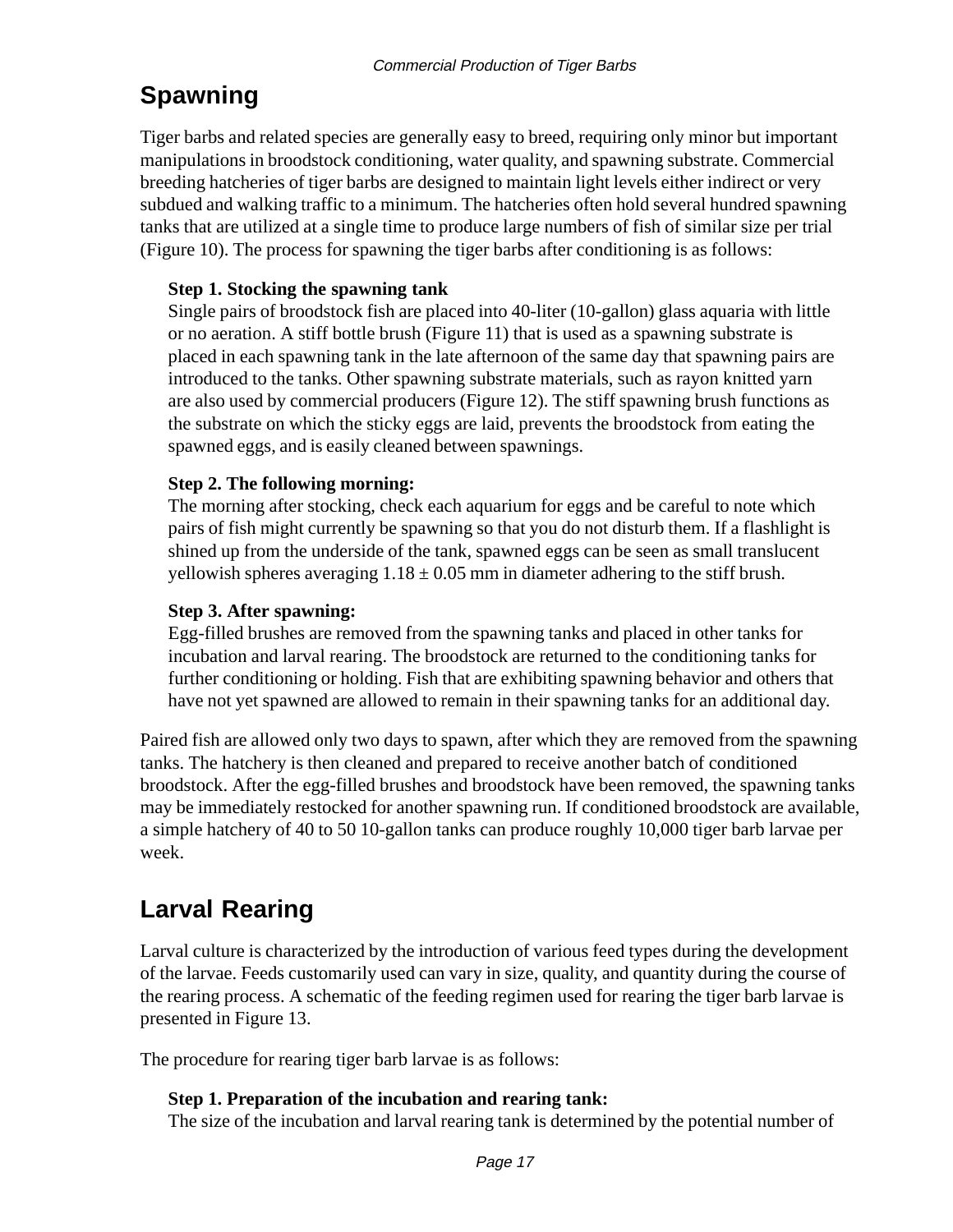## Spawning

Tiger barbs and related species are generally easy to breed, requiring only minor but important manipulations in broodstock conditioning, water quality, and spawning substrate. Commercial breeding hatcheries of tiger barbs are designed to maintain light levels either indirect or very subdued and walking traffic to a minimum. The hatcheries often hold several hundred spawning tanks that are utilized at a single time to produce large numbers of fish of similar size per trial (Figure 10). The process for spawning the tiger barbs after conditioning is as follows:

**Step 1. Stocking the spawning tank**
Single pairs of broodstock fish are placed into 40-liter (10-gallon) glass aquaria with little or no aeration. A stiff bottle brush (Figure 11) that is used as a spawning substrate is placed in each spawning tank in the late afternoon of the same day that spawning pairs are introduced to the tanks. Other spawning substrate materials, such as rayon knitted yarn are also used by commercial producers (Figure 12). The stiff spawning brush functions as the substrate on which the sticky eggs are laid, prevents the broodstock from eating the spawned eggs, and is easily cleaned between spawnings.

**Step 2. The following morning:**
The morning after stocking, check each aquarium for eggs and be careful to note which pairs of fish might currently be spawning so that you do not disturb them. If a flashlight is shined up from the underside of the tank, spawned eggs can be seen as small translucent yellowish spheres averaging $1.18 \pm 0.05$ mm in diameter adhering to the stiff brush.

**Step 3. After spawning:**
Egg-filled brushes are removed from the spawning tanks and placed in other tanks for incubation and larval rearing. The broodstock are returned to the conditioning tanks for further conditioning or holding. Fish that are exhibiting spawning behavior and others that have not yet spawned are allowed to remain in their spawning tanks for an additional day.

Paired fish are allowed only two days to spawn, after which they are removed from the spawning tanks. The hatchery is then cleaned and prepared to receive another batch of conditioned broodstock. After the egg-filled brushes and broodstock have been removed, the spawning tanks may be immediately restocked for another spawning run. If conditioned broodstock are available, a simple hatchery of 40 to 50 10-gallon tanks can produce roughly 10,000 tiger barb larvae per week.

## Larval Rearing

Larval culture is characterized by the introduction of various feed types during the development of the larvae. Feeds customarily used can vary in size, quality, and quantity during the course of the rearing process. A schematic of the feeding regimen used for rearing the tiger barb larvae is presented in Figure 13.

The procedure for rearing tiger barb larvae is as follows:

**Step 1. Preparation of the incubation and rearing tank:**
The size of the incubation and larval rearing tank is determined by the potential number of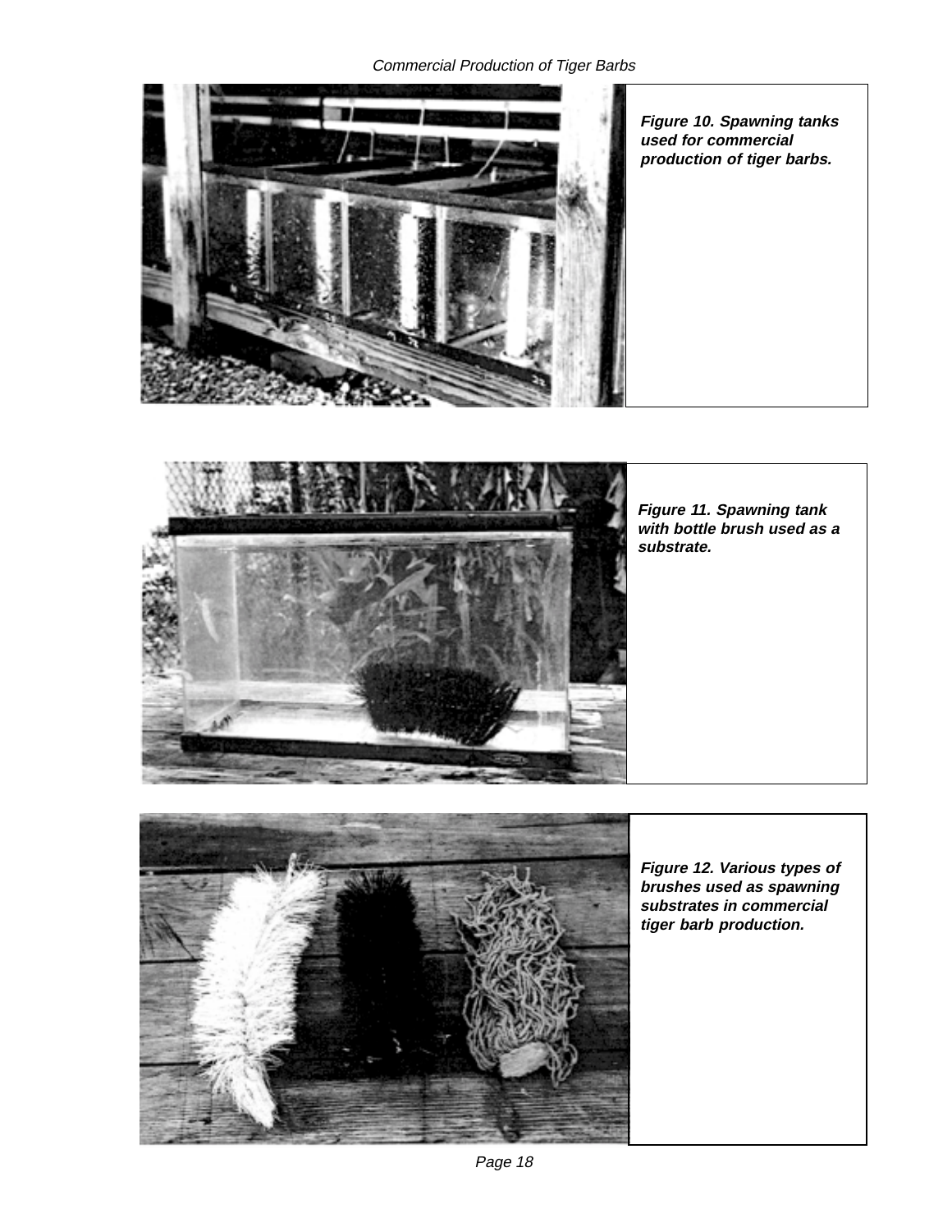***Figure 10. Spawning tanks used for commercial production of tiger barbs.***

***Figure 11. Spawning tank with bottle brush used as a substrate.***

***Figure 12. Various types of brushes used as spawning substrates in commercial tiger barb production.***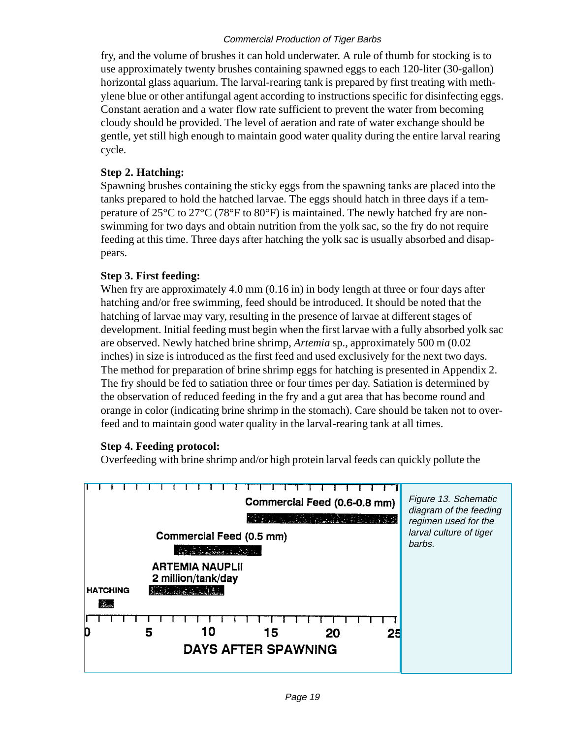fry, and the volume of brushes it can hold underwater. A rule of thumb for stocking is to use approximately twenty brushes containing spawned eggs to each 120-liter (30-gallon) horizontal glass aquarium. The larval-rearing tank is prepared by first treating with methylene blue or other antifungal agent according to instructions specific for disinfecting eggs. Constant aeration and a water flow rate sufficient to prevent the water from becoming cloudy should be provided. The level of aeration and rate of water exchange should be gentle, yet still high enough to maintain good water quality during the entire larval rearing cycle.

**Step 2. Hatching:**

Spawning brushes containing the sticky eggs from the spawning tanks are placed into the tanks prepared to hold the hatched larvae. The eggs should hatch in three days if a temperature of 25°C to 27°C (78°F to 80°F) is maintained. The newly hatched fry are non-swimming for two days and obtain nutrition from the yolk sac, so the fry do not require feeding at this time. Three days after hatching the yolk sac is usually absorbed and disappears.

**Step 3. First feeding:**

When fry are approximately 4.0 mm (0.16 in) in body length at three or four days after hatching and/or free swimming, feed should be introduced. It should be noted that the hatching of larvae may vary, resulting in the presence of larvae at different stages of development. Initial feeding must begin when the first larvae with a fully absorbed yolk sac are observed. Newly hatched brine shrimp, *Artemia* sp., approximately 500 m (0.02 inches) in size is introduced as the first feed and used exclusively for the next two days. The method for preparation of brine shrimp eggs for hatching is presented in Appendix 2. The fry should be fed to satiation three or four times per day. Satiation is determined by the observation of reduced feeding in the fry and a gut area that has become round and orange in color (indicating brine shrimp in the stomach). Care should be taken not to overfeed and to maintain good water quality in the larval-rearing tank at all times.

**Step 4. Feeding protocol:**

Overfeeding with brine shrimp and/or high protein larval feeds can quickly pollute the

| Feed | Approximate days after spawning |
| --- | --- |
| HATCHING | ~1–2 |
| ARTEMIA NAUPLII 2 million/tank/day | ~5–11 |
| Commercial Feed (0.5 mm) | ~7–14 |
| Commercial Feed (0.6-0.8 mm) | ~13–25 |

*Figure 13. Schematic diagram of the feeding regimen used for the larval culture of tiger barbs.*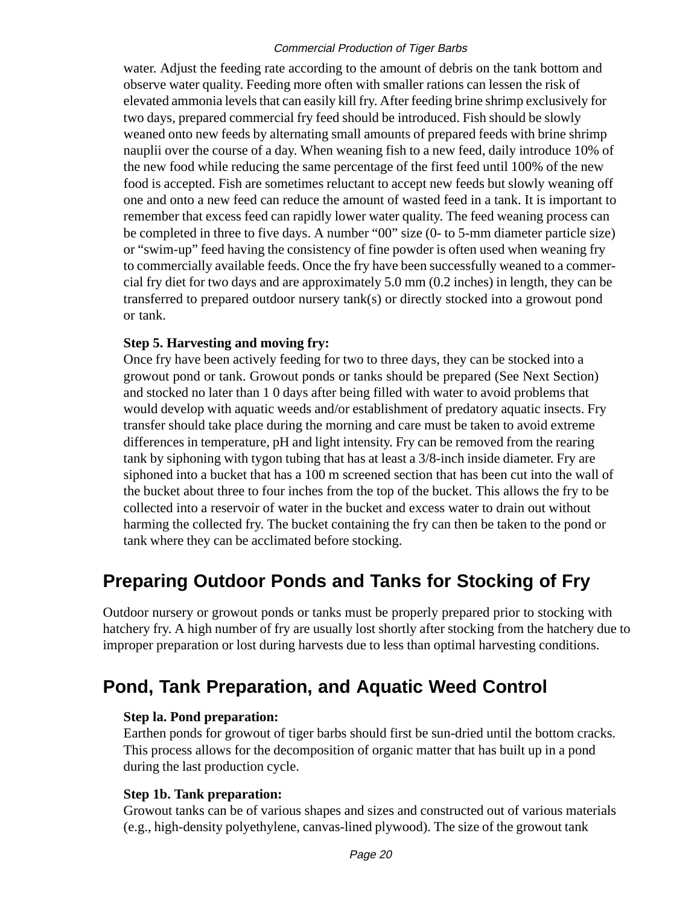water. Adjust the feeding rate according to the amount of debris on the tank bottom and observe water quality. Feeding more often with smaller rations can lessen the risk of elevated ammonia levels that can easily kill fry. After feeding brine shrimp exclusively for two days, prepared commercial fry feed should be introduced. Fish should be slowly weaned onto new feeds by alternating small amounts of prepared feeds with brine shrimp nauplii over the course of a day. When weaning fish to a new feed, daily introduce 10% of the new food while reducing the same percentage of the first feed until 100% of the new food is accepted. Fish are sometimes reluctant to accept new feeds but slowly weaning off one and onto a new feed can reduce the amount of wasted feed in a tank. It is important to remember that excess feed can rapidly lower water quality. The feed weaning process can be completed in three to five days. A number "00" size (0- to 5-mm diameter particle size) or "swim-up" feed having the consistency of fine powder is often used when weaning fry to commercially available feeds. Once the fry have been successfully weaned to a commercial fry diet for two days and are approximately 5.0 mm (0.2 inches) in length, they can be transferred to prepared outdoor nursery tank(s) or directly stocked into a growout pond or tank.

**Step 5. Harvesting and moving fry:**
Once fry have been actively feeding for two to three days, they can be stocked into a growout pond or tank. Growout ponds or tanks should be prepared (See Next Section) and stocked no later than 1 0 days after being filled with water to avoid problems that would develop with aquatic weeds and/or establishment of predatory aquatic insects. Fry transfer should take place during the morning and care must be taken to avoid extreme differences in temperature, pH and light intensity. Fry can be removed from the rearing tank by siphoning with tygon tubing that has at least a 3/8-inch inside diameter. Fry are siphoned into a bucket that has a 100 m screened section that has been cut into the wall of the bucket about three to four inches from the top of the bucket. This allows the fry to be collected into a reservoir of water in the bucket and excess water to drain out without harming the collected fry. The bucket containing the fry can then be taken to the pond or tank where they can be acclimated before stocking.

## Preparing Outdoor Ponds and Tanks for Stocking of Fry

Outdoor nursery or growout ponds or tanks must be properly prepared prior to stocking with hatchery fry. A high number of fry are usually lost shortly after stocking from the hatchery due to improper preparation or lost during harvests due to less than optimal harvesting conditions.

## Pond, Tank Preparation, and Aquatic Weed Control

**Step la. Pond preparation:**
Earthen ponds for growout of tiger barbs should first be sun-dried until the bottom cracks. This process allows for the decomposition of organic matter that has built up in a pond during the last production cycle.

**Step 1b. Tank preparation:**
Growout tanks can be of various shapes and sizes and constructed out of various materials (e.g., high-density polyethylene, canvas-lined plywood). The size of the growout tank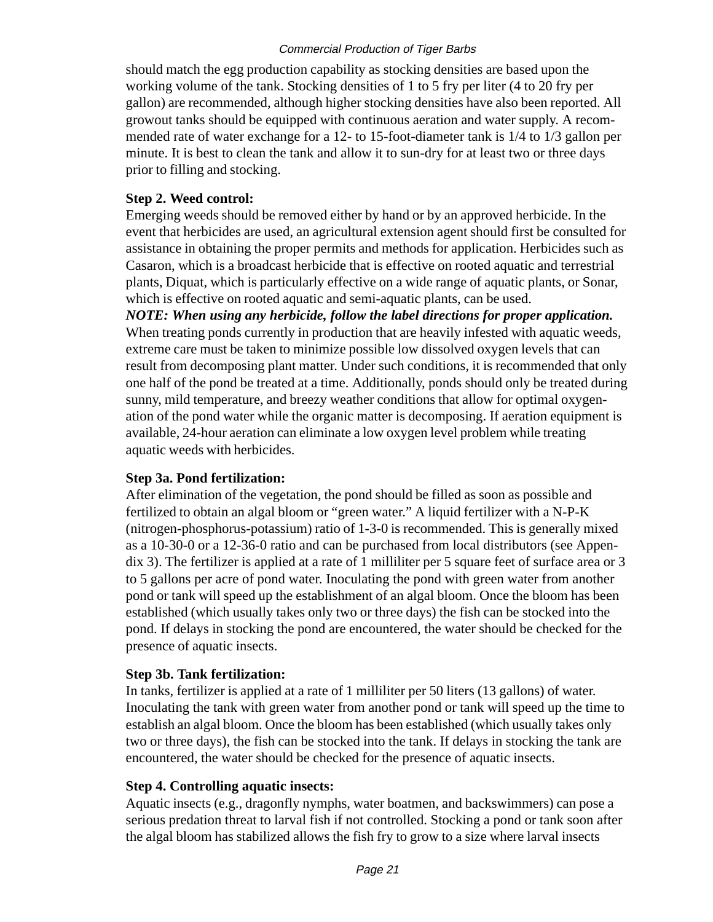should match the egg production capability as stocking densities are based upon the working volume of the tank. Stocking densities of 1 to 5 fry per liter (4 to 20 fry per gallon) are recommended, although higher stocking densities have also been reported. All growout tanks should be equipped with continuous aeration and water supply. A recommended rate of water exchange for a 12- to 15-foot-diameter tank is 1/4 to 1/3 gallon per minute. It is best to clean the tank and allow it to sun-dry for at least two or three days prior to filling and stocking.

**Step 2. Weed control:**

Emerging weeds should be removed either by hand or by an approved herbicide. In the event that herbicides are used, an agricultural extension agent should first be consulted for assistance in obtaining the proper permits and methods for application. Herbicides such as Casaron, which is a broadcast herbicide that is effective on rooted aquatic and terrestrial plants, Diquat, which is particularly effective on a wide range of aquatic plants, or Sonar, which is effective on rooted aquatic and semi-aquatic plants, can be used.

***NOTE: When using any herbicide, follow the label directions for proper application.***

When treating ponds currently in production that are heavily infested with aquatic weeds, extreme care must be taken to minimize possible low dissolved oxygen levels that can result from decomposing plant matter. Under such conditions, it is recommended that only one half of the pond be treated at a time. Additionally, ponds should only be treated during sunny, mild temperature, and breezy weather conditions that allow for optimal oxygenation of the pond water while the organic matter is decomposing. If aeration equipment is available, 24-hour aeration can eliminate a low oxygen level problem while treating aquatic weeds with herbicides.

**Step 3a. Pond fertilization:**

After elimination of the vegetation, the pond should be filled as soon as possible and fertilized to obtain an algal bloom or "green water." A liquid fertilizer with a N-P-K (nitrogen-phosphorus-potassium) ratio of 1-3-0 is recommended. This is generally mixed as a 10-30-0 or a 12-36-0 ratio and can be purchased from local distributors (see Appendix 3). The fertilizer is applied at a rate of 1 milliliter per 5 square feet of surface area or 3 to 5 gallons per acre of pond water. Inoculating the pond with green water from another pond or tank will speed up the establishment of an algal bloom. Once the bloom has been established (which usually takes only two or three days) the fish can be stocked into the pond. If delays in stocking the pond are encountered, the water should be checked for the presence of aquatic insects.

**Step 3b. Tank fertilization:**

In tanks, fertilizer is applied at a rate of 1 milliliter per 50 liters (13 gallons) of water. Inoculating the tank with green water from another pond or tank will speed up the time to establish an algal bloom. Once the bloom has been established (which usually takes only two or three days), the fish can be stocked into the tank. If delays in stocking the tank are encountered, the water should be checked for the presence of aquatic insects.

**Step 4. Controlling aquatic insects:**

Aquatic insects (e.g., dragonfly nymphs, water boatmen, and backswimmers) can pose a serious predation threat to larval fish if not controlled. Stocking a pond or tank soon after the algal bloom has stabilized allows the fish fry to grow to a size where larval insects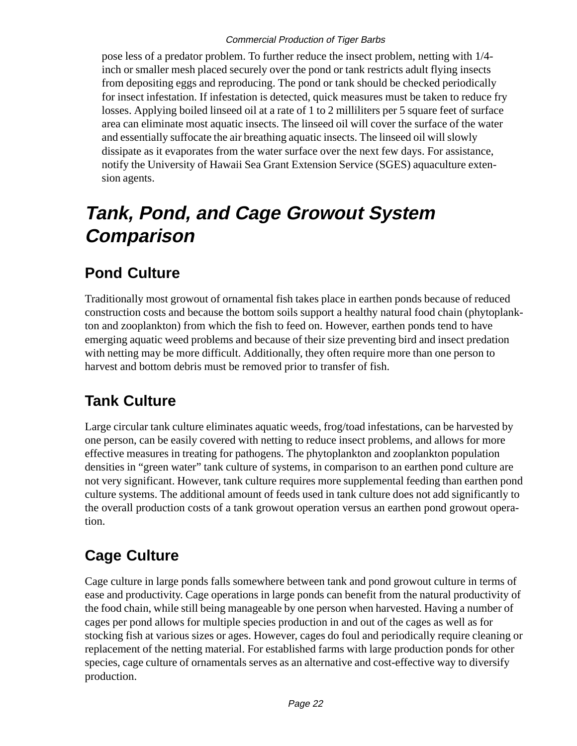pose less of a predator problem. To further reduce the insect problem, netting with 1/4-inch or smaller mesh placed securely over the pond or tank restricts adult flying insects from depositing eggs and reproducing. The pond or tank should be checked periodically for insect infestation. If infestation is detected, quick measures must be taken to reduce fry losses. Applying boiled linseed oil at a rate of 1 to 2 milliliters per 5 square feet of surface area can eliminate most aquatic insects. The linseed oil will cover the surface of the water and essentially suffocate the air breathing aquatic insects. The linseed oil will slowly dissipate as it evaporates from the water surface over the next few days. For assistance, notify the University of Hawaii Sea Grant Extension Service (SGES) aquaculture extension agents.

# *Tank, Pond, and Cage Growout System Comparison*

## Pond Culture

Traditionally most growout of ornamental fish takes place in earthen ponds because of reduced construction costs and because the bottom soils support a healthy natural food chain (phytoplankton and zooplankton) from which the fish to feed on. However, earthen ponds tend to have emerging aquatic weed problems and because of their size preventing bird and insect predation with netting may be more difficult. Additionally, they often require more than one person to harvest and bottom debris must be removed prior to transfer of fish.

## Tank Culture

Large circular tank culture eliminates aquatic weeds, frog/toad infestations, can be harvested by one person, can be easily covered with netting to reduce insect problems, and allows for more effective measures in treating for pathogens. The phytoplankton and zooplankton population densities in “green water” tank culture of systems, in comparison to an earthen pond culture are not very significant. However, tank culture requires more supplemental feeding than earthen pond culture systems. The additional amount of feeds used in tank culture does not add significantly to the overall production costs of a tank growout operation versus an earthen pond growout operation.

## Cage Culture

Cage culture in large ponds falls somewhere between tank and pond growout culture in terms of ease and productivity. Cage operations in large ponds can benefit from the natural productivity of the food chain, while still being manageable by one person when harvested. Having a number of cages per pond allows for multiple species production in and out of the cages as well as for stocking fish at various sizes or ages. However, cages do foul and periodically require cleaning or replacement of the netting material. For established farms with large production ponds for other species, cage culture of ornamentals serves as an alternative and cost-effective way to diversify production.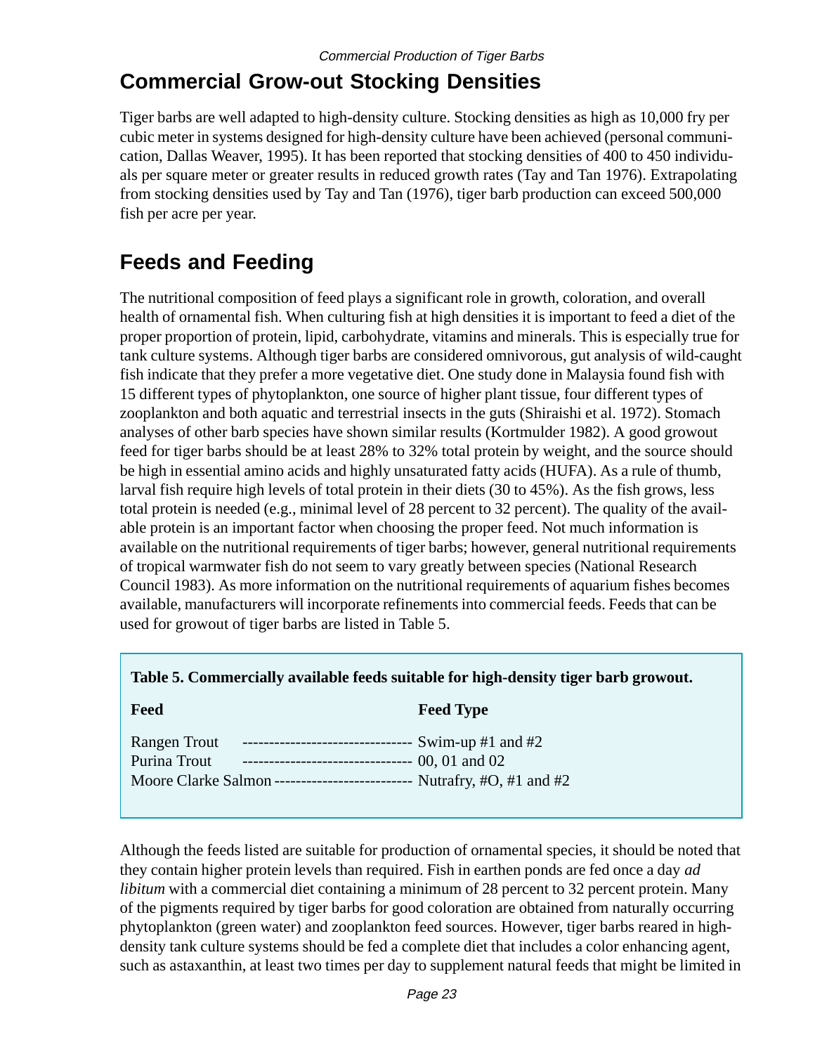## Commercial Grow-out Stocking Densities

Tiger barbs are well adapted to high-density culture. Stocking densities as high as 10,000 fry per cubic meter in systems designed for high-density culture have been achieved (personal communication, Dallas Weaver, 1995). It has been reported that stocking densities of 400 to 450 individuals per square meter or greater results in reduced growth rates (Tay and Tan 1976). Extrapolating from stocking densities used by Tay and Tan (1976), tiger barb production can exceed 500,000 fish per acre per year.

## Feeds and Feeding

The nutritional composition of feed plays a significant role in growth, coloration, and overall health of ornamental fish. When culturing fish at high densities it is important to feed a diet of the proper proportion of protein, lipid, carbohydrate, vitamins and minerals. This is especially true for tank culture systems. Although tiger barbs are considered omnivorous, gut analysis of wild-caught fish indicate that they prefer a more vegetative diet. One study done in Malaysia found fish with 15 different types of phytoplankton, one source of higher plant tissue, four different types of zooplankton and both aquatic and terrestrial insects in the guts (Shiraishi et al. 1972). Stomach analyses of other barb species have shown similar results (Kortmulder 1982). A good growout feed for tiger barbs should be at least 28% to 32% total protein by weight, and the source should be high in essential amino acids and highly unsaturated fatty acids (HUFA). As a rule of thumb, larval fish require high levels of total protein in their diets (30 to 45%). As the fish grows, less total protein is needed (e.g., minimal level of 28 percent to 32 percent). The quality of the available protein is an important factor when choosing the proper feed. Not much information is available on the nutritional requirements of tiger barbs; however, general nutritional requirements of tropical warmwater fish do not seem to vary greatly between species (National Research Council 1983). As more information on the nutritional requirements of aquarium fishes becomes available, manufacturers will incorporate refinements into commercial feeds. Feeds that can be used for growout of tiger barbs are listed in Table 5.

**Table 5. Commercially available feeds suitable for high-density tiger barb growout.**

| Feed | Feed Type |
|---|---|
| Rangen Trout | Swim-up #1 and #2 |
| Purina Trout | 00, 01 and 02 |
| Moore Clarke Salmon | Nutrafry, #O, #1 and #2 |

Although the feeds listed are suitable for production of ornamental species, it should be noted that they contain higher protein levels than required. Fish in earthen ponds are fed once a day *ad libitum* with a commercial diet containing a minimum of 28 percent to 32 percent protein. Many of the pigments required by tiger barbs for good coloration are obtained from naturally occurring phytoplankton (green water) and zooplankton feed sources. However, tiger barbs reared in high-density tank culture systems should be fed a complete diet that includes a color enhancing agent, such as astaxanthin, at least two times per day to supplement natural feeds that might be limited in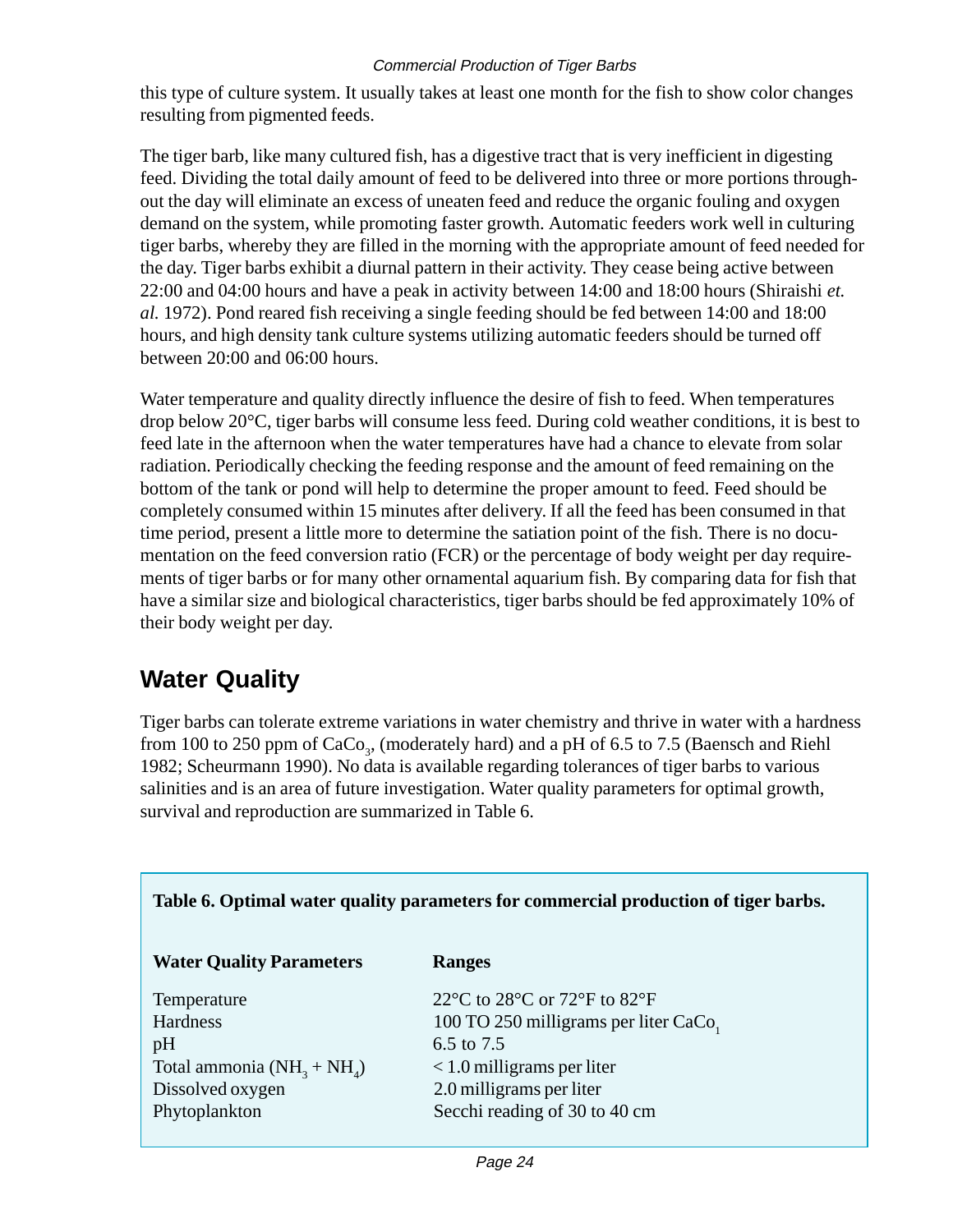this type of culture system. It usually takes at least one month for the fish to show color changes resulting from pigmented feeds.

The tiger barb, like many cultured fish, has a digestive tract that is very inefficient in digesting feed. Dividing the total daily amount of feed to be delivered into three or more portions throughout the day will eliminate an excess of uneaten feed and reduce the organic fouling and oxygen demand on the system, while promoting faster growth. Automatic feeders work well in culturing tiger barbs, whereby they are filled in the morning with the appropriate amount of feed needed for the day. Tiger barbs exhibit a diurnal pattern in their activity. They cease being active between 22:00 and 04:00 hours and have a peak in activity between 14:00 and 18:00 hours (Shiraishi *et. al.* 1972). Pond reared fish receiving a single feeding should be fed between 14:00 and 18:00 hours, and high density tank culture systems utilizing automatic feeders should be turned off between 20:00 and 06:00 hours.

Water temperature and quality directly influence the desire of fish to feed. When temperatures drop below 20°C, tiger barbs will consume less feed. During cold weather conditions, it is best to feed late in the afternoon when the water temperatures have had a chance to elevate from solar radiation. Periodically checking the feeding response and the amount of feed remaining on the bottom of the tank or pond will help to determine the proper amount to feed. Feed should be completely consumed within 15 minutes after delivery. If all the feed has been consumed in that time period, present a little more to determine the satiation point of the fish. There is no documentation on the feed conversion ratio (FCR) or the percentage of body weight per day requirements of tiger barbs or for many other ornamental aquarium fish. By comparing data for fish that have a similar size and biological characteristics, tiger barbs should be fed approximately 10% of their body weight per day.

## Water Quality

Tiger barbs can tolerate extreme variations in water chemistry and thrive in water with a hardness from 100 to 250 ppm of $CaCo_3$, (moderately hard) and a pH of 6.5 to 7.5 (Baensch and Riehl 1982; Scheurmann 1990). No data is available regarding tolerances of tiger barbs to various salinities and is an area of future investigation. Water quality parameters for optimal growth, survival and reproduction are summarized in Table 6.

**Table 6. Optimal water quality parameters for commercial production of tiger barbs.**

| Water Quality Parameters | Ranges |
|---|---|
| Temperature | 22°C to 28°C or 72°F to 82°F |
| Hardness | 100 TO 250 milligrams per liter $CaCo_1$ |
| pH | 6.5 to 7.5 |
| Total ammonia ($NH_3 + NH_4$) | < 1.0 milligrams per liter |
| Dissolved oxygen | 2.0 milligrams per liter |
| Phytoplankton | Secchi reading of 30 to 40 cm |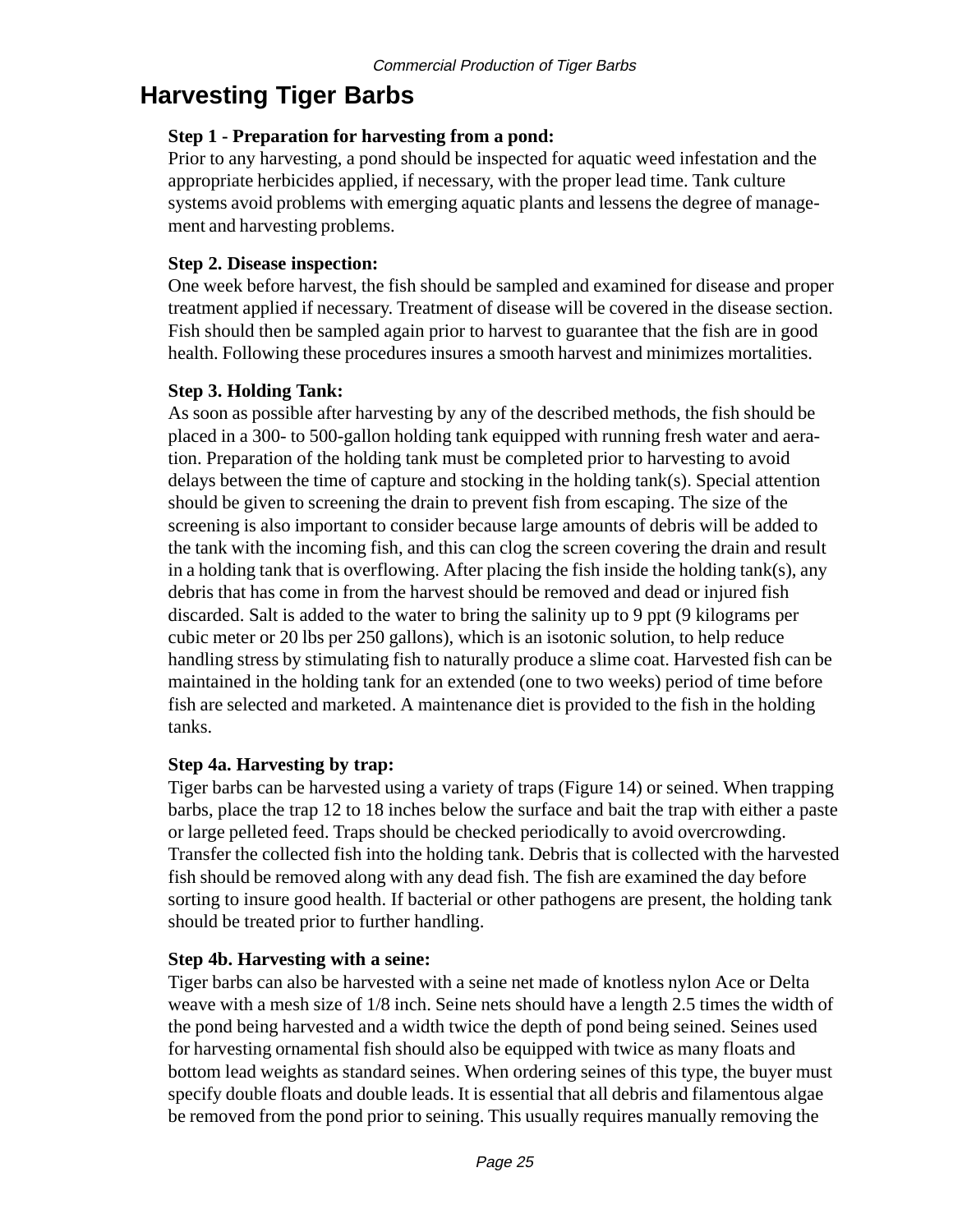## Harvesting Tiger Barbs

**Step 1 - Preparation for harvesting from a pond:**

Prior to any harvesting, a pond should be inspected for aquatic weed infestation and the appropriate herbicides applied, if necessary, with the proper lead time. Tank culture systems avoid problems with emerging aquatic plants and lessens the degree of management and harvesting problems.

**Step 2. Disease inspection:**

One week before harvest, the fish should be sampled and examined for disease and proper treatment applied if necessary. Treatment of disease will be covered in the disease section. Fish should then be sampled again prior to harvest to guarantee that the fish are in good health. Following these procedures insures a smooth harvest and minimizes mortalities.

**Step 3. Holding Tank:**

As soon as possible after harvesting by any of the described methods, the fish should be placed in a 300- to 500-gallon holding tank equipped with running fresh water and aeration. Preparation of the holding tank must be completed prior to harvesting to avoid delays between the time of capture and stocking in the holding tank(s). Special attention should be given to screening the drain to prevent fish from escaping. The size of the screening is also important to consider because large amounts of debris will be added to the tank with the incoming fish, and this can clog the screen covering the drain and result in a holding tank that is overflowing. After placing the fish inside the holding tank(s), any debris that has come in from the harvest should be removed and dead or injured fish discarded. Salt is added to the water to bring the salinity up to 9 ppt (9 kilograms per cubic meter or 20 lbs per 250 gallons), which is an isotonic solution, to help reduce handling stress by stimulating fish to naturally produce a slime coat. Harvested fish can be maintained in the holding tank for an extended (one to two weeks) period of time before fish are selected and marketed. A maintenance diet is provided to the fish in the holding tanks.

**Step 4a. Harvesting by trap:**

Tiger barbs can be harvested using a variety of traps (Figure 14) or seined. When trapping barbs, place the trap 12 to 18 inches below the surface and bait the trap with either a paste or large pelleted feed. Traps should be checked periodically to avoid overcrowding. Transfer the collected fish into the holding tank. Debris that is collected with the harvested fish should be removed along with any dead fish. The fish are examined the day before sorting to insure good health. If bacterial or other pathogens are present, the holding tank should be treated prior to further handling.

**Step 4b. Harvesting with a seine:**

Tiger barbs can also be harvested with a seine net made of knotless nylon Ace or Delta weave with a mesh size of 1/8 inch. Seine nets should have a length 2.5 times the width of the pond being harvested and a width twice the depth of pond being seined. Seines used for harvesting ornamental fish should also be equipped with twice as many floats and bottom lead weights as standard seines. When ordering seines of this type, the buyer must specify double floats and double leads. It is essential that all debris and filamentous algae be removed from the pond prior to seining. This usually requires manually removing the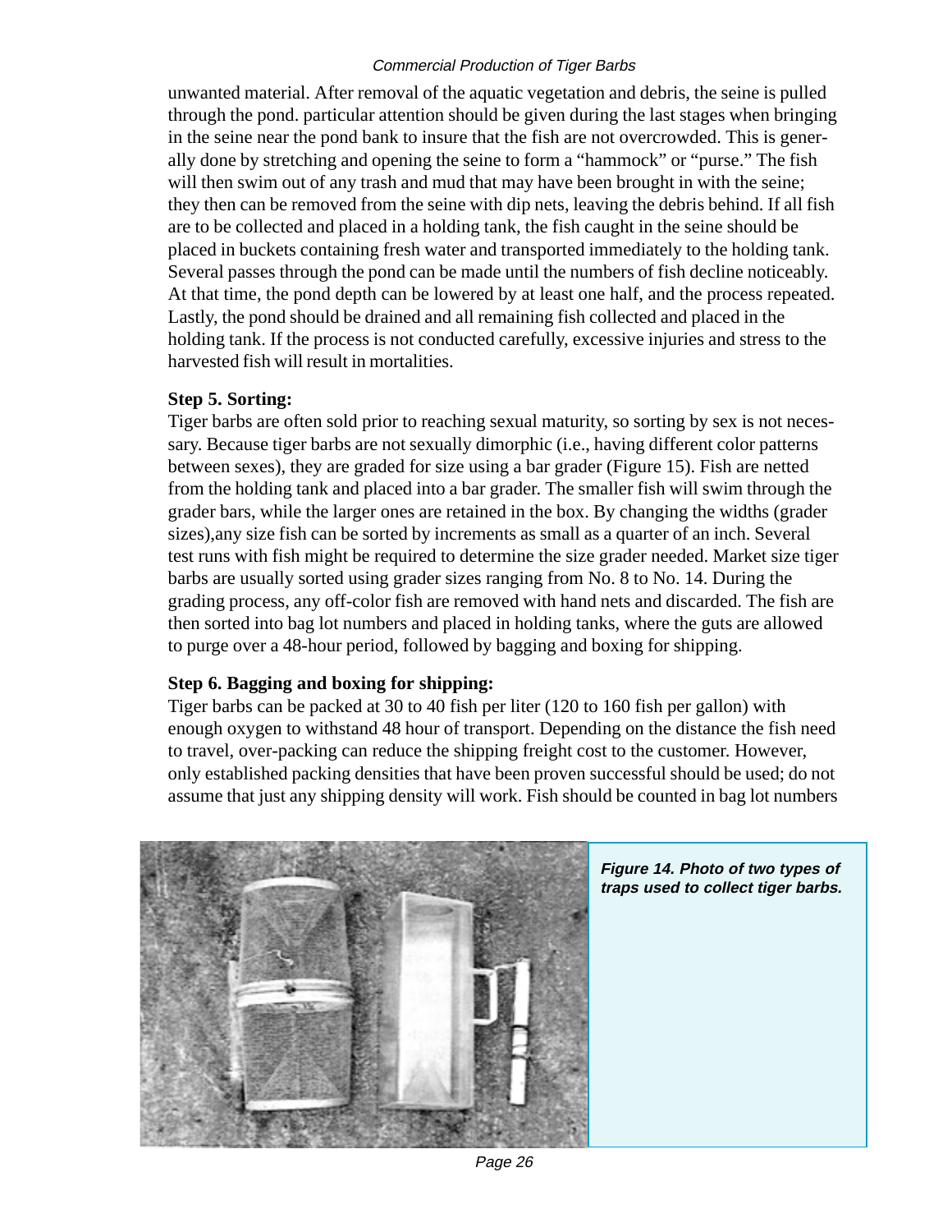unwanted material. After removal of the aquatic vegetation and debris, the seine is pulled through the pond. particular attention should be given during the last stages when bringing in the seine near the pond bank to insure that the fish are not overcrowded. This is generally done by stretching and opening the seine to form a "hammock" or "purse." The fish will then swim out of any trash and mud that may have been brought in with the seine; they then can be removed from the seine with dip nets, leaving the debris behind. If all fish are to be collected and placed in a holding tank, the fish caught in the seine should be placed in buckets containing fresh water and transported immediately to the holding tank. Several passes through the pond can be made until the numbers of fish decline noticeably. At that time, the pond depth can be lowered by at least one half, and the process repeated. Lastly, the pond should be drained and all remaining fish collected and placed in the holding tank. If the process is not conducted carefully, excessive injuries and stress to the harvested fish will result in mortalities.

**Step 5. Sorting:**

Tiger barbs are often sold prior to reaching sexual maturity, so sorting by sex is not necessary. Because tiger barbs are not sexually dimorphic (i.e., having different color patterns between sexes), they are graded for size using a bar grader (Figure 15). Fish are netted from the holding tank and placed into a bar grader. The smaller fish will swim through the grader bars, while the larger ones are retained in the box. By changing the widths (grader sizes),any size fish can be sorted by increments as small as a quarter of an inch. Several test runs with fish might be required to determine the size grader needed. Market size tiger barbs are usually sorted using grader sizes ranging from No. 8 to No. 14. During the grading process, any off-color fish are removed with hand nets and discarded. The fish are then sorted into bag lot numbers and placed in holding tanks, where the guts are allowed to purge over a 48-hour period, followed by bagging and boxing for shipping.

**Step 6. Bagging and boxing for shipping:**

Tiger barbs can be packed at 30 to 40 fish per liter (120 to 160 fish per gallon) with enough oxygen to withstand 48 hour of transport. Depending on the distance the fish need to travel, over-packing can reduce the shipping freight cost to the customer. However, only established packing densities that have been proven successful should be used; do not assume that just any shipping density will work. Fish should be counted in bag lot numbers

***Figure 14. Photo of two types of traps used to collect tiger barbs.***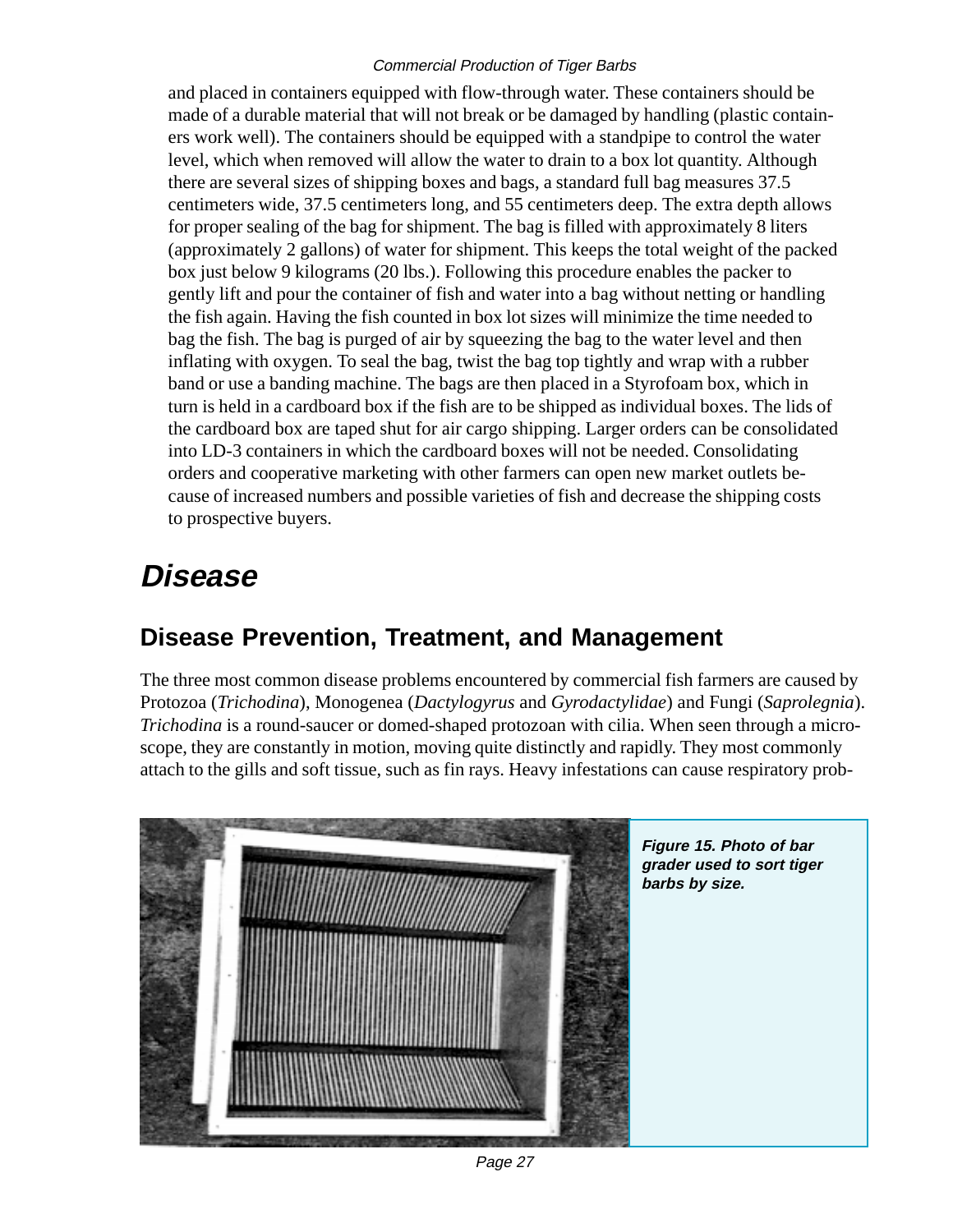and placed in containers equipped with flow-through water. These containers should be made of a durable material that will not break or be damaged by handling (plastic containers work well). The containers should be equipped with a standpipe to control the water level, which when removed will allow the water to drain to a box lot quantity. Although there are several sizes of shipping boxes and bags, a standard full bag measures 37.5 centimeters wide, 37.5 centimeters long, and 55 centimeters deep. The extra depth allows for proper sealing of the bag for shipment. The bag is filled with approximately 8 liters (approximately 2 gallons) of water for shipment. This keeps the total weight of the packed box just below 9 kilograms (20 lbs.). Following this procedure enables the packer to gently lift and pour the container of fish and water into a bag without netting or handling the fish again. Having the fish counted in box lot sizes will minimize the time needed to bag the fish. The bag is purged of air by squeezing the bag to the water level and then inflating with oxygen. To seal the bag, twist the bag top tightly and wrap with a rubber band or use a banding machine. The bags are then placed in a Styrofoam box, which in turn is held in a cardboard box if the fish are to be shipped as individual boxes. The lids of the cardboard box are taped shut for air cargo shipping. Larger orders can be consolidated into LD-3 containers in which the cardboard boxes will not be needed. Consolidating orders and cooperative marketing with other farmers can open new market outlets because of increased numbers and possible varieties of fish and decrease the shipping costs to prospective buyers.

# Disease

## Disease Prevention, Treatment, and Management

The three most common disease problems encountered by commercial fish farmers are caused by Protozoa (*Trichodina*), Monogenea (*Dactylogyrus* and *Gyrodactylidae*) and Fungi (*Saprolegnia*). *Trichodina* is a round-saucer or domed-shaped protozoan with cilia. When seen through a microscope, they are constantly in motion, moving quite distinctly and rapidly. They most commonly attach to the gills and soft tissue, such as fin rays. Heavy infestations can cause respiratory prob-

***Figure 15. Photo of bar grader used to sort tiger barbs by size.***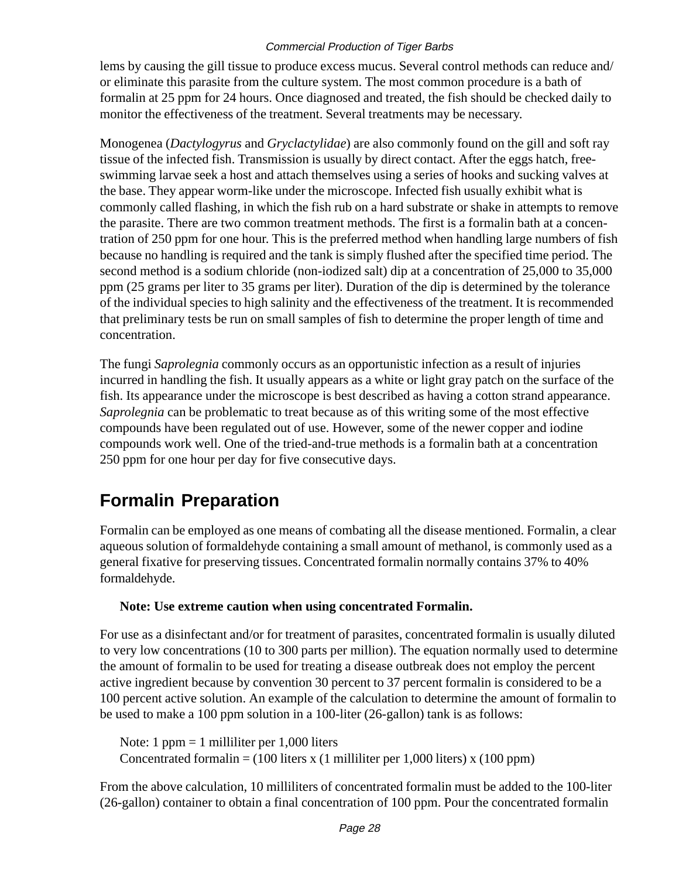lems by causing the gill tissue to produce excess mucus. Several control methods can reduce and/or eliminate this parasite from the culture system. The most common procedure is a bath of formalin at 25 ppm for 24 hours. Once diagnosed and treated, the fish should be checked daily to monitor the effectiveness of the treatment. Several treatments may be necessary.

Monogenea (*Dactylogyrus* and *Gryclactylidae*) are also commonly found on the gill and soft ray tissue of the infected fish. Transmission is usually by direct contact. After the eggs hatch, free-swimming larvae seek a host and attach themselves using a series of hooks and sucking valves at the base. They appear worm-like under the microscope. Infected fish usually exhibit what is commonly called flashing, in which the fish rub on a hard substrate or shake in attempts to remove the parasite. There are two common treatment methods. The first is a formalin bath at a concentration of 250 ppm for one hour. This is the preferred method when handling large numbers of fish because no handling is required and the tank is simply flushed after the specified time period. The second method is a sodium chloride (non-iodized salt) dip at a concentration of 25,000 to 35,000 ppm (25 grams per liter to 35 grams per liter). Duration of the dip is determined by the tolerance of the individual species to high salinity and the effectiveness of the treatment. It is recommended that preliminary tests be run on small samples of fish to determine the proper length of time and concentration.

The fungi *Saprolegnia* commonly occurs as an opportunistic infection as a result of injuries incurred in handling the fish. It usually appears as a white or light gray patch on the surface of the fish. Its appearance under the microscope is best described as having a cotton strand appearance. *Saprolegnia* can be problematic to treat because as of this writing some of the most effective compounds have been regulated out of use. However, some of the newer copper and iodine compounds work well. One of the tried-and-true methods is a formalin bath at a concentration 250 ppm for one hour per day for five consecutive days.

## Formalin Preparation

Formalin can be employed as one means of combating all the disease mentioned. Formalin, a clear aqueous solution of formaldehyde containing a small amount of methanol, is commonly used as a general fixative for preserving tissues. Concentrated formalin normally contains 37% to 40% formaldehyde.

**Note: Use extreme caution when using concentrated Formalin.**

For use as a disinfectant and/or for treatment of parasites, concentrated formalin is usually diluted to very low concentrations (10 to 300 parts per million). The equation normally used to determine the amount of formalin to be used for treating a disease outbreak does not employ the percent active ingredient because by convention 30 percent to 37 percent formalin is considered to be a 100 percent active solution. An example of the calculation to determine the amount of formalin to be used to make a 100 ppm solution in a 100-liter (26-gallon) tank is as follows:

Note: 1 ppm = 1 milliliter per 1,000 liters
Concentrated formalin = (100 liters x (1 milliliter per 1,000 liters) x (100 ppm)

From the above calculation, 10 milliliters of concentrated formalin must be added to the 100-liter (26-gallon) container to obtain a final concentration of 100 ppm. Pour the concentrated formalin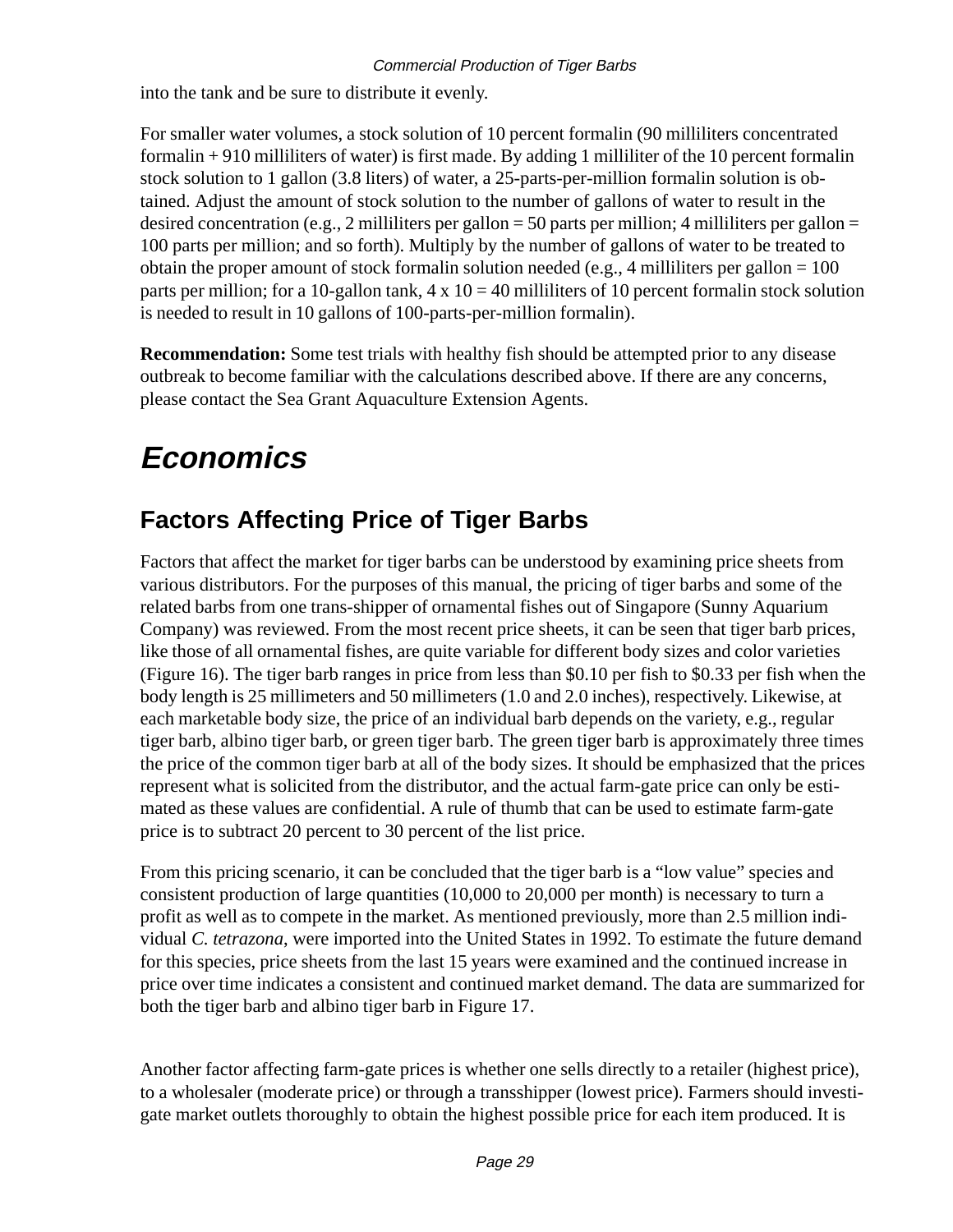into the tank and be sure to distribute it evenly.

For smaller water volumes, a stock solution of 10 percent formalin (90 milliliters concentrated formalin + 910 milliliters of water) is first made. By adding 1 milliliter of the 10 percent formalin stock solution to 1 gallon (3.8 liters) of water, a 25-parts-per-million formalin solution is obtained. Adjust the amount of stock solution to the number of gallons of water to result in the desired concentration (e.g., 2 milliliters per gallon = 50 parts per million; 4 milliliters per gallon = 100 parts per million; and so forth). Multiply by the number of gallons of water to be treated to obtain the proper amount of stock formalin solution needed (e.g., 4 milliliters per gallon = 100 parts per million; for a 10-gallon tank, 4 x 10 = 40 milliliters of 10 percent formalin stock solution is needed to result in 10 gallons of 100-parts-per-million formalin).

**Recommendation:** Some test trials with healthy fish should be attempted prior to any disease outbreak to become familiar with the calculations described above. If there are any concerns, please contact the Sea Grant Aquaculture Extension Agents.

# *Economics*

## Factors Affecting Price of Tiger Barbs

Factors that affect the market for tiger barbs can be understood by examining price sheets from various distributors. For the purposes of this manual, the pricing of tiger barbs and some of the related barbs from one trans-shipper of ornamental fishes out of Singapore (Sunny Aquarium Company) was reviewed. From the most recent price sheets, it can be seen that tiger barb prices, like those of all ornamental fishes, are quite variable for different body sizes and color varieties (Figure 16). The tiger barb ranges in price from less than $0.10 per fish to $0.33 per fish when the body length is 25 millimeters and 50 millimeters (1.0 and 2.0 inches), respectively. Likewise, at each marketable body size, the price of an individual barb depends on the variety, e.g., regular tiger barb, albino tiger barb, or green tiger barb. The green tiger barb is approximately three times the price of the common tiger barb at all of the body sizes. It should be emphasized that the prices represent what is solicited from the distributor, and the actual farm-gate price can only be estimated as these values are confidential. A rule of thumb that can be used to estimate farm-gate price is to subtract 20 percent to 30 percent of the list price.

From this pricing scenario, it can be concluded that the tiger barb is a "low value" species and consistent production of large quantities (10,000 to 20,000 per month) is necessary to turn a profit as well as to compete in the market. As mentioned previously, more than 2.5 million individual *C. tetrazona*, were imported into the United States in 1992. To estimate the future demand for this species, price sheets from the last 15 years were examined and the continued increase in price over time indicates a consistent and continued market demand. The data are summarized for both the tiger barb and albino tiger barb in Figure 17.

Another factor affecting farm-gate prices is whether one sells directly to a retailer (highest price), to a wholesaler (moderate price) or through a transshipper (lowest price). Farmers should investigate market outlets thoroughly to obtain the highest possible price for each item produced. It is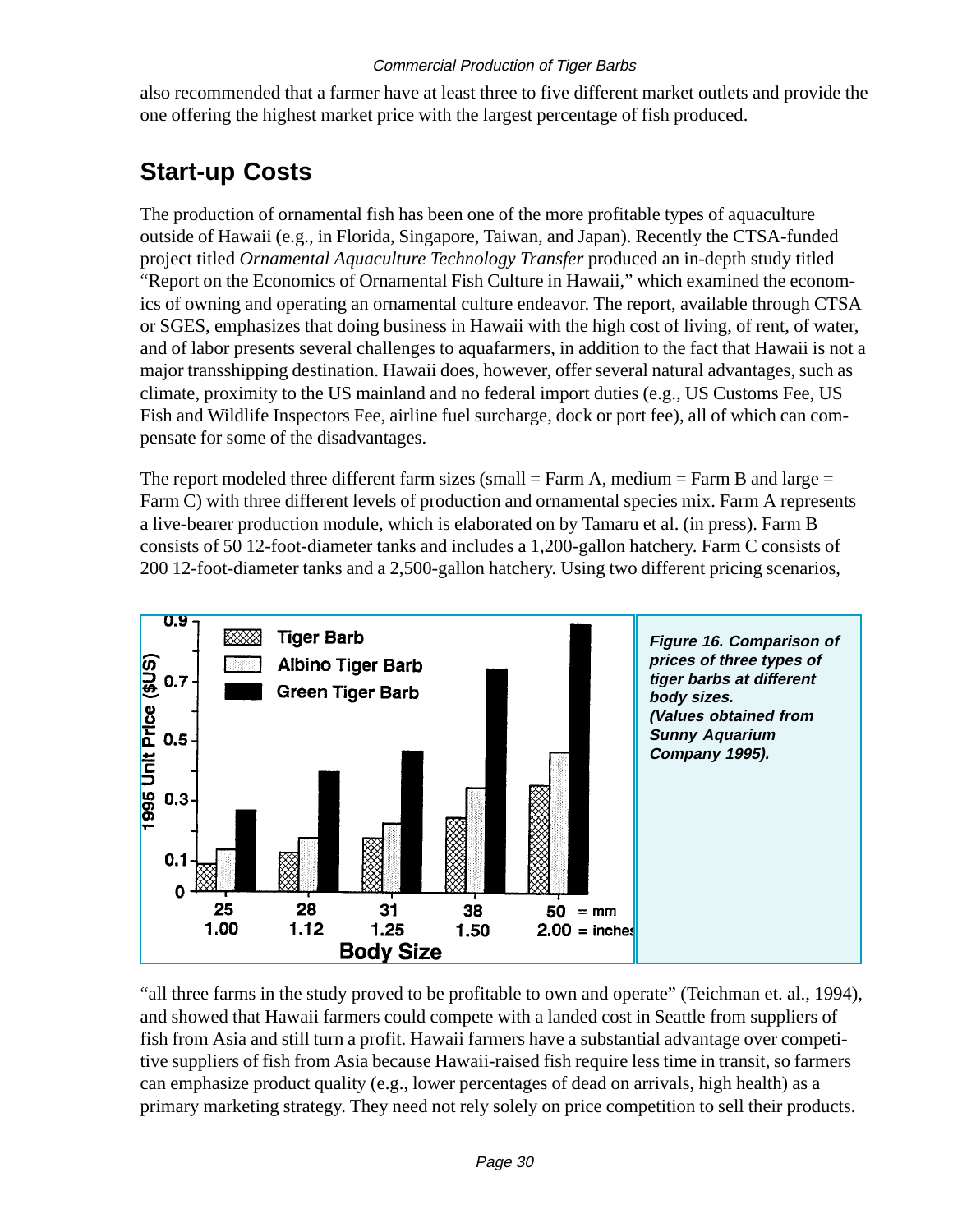also recommended that a farmer have at least three to five different market outlets and provide the one offering the highest market price with the largest percentage of fish produced.

## Start-up Costs

The production of ornamental fish has been one of the more profitable types of aquaculture outside of Hawaii (e.g., in Florida, Singapore, Taiwan, and Japan). Recently the CTSA-funded project titled *Ornamental Aquaculture Technology Transfer* produced an in-depth study titled "Report on the Economics of Ornamental Fish Culture in Hawaii," which examined the economics of owning and operating an ornamental culture endeavor. The report, available through CTSA or SGES, emphasizes that doing business in Hawaii with the high cost of living, of rent, of water, and of labor presents several challenges to aquafarmers, in addition to the fact that Hawaii is not a major transshipping destination. Hawaii does, however, offer several natural advantages, such as climate, proximity to the US mainland and no federal import duties (e.g., US Customs Fee, US Fish and Wildlife Inspectors Fee, airline fuel surcharge, dock or port fee), all of which can compensate for some of the disadvantages.

The report modeled three different farm sizes (small = Farm A, medium = Farm B and large = Farm C) with three different levels of production and ornamental species mix. Farm A represents a live-bearer production module, which is elaborated on by Tamaru et al. (in press). Farm B consists of 50 12-foot-diameter tanks and includes a 1,200-gallon hatchery. Farm C consists of 200 12-foot-diameter tanks and a 2,500-gallon hatchery. Using two different pricing scenarios,

***Figure 16. Comparison of prices of three types of tiger barbs at different body sizes. (Values obtained from Sunny Aquarium Company 1995).***

"all three farms in the study proved to be profitable to own and operate" (Teichman et. al., 1994), and showed that Hawaii farmers could compete with a landed cost in Seattle from suppliers of fish from Asia and still turn a profit. Hawaii farmers have a substantial advantage over competitive suppliers of fish from Asia because Hawaii-raised fish require less time in transit, so farmers can emphasize product quality (e.g., lower percentages of dead on arrivals, high health) as a primary marketing strategy. They need not rely solely on price competition to sell their products.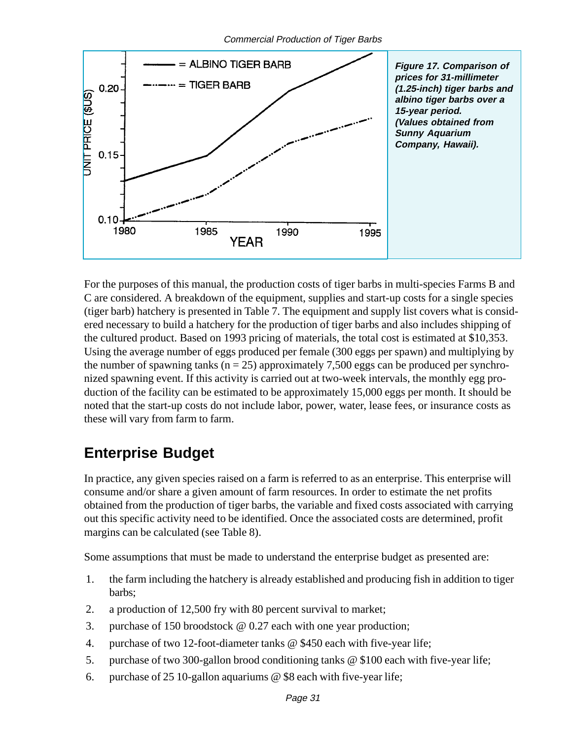*Figure 17. Comparison of prices for 31-millimeter (1.25-inch) tiger barbs and albino tiger barbs over a 15-year period. (Values obtained from Sunny Aquarium Company, Hawaii).*

For the purposes of this manual, the production costs of tiger barbs in multi-species Farms B and C are considered. A breakdown of the equipment, supplies and start-up costs for a single species (tiger barb) hatchery is presented in Table 7. The equipment and supply list covers what is considered necessary to build a hatchery for the production of tiger barbs and also includes shipping of the cultured product. Based on 1993 pricing of materials, the total cost is estimated at $10,353. Using the average number of eggs produced per female (300 eggs per spawn) and multiplying by the number of spawning tanks (n = 25) approximately 7,500 eggs can be produced per synchronized spawning event. If this activity is carried out at two-week intervals, the monthly egg production of the facility can be estimated to be approximately 15,000 eggs per month. It should be noted that the start-up costs do not include labor, power, water, lease fees, or insurance costs as these will vary from farm to farm.

## Enterprise Budget

In practice, any given species raised on a farm is referred to as an enterprise. This enterprise will consume and/or share a given amount of farm resources. In order to estimate the net profits obtained from the production of tiger barbs, the variable and fixed costs associated with carrying out this specific activity need to be identified. Once the associated costs are determined, profit margins can be calculated (see Table 8).

Some assumptions that must be made to understand the enterprise budget as presented are:

1. the farm including the hatchery is already established and producing fish in addition to tiger barbs;
2. a production of 12,500 fry with 80 percent survival to market;
3. purchase of 150 broodstock @ 0.27 each with one year production;
4. purchase of two 12-foot-diameter tanks @ $450 each with five-year life;
5. purchase of two 300-gallon brood conditioning tanks @ $100 each with five-year life;
6. purchase of 25 10-gallon aquariums @ $8 each with five-year life;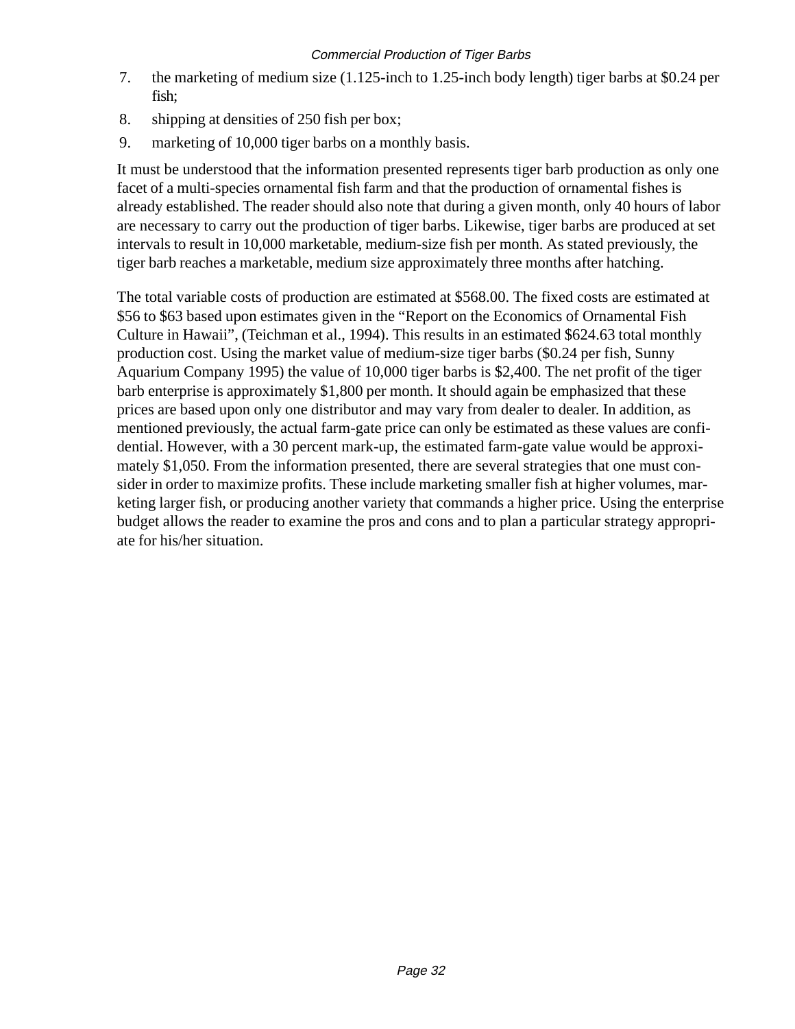7. the marketing of medium size (1.125-inch to 1.25-inch body length) tiger barbs at $0.24 per fish;
8. shipping at densities of 250 fish per box;
9. marketing of 10,000 tiger barbs on a monthly basis.

It must be understood that the information presented represents tiger barb production as only one facet of a multi-species ornamental fish farm and that the production of ornamental fishes is already established. The reader should also note that during a given month, only 40 hours of labor are necessary to carry out the production of tiger barbs. Likewise, tiger barbs are produced at set intervals to result in 10,000 marketable, medium-size fish per month. As stated previously, the tiger barb reaches a marketable, medium size approximately three months after hatching.

The total variable costs of production are estimated at $568.00. The fixed costs are estimated at $56 to $63 based upon estimates given in the "Report on the Economics of Ornamental Fish Culture in Hawaii", (Teichman et al., 1994). This results in an estimated $624.63 total monthly production cost. Using the market value of medium-size tiger barbs ($0.24 per fish, Sunny Aquarium Company 1995) the value of 10,000 tiger barbs is $2,400. The net profit of the tiger barb enterprise is approximately $1,800 per month. It should again be emphasized that these prices are based upon only one distributor and may vary from dealer to dealer. In addition, as mentioned previously, the actual farm-gate price can only be estimated as these values are confidential. However, with a 30 percent mark-up, the estimated farm-gate value would be approximately $1,050. From the information presented, there are several strategies that one must consider in order to maximize profits. These include marketing smaller fish at higher volumes, marketing larger fish, or producing another variety that commands a higher price. Using the enterprise budget allows the reader to examine the pros and cons and to plan a particular strategy appropriate for his/her situation.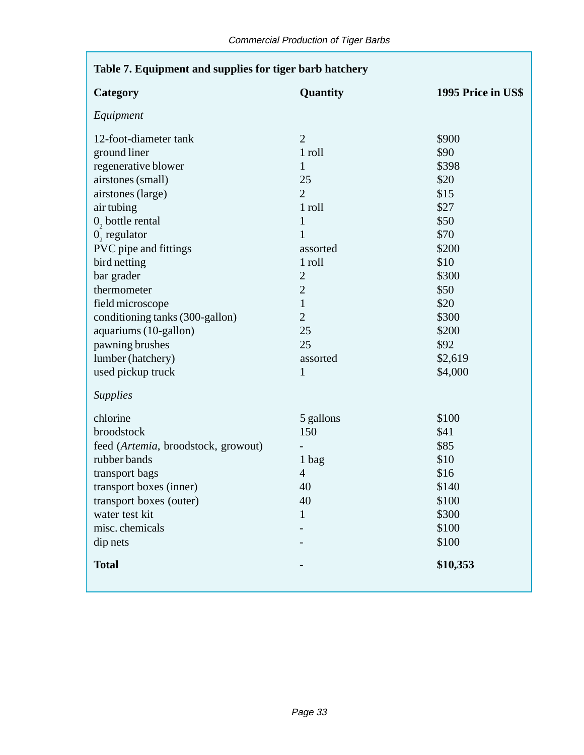**Table 7. Equipment and supplies for tiger barb hatchery**

| Category | Quantity | 1995 Price in US$ |
|---|---|---|
| *Equipment* | | |
| 12-foot-diameter tank | 2 | $900 |
| ground liner | 1 roll | $90 |
| regenerative blower | 1 | $398 |
| airstones (small) | 25 | $20 |
| airstones (large) | 2 | $15 |
| air tubing | 1 roll | $27 |
| $0_2$ bottle rental | 1 | $50 |
| $0_2$ regulator | 1 | $70 |
| PVC pipe and fittings | assorted | $200 |
| bird netting | 1 roll | $10 |
| bar grader | 2 | $300 |
| thermometer | 2 | $50 |
| field microscope | 1 | $20 |
| conditioning tanks (300-gallon) | 2 | $300 |
| aquariums (10-gallon) | 25 | $200 |
| pawning brushes | 25 | $92 |
| lumber (hatchery) | assorted | $2,619 |
| used pickup truck | 1 | $4,000 |
| *Supplies* | | |
| chlorine | 5 gallons | $100 |
| broodstock | 150 | $41 |
| feed (*Artemia*, broodstock, growout) | - | $85 |
| rubber bands | 1 bag | $10 |
| transport bags | 4 | $16 |
| transport boxes (inner) | 40 | $140 |
| transport boxes (outer) | 40 | $100 |
| water test kit | 1 | $300 |
| misc. chemicals | - | $100 |
| dip nets | - | $100 |
| **Total** | - | **$10,353** |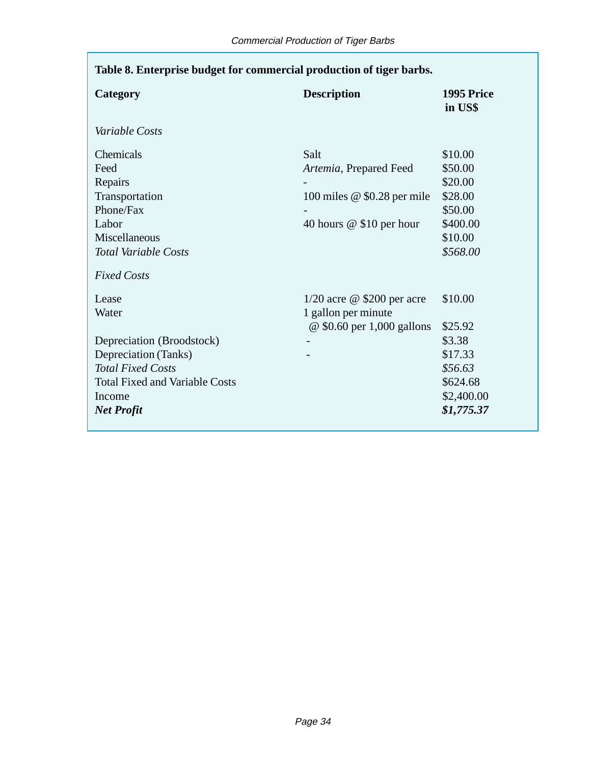**Table 8. Enterprise budget for commercial production of tiger barbs.**

| Category | Description | 1995 Price in US$ |
|---|---|---|
| *Variable Costs* | | |
| Chemicals | Salt | $10.00 |
| Feed | *Artemia*, Prepared Feed | $50.00 |
| Repairs | - | $20.00 |
| Transportation | 100 miles @ $0.28 per mile | $28.00 |
| Phone/Fax | - | $50.00 |
| Labor | 40 hours @ $10 per hour | $400.00 |
| Miscellaneous | | $10.00 |
| *Total Variable Costs* | | *$568.00* |
| *Fixed Costs* | | |
| Lease | 1/20 acre @ $200 per acre | $10.00 |
| Water | 1 gallon per minute @ $0.60 per 1,000 gallons | $25.92 |
| Depreciation (Broodstock) | - | $3.38 |
| Depreciation (Tanks) | - | $17.33 |
| *Total Fixed Costs* | | *$56.63* |
| Total Fixed and Variable Costs | | $624.68 |
| Income | | $2,400.00 |
| ***Net Profit*** | | ***$1,775.37*** |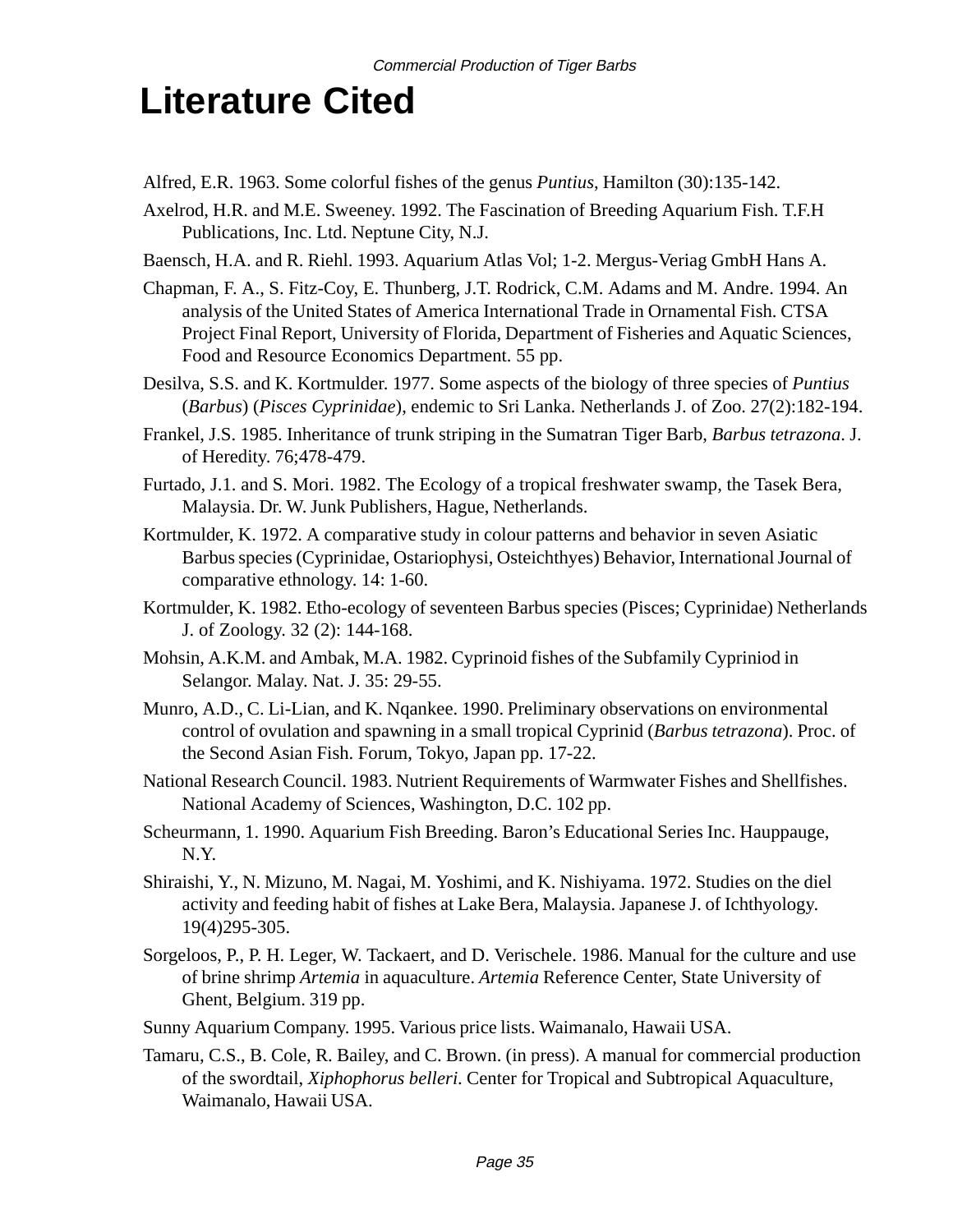# Literature Cited

Alfred, E.R. 1963. Some colorful fishes of the genus *Puntius*, Hamilton (30):135-142.

Axelrod, H.R. and M.E. Sweeney. 1992. The Fascination of Breeding Aquarium Fish. T.F.H Publications, Inc. Ltd. Neptune City, N.J.

Baensch, H.A. and R. Riehl. 1993. Aquarium Atlas Vol; 1-2. Mergus-Veriag GmbH Hans A.

Chapman, F. A., S. Fitz-Coy, E. Thunberg, J.T. Rodrick, C.M. Adams and M. Andre. 1994. An analysis of the United States of America International Trade in Ornamental Fish. CTSA Project Final Report, University of Florida, Department of Fisheries and Aquatic Sciences, Food and Resource Economics Department. 55 pp.

Desilva, S.S. and K. Kortmulder. 1977. Some aspects of the biology of three species of *Puntius* (*Barbus*) (*Pisces Cyprinidae*), endemic to Sri Lanka. Netherlands J. of Zoo. 27(2):182-194.

Frankel, J.S. 1985. Inheritance of trunk striping in the Sumatran Tiger Barb, *Barbus tetrazona*. J. of Heredity. 76;478-479.

Furtado, J.1. and S. Mori. 1982. The Ecology of a tropical freshwater swamp, the Tasek Bera, Malaysia. Dr. W. Junk Publishers, Hague, Netherlands.

Kortmulder, K. 1972. A comparative study in colour patterns and behavior in seven Asiatic Barbus species (Cyprinidae, Ostariophysi, Osteichthyes) Behavior, International Journal of comparative ethnology. 14: 1-60.

Kortmulder, K. 1982. Etho-ecology of seventeen Barbus species (Pisces; Cyprinidae) Netherlands J. of Zoology. 32 (2): 144-168.

Mohsin, A.K.M. and Ambak, M.A. 1982. Cyprinoid fishes of the Subfamily Cypriniod in Selangor. Malay. Nat. J. 35: 29-55.

Munro, A.D., C. Li-Lian, and K. Nqankee. 1990. Preliminary observations on environmental control of ovulation and spawning in a small tropical Cyprinid (*Barbus tetrazona*). Proc. of the Second Asian Fish. Forum, Tokyo, Japan pp. 17-22.

National Research Council. 1983. Nutrient Requirements of Warmwater Fishes and Shellfishes. National Academy of Sciences, Washington, D.C. 102 pp.

Scheurmann, 1. 1990. Aquarium Fish Breeding. Baron’s Educational Series Inc. Hauppauge, N.Y.

Shiraishi, Y., N. Mizuno, M. Nagai, M. Yoshimi, and K. Nishiyama. 1972. Studies on the diel activity and feeding habit of fishes at Lake Bera, Malaysia. Japanese J. of Ichthyology. 19(4)295-305.

Sorgeloos, P., P. H. Leger, W. Tackaert, and D. Verischele. 1986. Manual for the culture and use of brine shrimp *Artemia* in aquaculture. *Artemia* Reference Center, State University of Ghent, Belgium. 319 pp.

Sunny Aquarium Company. 1995. Various price lists. Waimanalo, Hawaii USA.

Tamaru, C.S., B. Cole, R. Bailey, and C. Brown. (in press). A manual for commercial production of the swordtail, *Xiphophorus belleri*. Center for Tropical and Subtropical Aquaculture, Waimanalo, Hawaii USA.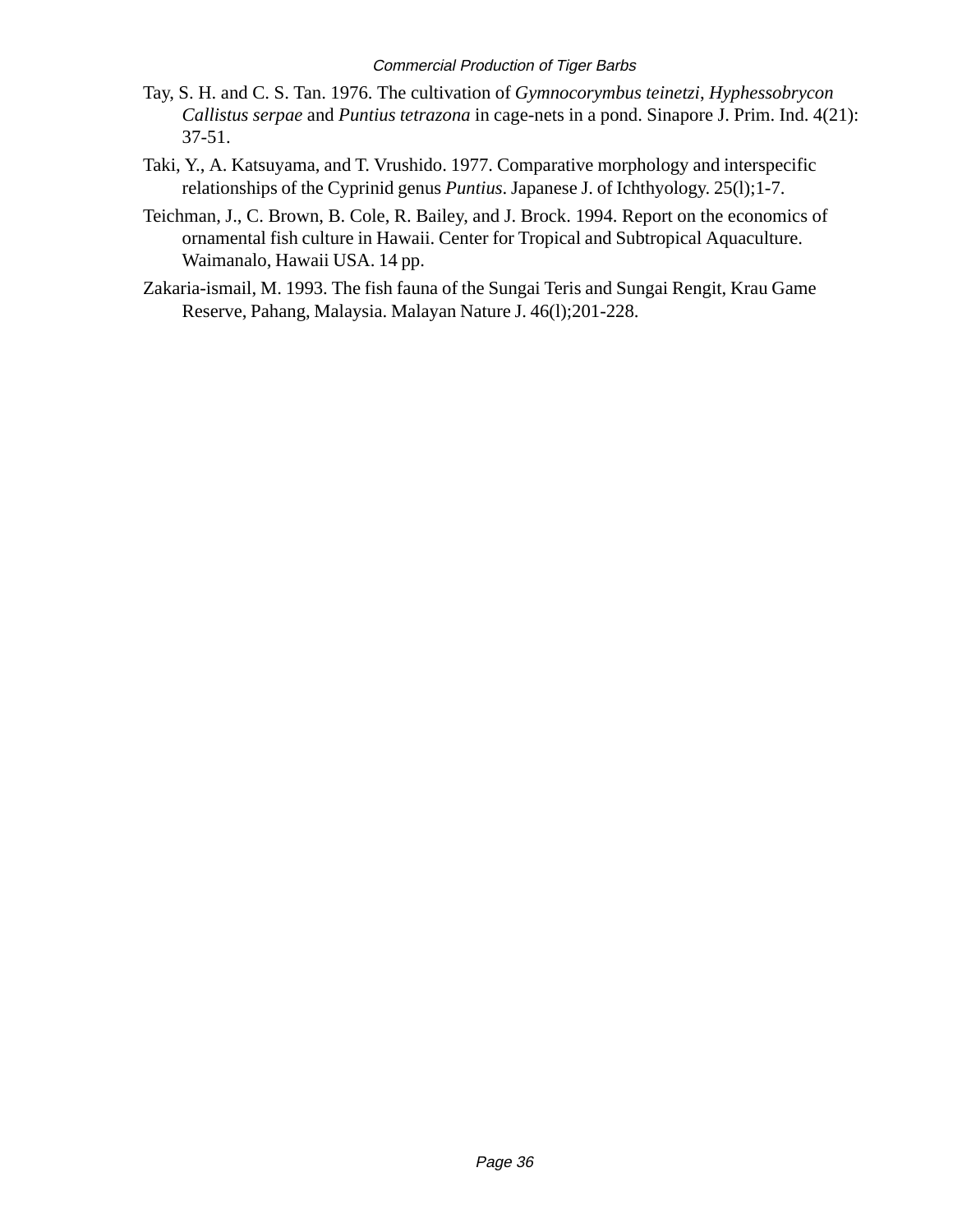Tay, S. H. and C. S. Tan. 1976. The cultivation of *Gymnocorymbus teinetzi*, *Hyphessobrycon Callistus serpae* and *Puntius tetrazona* in cage-nets in a pond. Sinapore J. Prim. Ind. 4(21): 37-51.

Taki, Y., A. Katsuyama, and T. Vrushido. 1977. Comparative morphology and interspecific relationships of the Cyprinid genus *Puntius*. Japanese J. of Ichthyology. 25(l);1-7.

Teichman, J., C. Brown, B. Cole, R. Bailey, and J. Brock. 1994. Report on the economics of ornamental fish culture in Hawaii. Center for Tropical and Subtropical Aquaculture. Waimanalo, Hawaii USA. 14 pp.

Zakaria-ismail, M. 1993. The fish fauna of the Sungai Teris and Sungai Rengit, Krau Game Reserve, Pahang, Malaysia. Malayan Nature J. 46(l);201-228.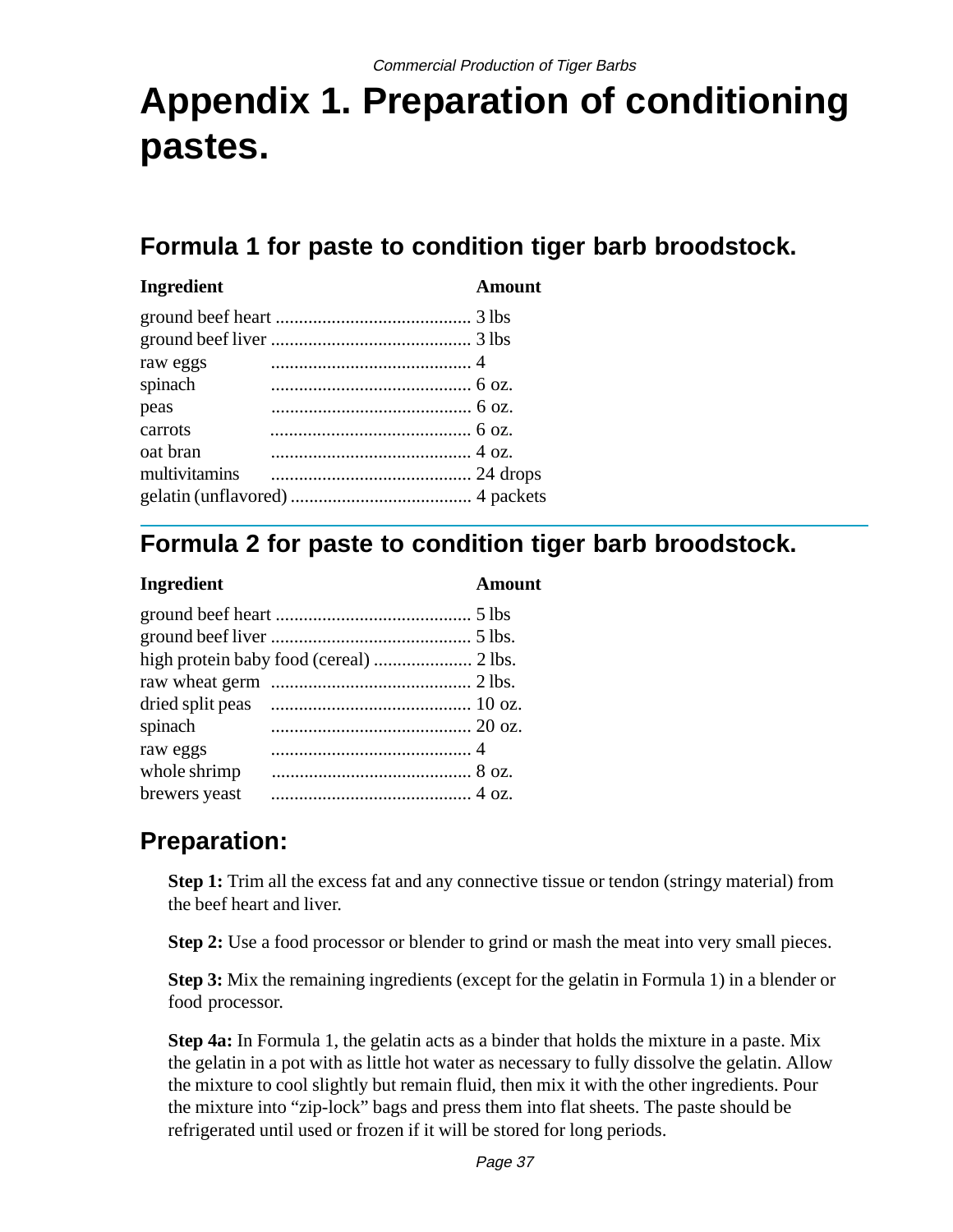# Appendix 1. Preparation of conditioning pastes.

## Formula 1 for paste to condition tiger barb broodstock.

| Ingredient | Amount |
|---|---|
| ground beef heart | 3 lbs |
| ground beef liver | 3 lbs |
| raw eggs | 4 |
| spinach | 6 oz. |
| peas | 6 oz. |
| carrots | 6 oz. |
| oat bran | 4 oz. |
| multivitamins | 24 drops |
| gelatin (unflavored) | 4 packets |

## Formula 2 for paste to condition tiger barb broodstock.

| Ingredient | Amount |
|---|---|
| ground beef heart | 5 lbs |
| ground beef liver | 5 lbs. |
| high protein baby food (cereal) | 2 lbs. |
| raw wheat germ | 2 lbs. |
| dried split peas | 10 oz. |
| spinach | 20 oz. |
| raw eggs | 4 |
| whole shrimp | 8 oz. |
| brewers yeast | 4 oz. |

## Preparation:

**Step 1:** Trim all the excess fat and any connective tissue or tendon (stringy material) from the beef heart and liver.

**Step 2:** Use a food processor or blender to grind or mash the meat into very small pieces.

**Step 3:** Mix the remaining ingredients (except for the gelatin in Formula 1) in a blender or food processor.

**Step 4a:** In Formula 1, the gelatin acts as a binder that holds the mixture in a paste. Mix the gelatin in a pot with as little hot water as necessary to fully dissolve the gelatin. Allow the mixture to cool slightly but remain fluid, then mix it with the other ingredients. Pour the mixture into "zip-lock" bags and press them into flat sheets. The paste should be refrigerated until used or frozen if it will be stored for long periods.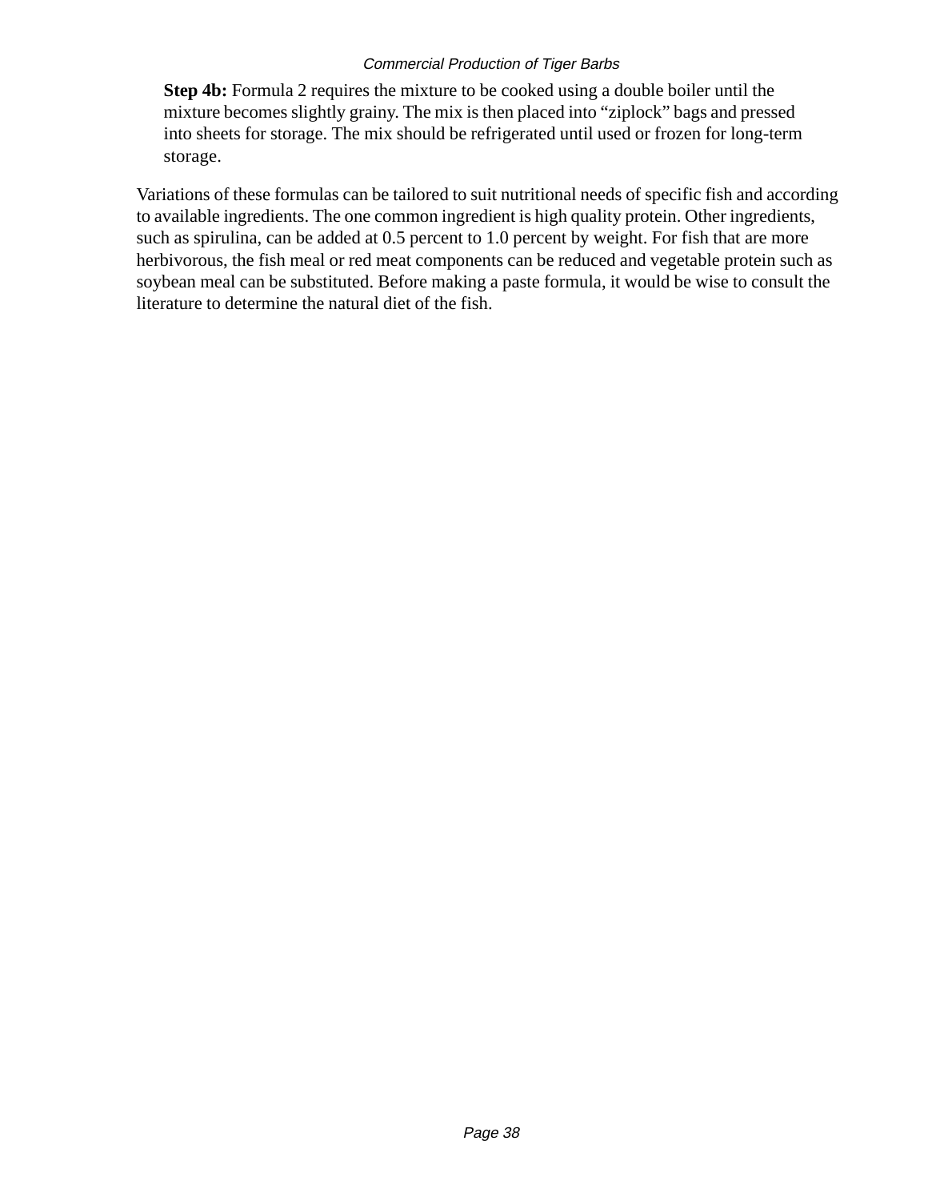**Step 4b:** Formula 2 requires the mixture to be cooked using a double boiler until the mixture becomes slightly grainy. The mix is then placed into "ziplock" bags and pressed into sheets for storage. The mix should be refrigerated until used or frozen for long-term storage.

Variations of these formulas can be tailored to suit nutritional needs of specific fish and according to available ingredients. The one common ingredient is high quality protein. Other ingredients, such as spirulina, can be added at 0.5 percent to 1.0 percent by weight. For fish that are more herbivorous, the fish meal or red meat components can be reduced and vegetable protein such as soybean meal can be substituted. Before making a paste formula, it would be wise to consult the literature to determine the natural diet of the fish.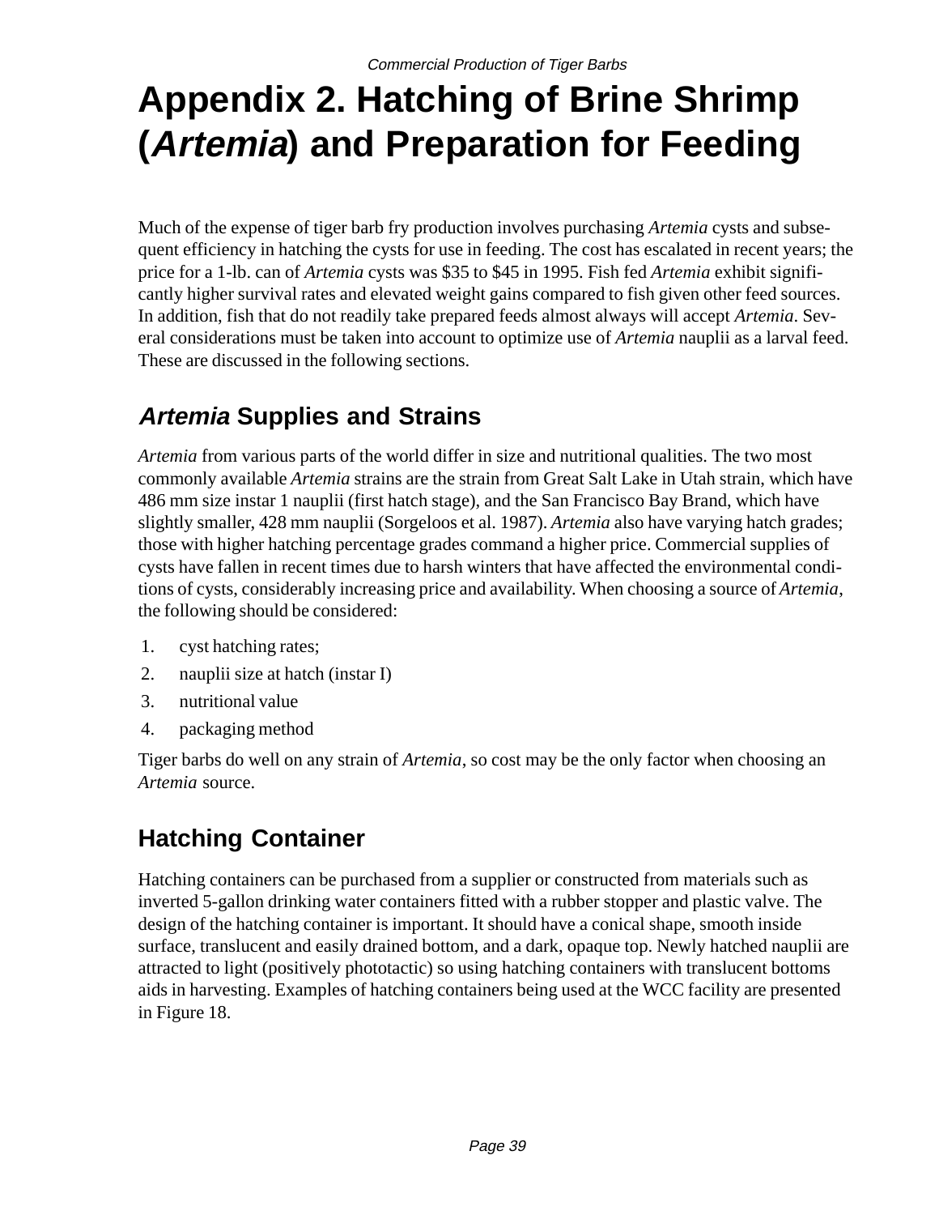# Appendix 2. Hatching of Brine Shrimp (*Artemia*) and Preparation for Feeding

Much of the expense of tiger barb fry production involves purchasing *Artemia* cysts and subsequent efficiency in hatching the cysts for use in feeding. The cost has escalated in recent years; the price for a 1-lb. can of *Artemia* cysts was $35 to $45 in 1995. Fish fed *Artemia* exhibit significantly higher survival rates and elevated weight gains compared to fish given other feed sources. In addition, fish that do not readily take prepared feeds almost always will accept *Artemia*. Several considerations must be taken into account to optimize use of *Artemia* nauplii as a larval feed. These are discussed in the following sections.

## *Artemia* Supplies and Strains

*Artemia* from various parts of the world differ in size and nutritional qualities. The two most commonly available *Artemia* strains are the strain from Great Salt Lake in Utah strain, which have 486 mm size instar 1 nauplii (first hatch stage), and the San Francisco Bay Brand, which have slightly smaller, 428 mm nauplii (Sorgeloos et al. 1987). *Artemia* also have varying hatch grades; those with higher hatching percentage grades command a higher price. Commercial supplies of cysts have fallen in recent times due to harsh winters that have affected the environmental conditions of cysts, considerably increasing price and availability. When choosing a source of *Artemia*, the following should be considered:

1. cyst hatching rates;
2. nauplii size at hatch (instar I)
3. nutritional value
4. packaging method

Tiger barbs do well on any strain of *Artemia*, so cost may be the only factor when choosing an *Artemia* source.

## Hatching Container

Hatching containers can be purchased from a supplier or constructed from materials such as inverted 5-gallon drinking water containers fitted with a rubber stopper and plastic valve. The design of the hatching container is important. It should have a conical shape, smooth inside surface, translucent and easily drained bottom, and a dark, opaque top. Newly hatched nauplii are attracted to light (positively phototactic) so using hatching containers with translucent bottoms aids in harvesting. Examples of hatching containers being used at the WCC facility are presented in Figure 18.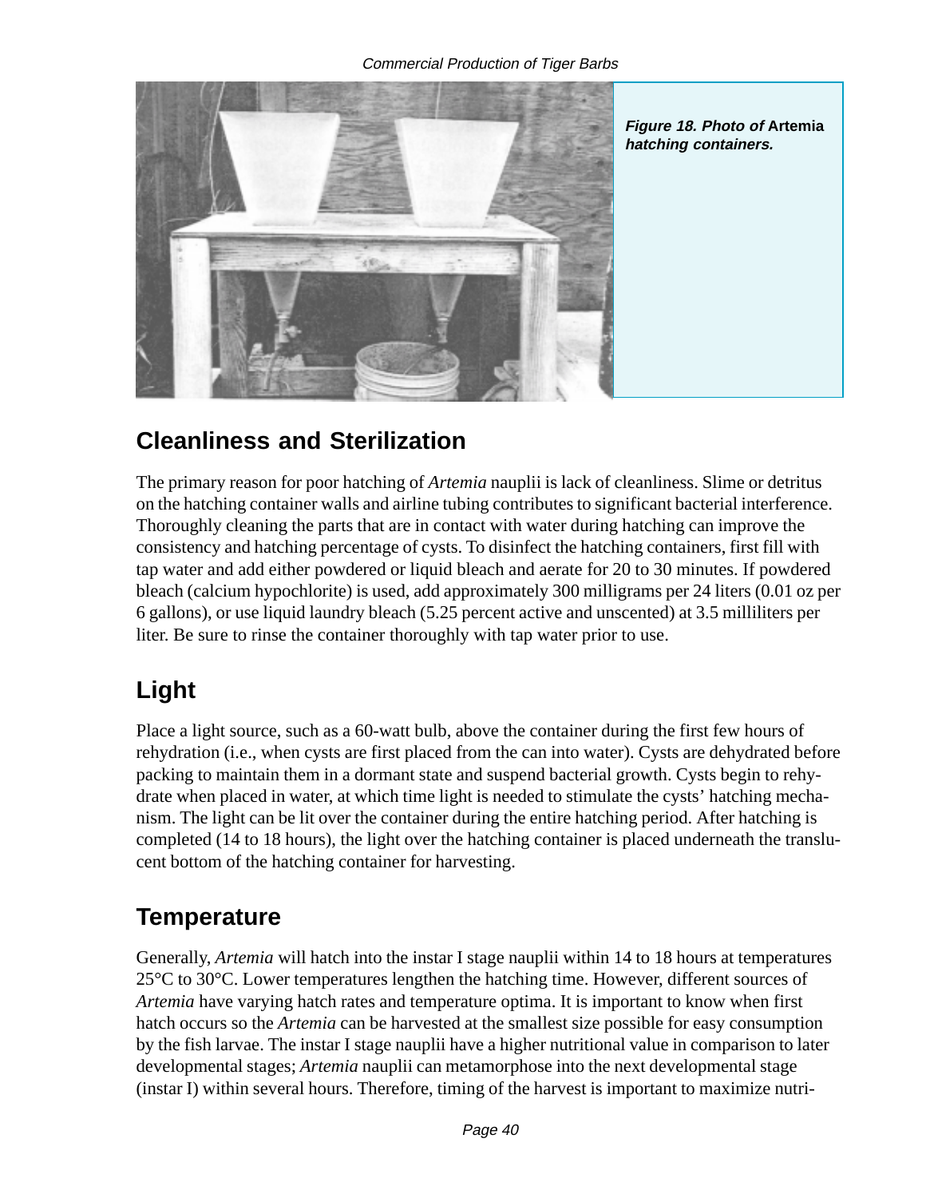*Figure 18. Photo of* **Artemia** *hatching containers.*

## Cleanliness and Sterilization

The primary reason for poor hatching of *Artemia* nauplii is lack of cleanliness. Slime or detritus on the hatching container walls and airline tubing contributes to significant bacterial interference. Thoroughly cleaning the parts that are in contact with water during hatching can improve the consistency and hatching percentage of cysts. To disinfect the hatching containers, first fill with tap water and add either powdered or liquid bleach and aerate for 20 to 30 minutes. If powdered bleach (calcium hypochlorite) is used, add approximately 300 milligrams per 24 liters (0.01 oz per 6 gallons), or use liquid laundry bleach (5.25 percent active and unscented) at 3.5 milliliters per liter. Be sure to rinse the container thoroughly with tap water prior to use.

## Light

Place a light source, such as a 60-watt bulb, above the container during the first few hours of rehydration (i.e., when cysts are first placed from the can into water). Cysts are dehydrated before packing to maintain them in a dormant state and suspend bacterial growth. Cysts begin to rehydrate when placed in water, at which time light is needed to stimulate the cysts' hatching mechanism. The light can be lit over the container during the entire hatching period. After hatching is completed (14 to 18 hours), the light over the hatching container is placed underneath the translucent bottom of the hatching container for harvesting.

## Temperature

Generally, *Artemia* will hatch into the instar I stage nauplii within 14 to 18 hours at temperatures 25°C to 30°C. Lower temperatures lengthen the hatching time. However, different sources of *Artemia* have varying hatch rates and temperature optima. It is important to know when first hatch occurs so the *Artemia* can be harvested at the smallest size possible for easy consumption by the fish larvae. The instar I stage nauplii have a higher nutritional value in comparison to later developmental stages; *Artemia* nauplii can metamorphose into the next developmental stage (instar I) within several hours. Therefore, timing of the harvest is important to maximize nutri-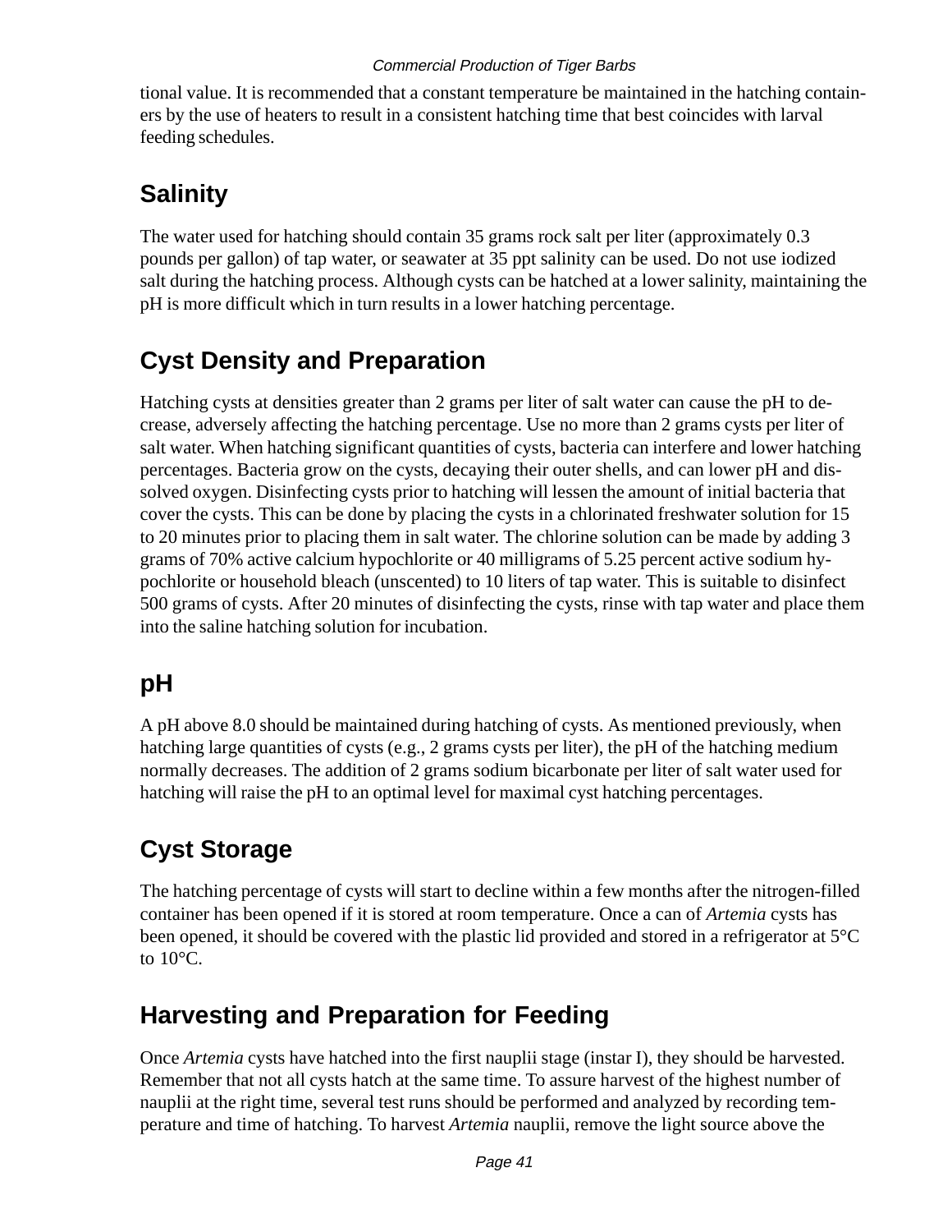tional value. It is recommended that a constant temperature be maintained in the hatching containers by the use of heaters to result in a consistent hatching time that best coincides with larval feeding schedules.

## Salinity

The water used for hatching should contain 35 grams rock salt per liter (approximately 0.3 pounds per gallon) of tap water, or seawater at 35 ppt salinity can be used. Do not use iodized salt during the hatching process. Although cysts can be hatched at a lower salinity, maintaining the pH is more difficult which in turn results in a lower hatching percentage.

## Cyst Density and Preparation

Hatching cysts at densities greater than 2 grams per liter of salt water can cause the pH to decrease, adversely affecting the hatching percentage. Use no more than 2 grams cysts per liter of salt water. When hatching significant quantities of cysts, bacteria can interfere and lower hatching percentages. Bacteria grow on the cysts, decaying their outer shells, and can lower pH and dissolved oxygen. Disinfecting cysts prior to hatching will lessen the amount of initial bacteria that cover the cysts. This can be done by placing the cysts in a chlorinated freshwater solution for 15 to 20 minutes prior to placing them in salt water. The chlorine solution can be made by adding 3 grams of 70% active calcium hypochlorite or 40 milligrams of 5.25 percent active sodium hypochlorite or household bleach (unscented) to 10 liters of tap water. This is suitable to disinfect 500 grams of cysts. After 20 minutes of disinfecting the cysts, rinse with tap water and place them into the saline hatching solution for incubation.

## pH

A pH above 8.0 should be maintained during hatching of cysts. As mentioned previously, when hatching large quantities of cysts (e.g., 2 grams cysts per liter), the pH of the hatching medium normally decreases. The addition of 2 grams sodium bicarbonate per liter of salt water used for hatching will raise the pH to an optimal level for maximal cyst hatching percentages.

## Cyst Storage

The hatching percentage of cysts will start to decline within a few months after the nitrogen-filled container has been opened if it is stored at room temperature. Once a can of *Artemia* cysts has been opened, it should be covered with the plastic lid provided and stored in a refrigerator at 5°C to 10°C.

## Harvesting and Preparation for Feeding

Once *Artemia* cysts have hatched into the first nauplii stage (instar I), they should be harvested. Remember that not all cysts hatch at the same time. To assure harvest of the highest number of nauplii at the right time, several test runs should be performed and analyzed by recording temperature and time of hatching. To harvest *Artemia* nauplii, remove the light source above the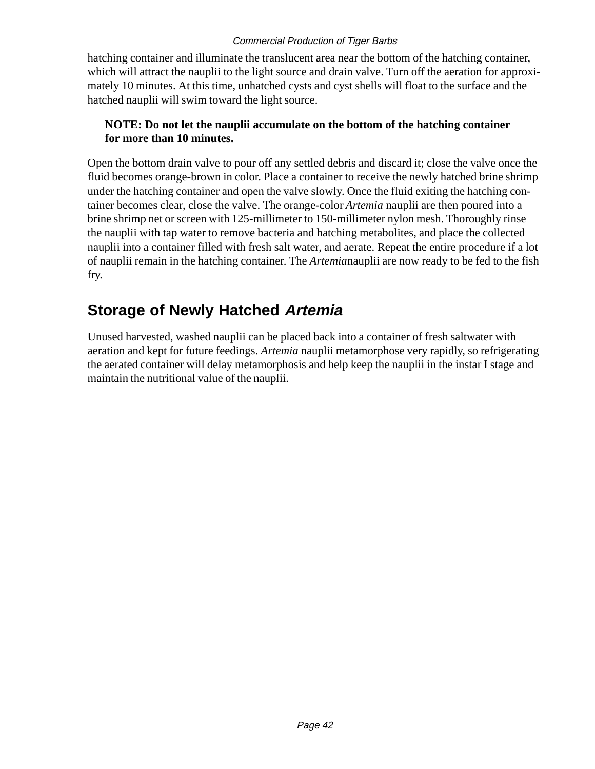hatching container and illuminate the translucent area near the bottom of the hatching container, which will attract the nauplii to the light source and drain valve. Turn off the aeration for approximately 10 minutes. At this time, unhatched cysts and cyst shells will float to the surface and the hatched nauplii will swim toward the light source.

> **NOTE: Do not let the nauplii accumulate on the bottom of the hatching container for more than 10 minutes.**

Open the bottom drain valve to pour off any settled debris and discard it; close the valve once the fluid becomes orange-brown in color. Place a container to receive the newly hatched brine shrimp under the hatching container and open the valve slowly. Once the fluid exiting the hatching container becomes clear, close the valve. The orange-color *Artemia* nauplii are then poured into a brine shrimp net or screen with 125-millimeter to 150-millimeter nylon mesh. Thoroughly rinse the nauplii with tap water to remove bacteria and hatching metabolites, and place the collected nauplii into a container filled with fresh salt water, and aerate. Repeat the entire procedure if a lot of nauplii remain in the hatching container. The *Artemia*nauplii are now ready to be fed to the fish fry.

## Storage of Newly Hatched *Artemia*

Unused harvested, washed nauplii can be placed back into a container of fresh saltwater with aeration and kept for future feedings. *Artemia* nauplii metamorphose very rapidly, so refrigerating the aerated container will delay metamorphosis and help keep the nauplii in the instar I stage and maintain the nutritional value of the nauplii.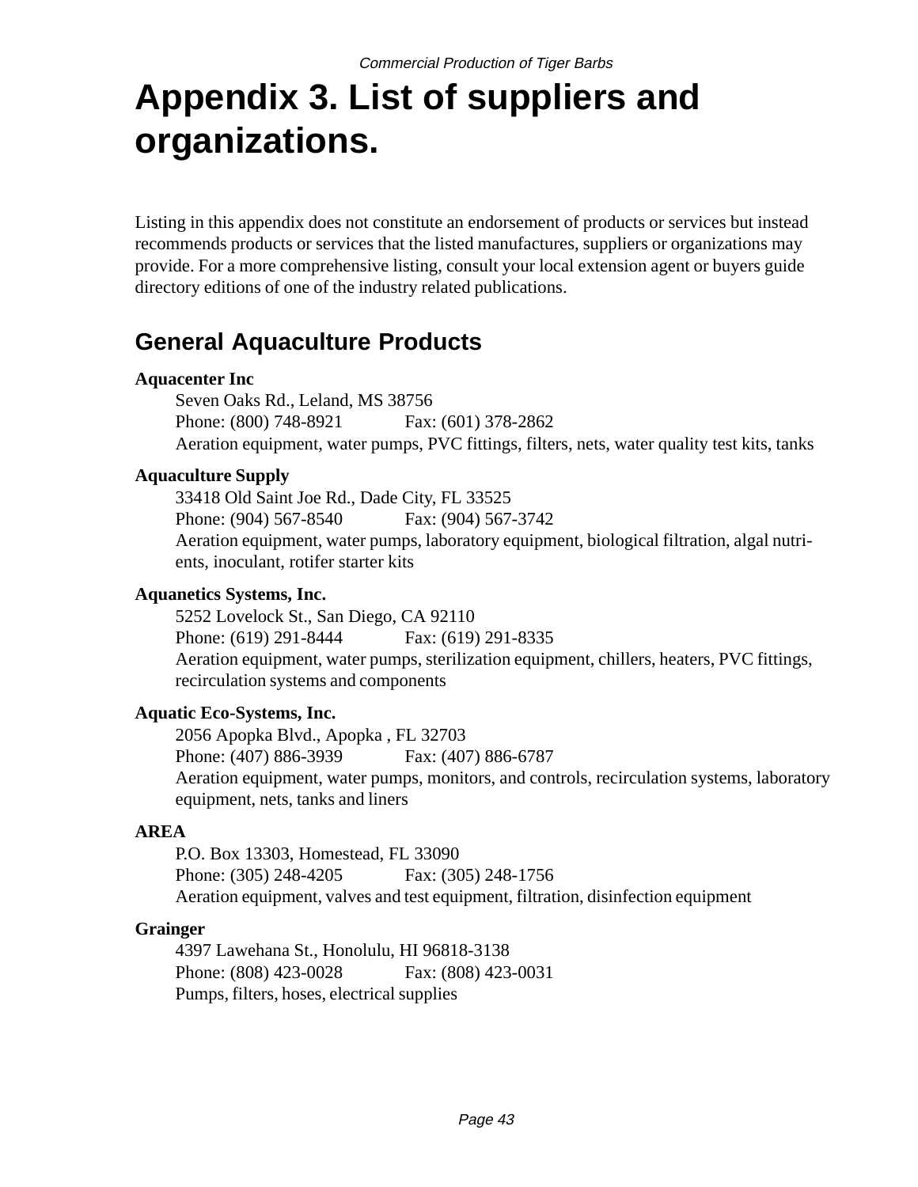# Appendix 3. List of suppliers and organizations.

Listing in this appendix does not constitute an endorsement of products or services but instead recommends products or services that the listed manufactures, suppliers or organizations may provide. For a more comprehensive listing, consult your local extension agent or buyers guide directory editions of one of the industry related publications.

## General Aquaculture Products

**Aquacenter Inc**
Seven Oaks Rd., Leland, MS 38756
Phone: (800) 748-8921 Fax: (601) 378-2862
Aeration equipment, water pumps, PVC fittings, filters, nets, water quality test kits, tanks

**Aquaculture Supply**
33418 Old Saint Joe Rd., Dade City, FL 33525
Phone: (904) 567-8540 Fax: (904) 567-3742
Aeration equipment, water pumps, laboratory equipment, biological filtration, algal nutrients, inoculant, rotifer starter kits

**Aquanetics Systems, Inc.**
5252 Lovelock St., San Diego, CA 92110
Phone: (619) 291-8444 Fax: (619) 291-8335
Aeration equipment, water pumps, sterilization equipment, chillers, heaters, PVC fittings, recirculation systems and components

**Aquatic Eco-Systems, Inc.**
2056 Apopka Blvd., Apopka , FL 32703
Phone: (407) 886-3939 Fax: (407) 886-6787
Aeration equipment, water pumps, monitors, and controls, recirculation systems, laboratory equipment, nets, tanks and liners

**AREA**
P.O. Box 13303, Homestead, FL 33090
Phone: (305) 248-4205 Fax: (305) 248-1756
Aeration equipment, valves and test equipment, filtration, disinfection equipment

**Grainger**
4397 Lawehana St., Honolulu, HI 96818-3138
Phone: (808) 423-0028 Fax: (808) 423-0031
Pumps, filters, hoses, electrical supplies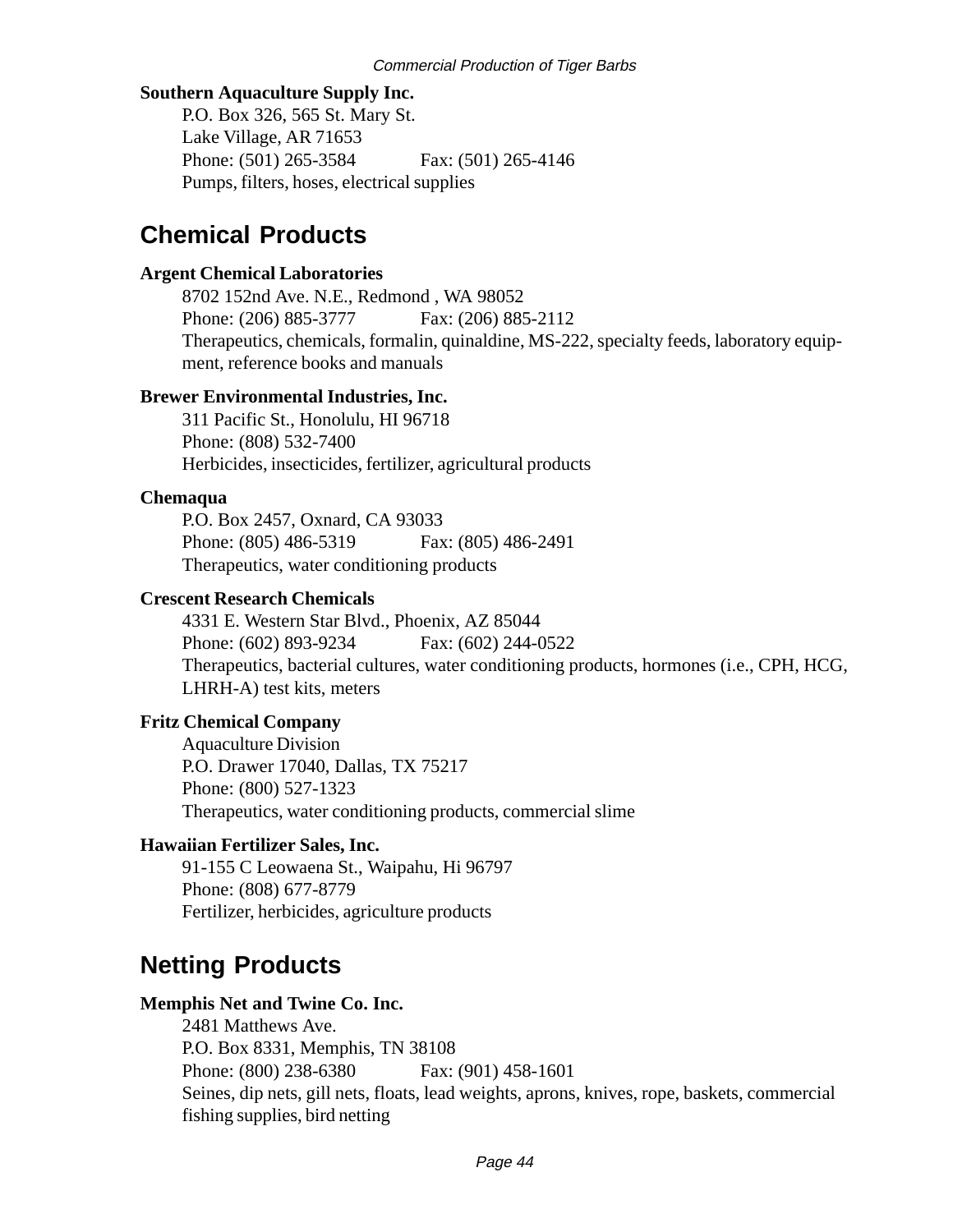**Southern Aquaculture Supply Inc.**

P.O. Box 326, 565 St. Mary St.
Lake Village, AR 71653
Phone: (501) 265-3584 Fax: (501) 265-4146
Pumps, filters, hoses, electrical supplies

## Chemical Products

**Argent Chemical Laboratories**

8702 152nd Ave. N.E., Redmond , WA 98052
Phone: (206) 885-3777 Fax: (206) 885-2112
Therapeutics, chemicals, formalin, quinaldine, MS-222, specialty feeds, laboratory equipment, reference books and manuals

**Brewer Environmental Industries, Inc.**

311 Pacific St., Honolulu, HI 96718
Phone: (808) 532-7400
Herbicides, insecticides, fertilizer, agricultural products

**Chemaqua**

P.O. Box 2457, Oxnard, CA 93033
Phone: (805) 486-5319 Fax: (805) 486-2491
Therapeutics, water conditioning products

**Crescent Research Chemicals**

4331 E. Western Star Blvd., Phoenix, AZ 85044
Phone: (602) 893-9234 Fax: (602) 244-0522
Therapeutics, bacterial cultures, water conditioning products, hormones (i.e., CPH, HCG, LHRH-A) test kits, meters

**Fritz Chemical Company**

Aquaculture Division
P.O. Drawer 17040, Dallas, TX 75217
Phone: (800) 527-1323
Therapeutics, water conditioning products, commercial slime

**Hawaiian Fertilizer Sales, Inc.**

91-155 C Leowaena St., Waipahu, Hi 96797
Phone: (808) 677-8779
Fertilizer, herbicides, agriculture products

## Netting Products

**Memphis Net and Twine Co. Inc.**

2481 Matthews Ave.
P.O. Box 8331, Memphis, TN 38108
Phone: (800) 238-6380 Fax: (901) 458-1601
Seines, dip nets, gill nets, floats, lead weights, aprons, knives, rope, baskets, commercial fishing supplies, bird netting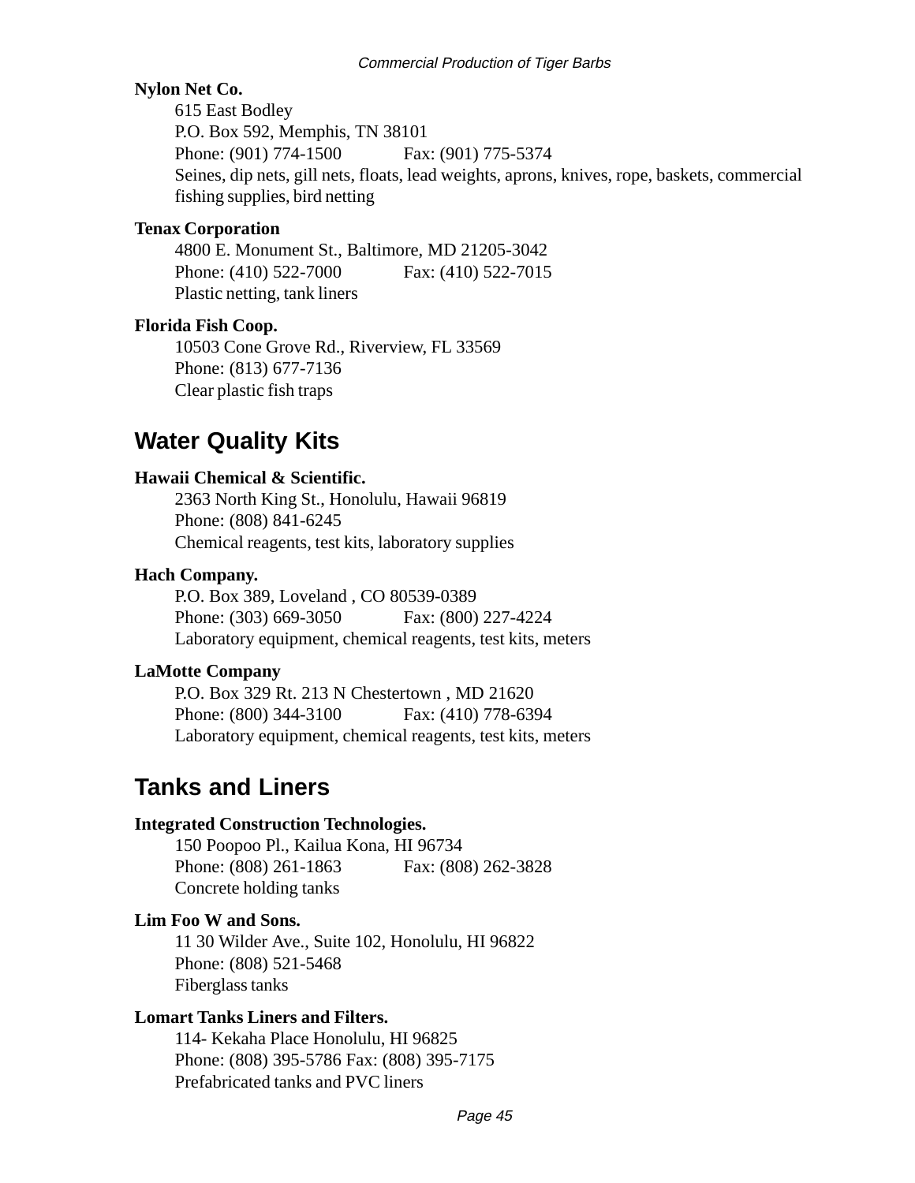**Nylon Net Co.**

615 East Bodley
P.O. Box 592, Memphis, TN 38101
Phone: (901) 774-1500 Fax: (901) 775-5374
Seines, dip nets, gill nets, floats, lead weights, aprons, knives, rope, baskets, commercial fishing supplies, bird netting

**Tenax Corporation**

4800 E. Monument St., Baltimore, MD 21205-3042
Phone: (410) 522-7000 Fax: (410) 522-7015
Plastic netting, tank liners

**Florida Fish Coop.**

10503 Cone Grove Rd., Riverview, FL 33569
Phone: (813) 677-7136
Clear plastic fish traps

## Water Quality Kits

**Hawaii Chemical & Scientific.**

2363 North King St., Honolulu, Hawaii 96819
Phone: (808) 841-6245
Chemical reagents, test kits, laboratory supplies

**Hach Company.**

P.O. Box 389, Loveland , CO 80539-0389
Phone: (303) 669-3050 Fax: (800) 227-4224
Laboratory equipment, chemical reagents, test kits, meters

**LaMotte Company**

P.O. Box 329 Rt. 213 N Chestertown , MD 21620
Phone: (800) 344-3100 Fax: (410) 778-6394
Laboratory equipment, chemical reagents, test kits, meters

## Tanks and Liners

**Integrated Construction Technologies.**

150 Poopoo Pl., Kailua Kona, HI 96734
Phone: (808) 261-1863 Fax: (808) 262-3828
Concrete holding tanks

**Lim Foo W and Sons.**

11 30 Wilder Ave., Suite 102, Honolulu, HI 96822
Phone: (808) 521-5468
Fiberglass tanks

**Lomart Tanks Liners and Filters.**

114- Kekaha Place Honolulu, HI 96825
Phone: (808) 395-5786 Fax: (808) 395-7175
Prefabricated tanks and PVC liners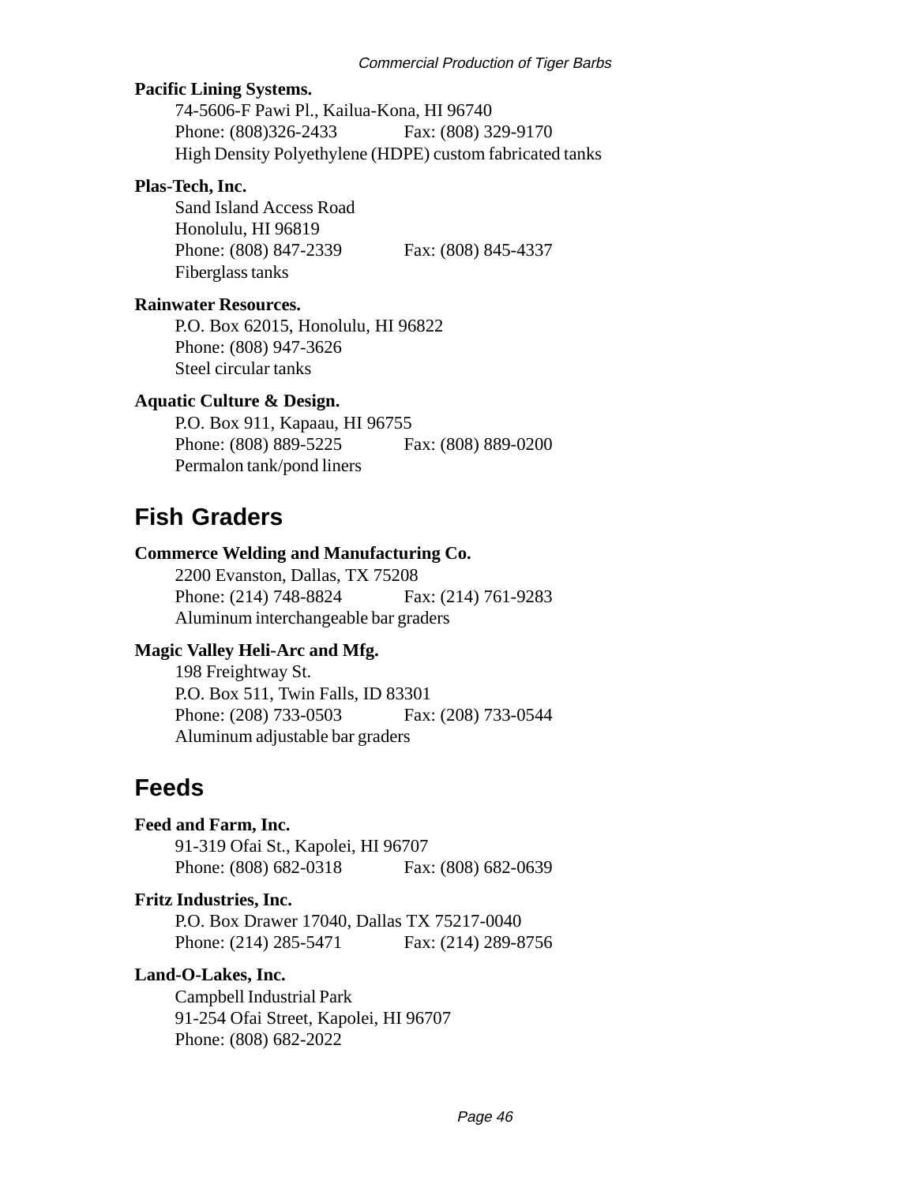**Pacific Lining Systems.**

74-5606-F Pawi Pl., Kailua-Kona, HI 96740
Phone: (808)326-2433 Fax: (808) 329-9170
High Density Polyethylene (HDPE) custom fabricated tanks

**Plas-Tech, Inc.**

Sand Island Access Road
Honolulu, HI 96819
Phone: (808) 847-2339 Fax: (808) 845-4337
Fiberglass tanks

**Rainwater Resources.**

P.O. Box 62015, Honolulu, HI 96822
Phone: (808) 947-3626
Steel circular tanks

**Aquatic Culture & Design.**

P.O. Box 911, Kapaau, HI 96755
Phone: (808) 889-5225 Fax: (808) 889-0200
Permalon tank/pond liners

## Fish Graders

**Commerce Welding and Manufacturing Co.**

2200 Evanston, Dallas, TX 75208
Phone: (214) 748-8824 Fax: (214) 761-9283
Aluminum interchangeable bar graders

**Magic Valley Heli-Arc and Mfg.**

198 Freightway St.
P.O. Box 511, Twin Falls, ID 83301
Phone: (208) 733-0503 Fax: (208) 733-0544
Aluminum adjustable bar graders

## Feeds

**Feed and Farm, Inc.**

91-319 Ofai St., Kapolei, HI 96707
Phone: (808) 682-0318 Fax: (808) 682-0639

**Fritz Industries, Inc.**

P.O. Box Drawer 17040, Dallas TX 75217-0040
Phone: (214) 285-5471 Fax: (214) 289-8756

**Land-O-Lakes, Inc.**

Campbell Industrial Park
91-254 Ofai Street, Kapolei, HI 96707
Phone: (808) 682-2022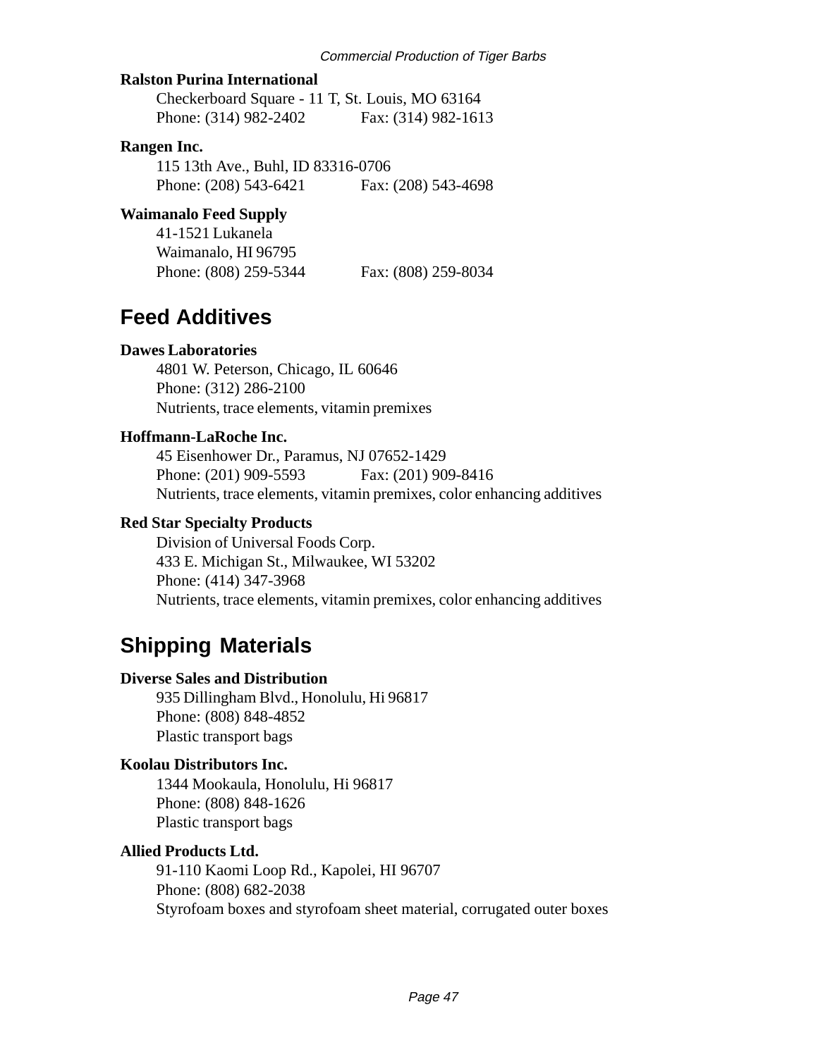**Ralston Purina International**

Checkerboard Square - 11 T, St. Louis, MO 63164
Phone: (314) 982-2402 Fax: (314) 982-1613

**Rangen Inc.**

115 13th Ave., Buhl, ID 83316-0706
Phone: (208) 543-6421 Fax: (208) 543-4698

**Waimanalo Feed Supply**

41-1521 Lukanela
Waimanalo, HI 96795
Phone: (808) 259-5344 Fax: (808) 259-8034

## Feed Additives

**Dawes Laboratories**

4801 W. Peterson, Chicago, IL 60646
Phone: (312) 286-2100
Nutrients, trace elements, vitamin premixes

**Hoffmann-LaRoche Inc.**

45 Eisenhower Dr., Paramus, NJ 07652-1429
Phone: (201) 909-5593 Fax: (201) 909-8416
Nutrients, trace elements, vitamin premixes, color enhancing additives

**Red Star Specialty Products**

Division of Universal Foods Corp.
433 E. Michigan St., Milwaukee, WI 53202
Phone: (414) 347-3968
Nutrients, trace elements, vitamin premixes, color enhancing additives

## Shipping Materials

**Diverse Sales and Distribution**

935 Dillingham Blvd., Honolulu, Hi 96817
Phone: (808) 848-4852
Plastic transport bags

**Koolau Distributors Inc.**

1344 Mookaula, Honolulu, Hi 96817
Phone: (808) 848-1626
Plastic transport bags

**Allied Products Ltd.**

91-110 Kaomi Loop Rd., Kapolei, HI 96707
Phone: (808) 682-2038
Styrofoam boxes and styrofoam sheet material, corrugated outer boxes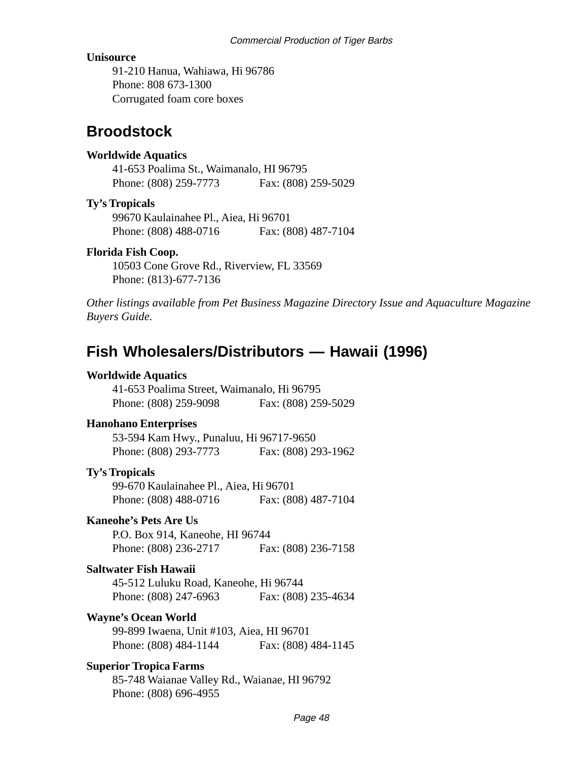**Unisource**
91-210 Hanua, Wahiawa, Hi 96786
Phone: 808 673-1300
Corrugated foam core boxes

## Broodstock

**Worldwide Aquatics**
41-653 Poalima St., Waimanalo, HI 96795
Phone: (808) 259-7773 Fax: (808) 259-5029

**Ty's Tropicals**
99670 Kaulainahee Pl., Aiea, Hi 96701
Phone: (808) 488-0716 Fax: (808) 487-7104

**Florida Fish Coop.**
10503 Cone Grove Rd., Riverview, FL 33569
Phone: (813)-677-7136

*Other listings available from Pet Business Magazine Directory Issue and Aquaculture Magazine Buyers Guide.*

## Fish Wholesalers/Distributors — Hawaii (1996)

**Worldwide Aquatics**
41-653 Poalima Street, Waimanalo, Hi 96795
Phone: (808) 259-9098 Fax: (808) 259-5029

**Hanohano Enterprises**
53-594 Kam Hwy., Punaluu, Hi 96717-9650
Phone: (808) 293-7773 Fax: (808) 293-1962

**Ty's Tropicals**
99-670 Kaulainahee Pl., Aiea, Hi 96701
Phone: (808) 488-0716 Fax: (808) 487-7104

**Kaneohe's Pets Are Us**
P.O. Box 914, Kaneohe, HI 96744
Phone: (808) 236-2717 Fax: (808) 236-7158

**Saltwater Fish Hawaii**
45-512 Luluku Road, Kaneohe, Hi 96744
Phone: (808) 247-6963 Fax: (808) 235-4634

**Wayne's Ocean World**
99-899 Iwaena, Unit #103, Aiea, HI 96701
Phone: (808) 484-1144 Fax: (808) 484-1145

**Superior Tropica Farms**
85-748 Waianae Valley Rd., Waianae, HI 96792
Phone: (808) 696-4955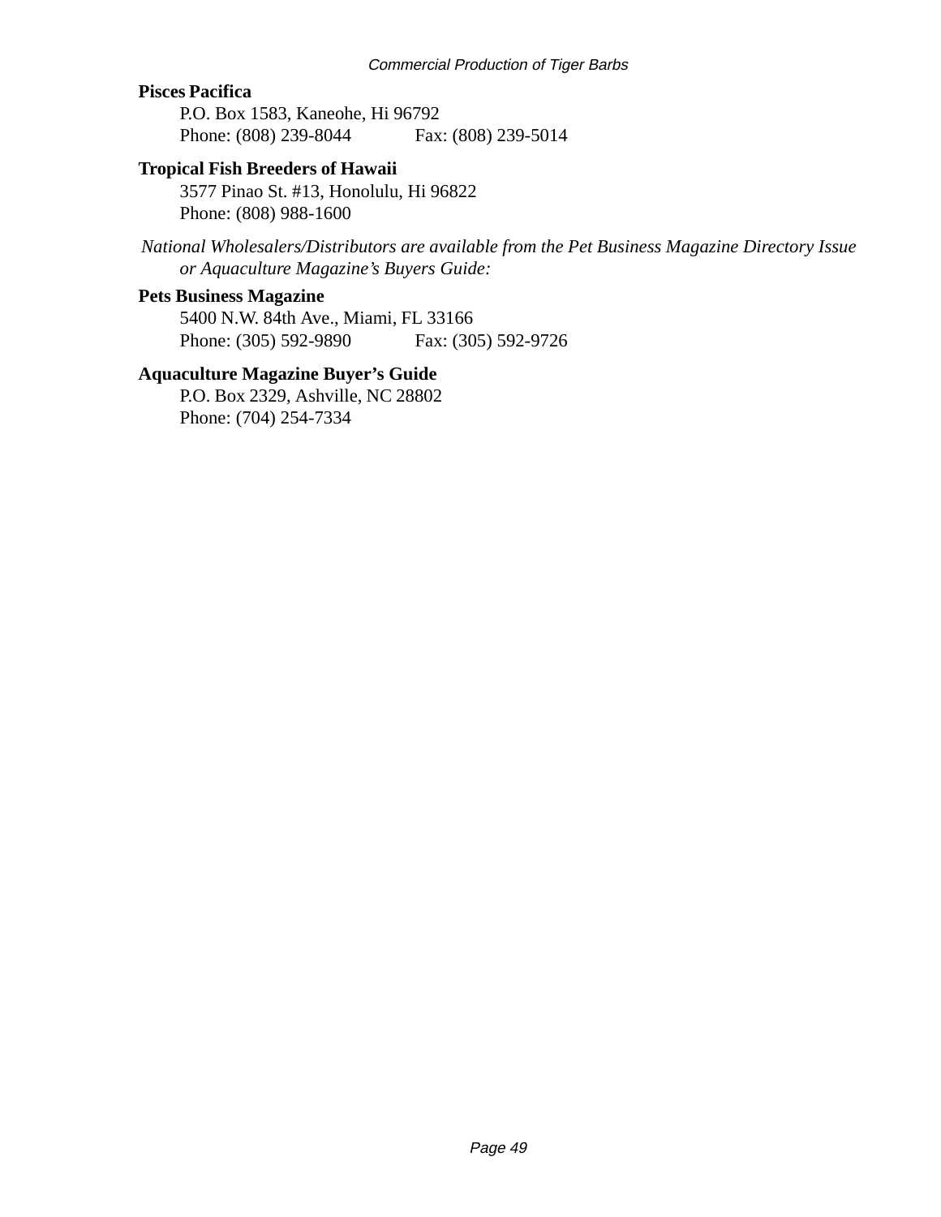**Pisces Pacifica**
P.O. Box 1583, Kaneohe, Hi 96792
Phone: (808) 239-8044 Fax: (808) 239-5014

**Tropical Fish Breeders of Hawaii**
3577 Pinao St. #13, Honolulu, Hi 96822
Phone: (808) 988-1600

*National Wholesalers/Distributors are available from the Pet Business Magazine Directory Issue or Aquaculture Magazine's Buyers Guide:*

**Pets Business Magazine**
5400 N.W. 84th Ave., Miami, FL 33166
Phone: (305) 592-9890 Fax: (305) 592-9726

**Aquaculture Magazine Buyer's Guide**
P.O. Box 2329, Ashville, NC 28802
Phone: (704) 254-7334